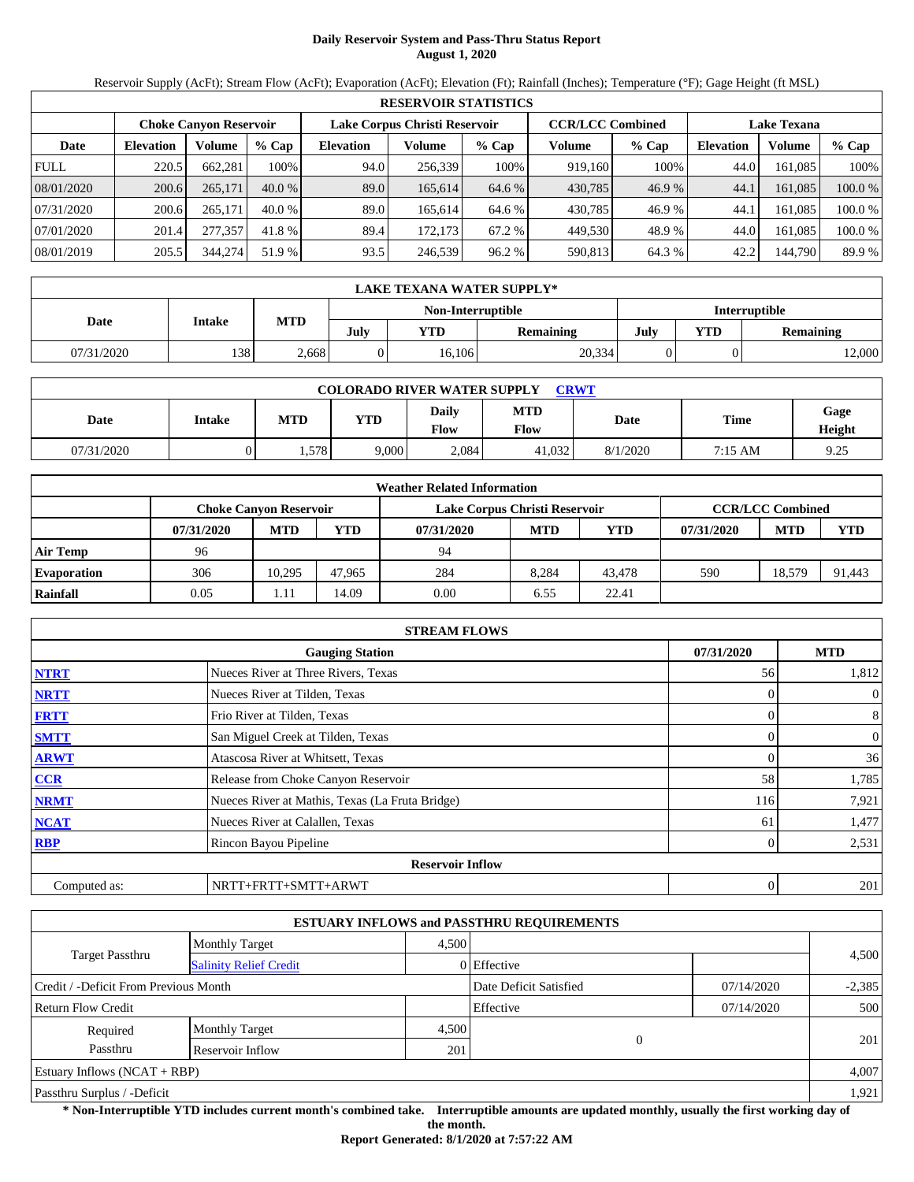# Daily Reservoir System and Pass-Thru Status Report
**August 1, 2020**

Reservoir Supply (AcFt); Stream Flow (AcFt); Evaporation (AcFt); Elevation (Ft); Rainfall (Inches); Temperature (°F); Gage Height (ft MSL)

| RESERVOIR STATISTICS | | | | | | | | | | | |
|---|---|---|---|---|---|---|---|---|---|---|---|
| | Choke Canyon Reservoir | | | Lake Corpus Christi Reservoir | | | CCR/LCC Combined | | Lake Texana | | |
| Date | Elevation | Volume | % Cap | Elevation | Volume | % Cap | Volume | % Cap | Elevation | Volume | % Cap |
| FULL | 220.5 | 662,281 | 100% | 94.0 | 256,339 | 100% | 919,160 | 100% | 44.0 | 161,085 | 100% |
| 08/01/2020 | 200.6 | 265,171 | 40.0 % | 89.0 | 165,614 | 64.6 % | 430,785 | 46.9 % | 44.1 | 161,085 | 100.0 % |
| 07/31/2020 | 200.6 | 265,171 | 40.0 % | 89.0 | 165,614 | 64.6 % | 430,785 | 46.9 % | 44.1 | 161,085 | 100.0 % |
| 07/01/2020 | 201.4 | 277,357 | 41.8 % | 89.4 | 172,173 | 67.2 % | 449,530 | 48.9 % | 44.0 | 161,085 | 100.0 % |
| 08/01/2019 | 205.5 | 344,274 | 51.9 % | 93.5 | 246,539 | 96.2 % | 590,813 | 64.3 % | 42.2 | 144,790 | 89.9 % |

| LAKE TEXANA WATER SUPPLY* | | | | | | | | |
|---|---|---|---|---|---|---|---|---|
| Date | Intake | MTD | Non-Interruptible | | | Interruptible | | |
| | | | July | YTD | Remaining | July | YTD | Remaining |
| 07/31/2020 | 138 | 2,668 | 0 | 16,106 | 20,334 | 0 | 0 | 12,000 |

| COLORADO RIVER WATER SUPPLY CRWT | | | | | | | | |
|---|---|---|---|---|---|---|---|---|
| Date | Intake | MTD | YTD | Daily Flow | MTD Flow | Date | Time | Gage Height |
| 07/31/2020 | 0 | 1,578 | 9,000 | 2,084 | 41,032 | 8/1/2020 | 7:15 AM | 9.25 |

| Weather Related Information | | | | | | | | | |
|---|---|---|---|---|---|---|---|---|---|
| | Choke Canyon Reservoir | | | Lake Corpus Christi Reservoir | | | CCR/LCC Combined | | |
| | 07/31/2020 | MTD | YTD | 07/31/2020 | MTD | YTD | 07/31/2020 | MTD | YTD |
| Air Temp | 96 | | | 94 | | | | | |
| Evaporation | 306 | 10,295 | 47,965 | 284 | 8,284 | 43,478 | 590 | 18,579 | 91,443 |
| Rainfall | 0.05 | 1.11 | 14.09 | 0.00 | 6.55 | 22.41 | | | |

| STREAM FLOWS | | | |
|---|---|---|---|
| | Gauging Station | 07/31/2020 | MTD |
| NTRT | Nueces River at Three Rivers, Texas | 56 | 1,812 |
| NRTT | Nueces River at Tilden, Texas | 0 | 0 |
| FRTT | Frio River at Tilden, Texas | 0 | 8 |
| SMTT | San Miguel Creek at Tilden, Texas | 0 | 0 |
| ARWT | Atascosa River at Whitsett, Texas | 0 | 36 |
| CCR | Release from Choke Canyon Reservoir | 58 | 1,785 |
| NRMT | Nueces River at Mathis, Texas (La Fruta Bridge) | 116 | 7,921 |
| NCAT | Nueces River at Calallen, Texas | 61 | 1,477 |
| RBP | Rincon Bayou Pipeline | 0 | 2,531 |
| **Reservoir Inflow** | | | |
| Computed as: | NRTT+FRTT+SMTT+ARWT | 0 | 201 |

| ESTUARY INFLOWS and PASSTHRU REQUIREMENTS | | | | | |
|---|---|---|---|---|---|
| Target Passthru | Monthly Target | 4,500 | | | 4,500 |
| | Salinity Relief Credit | 0 | Effective | | |
| Credit / -Deficit From Previous Month | | | Date Deficit Satisfied | 07/14/2020 | -2,385 |
| Return Flow Credit | | | Effective | 07/14/2020 | 500 |
| Required Passthru | Monthly Target | 4,500 | 0 | | 201 |
| | Reservoir Inflow | 201 | | | |
| Estuary Inflows (NCAT + RBP) | | | | | 4,007 |
| Passthru Surplus / -Deficit | | | | | 1,921 |

**\* Non-Interruptible YTD includes current month's combined take. Interruptible amounts are updated monthly, usually the first working day of the month.**

**Report Generated: 8/1/2020 at 7:57:22 AM**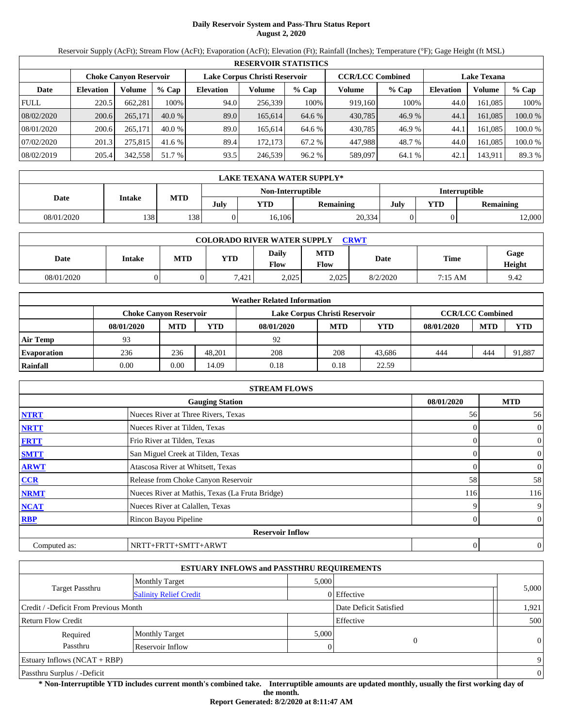# Daily Reservoir System and Pass-Thru Status Report
**August 2, 2020**

Reservoir Supply (AcFt); Stream Flow (AcFt); Evaporation (AcFt); Elevation (Ft); Rainfall (Inches); Temperature (°F); Gage Height (ft MSL)

| RESERVOIR STATISTICS | | | | | | | | | | | |
|---|---|---|---|---|---|---|---|---|---|---|---|
| | Choke Canyon Reservoir | | | Lake Corpus Christi Reservoir | | | CCR/LCC Combined | | Lake Texana | | |
| Date | Elevation | Volume | % Cap | Elevation | Volume | % Cap | Volume | % Cap | Elevation | Volume | % Cap |
| FULL | 220.5 | 662,281 | 100% | 94.0 | 256,339 | 100% | 919,160 | 100% | 44.0 | 161,085 | 100% |
| 08/02/2020 | 200.6 | 265,171 | 40.0 % | 89.0 | 165,614 | 64.6 % | 430,785 | 46.9 % | 44.1 | 161,085 | 100.0 % |
| 08/01/2020 | 200.6 | 265,171 | 40.0 % | 89.0 | 165,614 | 64.6 % | 430,785 | 46.9 % | 44.1 | 161,085 | 100.0 % |
| 07/02/2020 | 201.3 | 275,815 | 41.6 % | 89.4 | 172,173 | 67.2 % | 447,988 | 48.7 % | 44.0 | 161,085 | 100.0 % |
| 08/02/2019 | 205.4 | 342,558 | 51.7 % | 93.5 | 246,539 | 96.2 % | 589,097 | 64.1 % | 42.1 | 143,911 | 89.3 % |

| LAKE TEXANA WATER SUPPLY* | | | | | | | | |
|---|---|---|---|---|---|---|---|---|
| Date | Intake | MTD | Non-Interruptible | | | Interruptible | | |
| | | | July | YTD | Remaining | July | YTD | Remaining |
| 08/01/2020 | 138 | 138 | 0 | 16,106 | 20,334 | 0 | 0 | 12,000 |

| COLORADO RIVER WATER SUPPLY CRWT | | | | | | | | |
|---|---|---|---|---|---|---|---|---|
| Date | Intake | MTD | YTD | Daily Flow | MTD Flow | Date | Time | Gage Height |
| 08/01/2020 | 0 | 0 | 7,421 | 2,025 | 2,025 | 8/2/2020 | 7:15 AM | 9.42 |

| Weather Related Information | | | | | | | | | |
|---|---|---|---|---|---|---|---|---|---|
| | Choke Canyon Reservoir | | | Lake Corpus Christi Reservoir | | | CCR/LCC Combined | | |
| | 08/01/2020 | MTD | YTD | 08/01/2020 | MTD | YTD | 08/01/2020 | MTD | YTD |
| Air Temp | 93 | | | 92 | | | | | |
| Evaporation | 236 | 236 | 48,201 | 208 | 208 | 43,686 | 444 | 444 | 91,887 |
| Rainfall | 0.00 | 0.00 | 14.09 | 0.18 | 0.18 | 22.59 | | | |

| STREAM FLOWS | | | |
|---|---|---|---|
| | Gauging Station | 08/01/2020 | MTD |
| NTRT | Nueces River at Three Rivers, Texas | 56 | 56 |
| NRTT | Nueces River at Tilden, Texas | 0 | 0 |
| FRTT | Frio River at Tilden, Texas | 0 | 0 |
| SMTT | San Miguel Creek at Tilden, Texas | 0 | 0 |
| ARWT | Atascosa River at Whitsett, Texas | 0 | 0 |
| CCR | Release from Choke Canyon Reservoir | 58 | 58 |
| NRMT | Nueces River at Mathis, Texas (La Fruta Bridge) | 116 | 116 |
| NCAT | Nueces River at Calallen, Texas | 9 | 9 |
| RBP | Rincon Bayou Pipeline | 0 | 0 |
| | Reservoir Inflow | | |
| Computed as: | NRTT+FRTT+SMTT+ARWT | 0 | 0 |

| ESTUARY INFLOWS and PASSTHRU REQUIREMENTS | | | | |
|---|---|---|---|---|
| Target Passthru | Monthly Target | 5,000 | | 5,000 |
| | Salinity Relief Credit | 0 | Effective | |
| Credit / -Deficit From Previous Month | | | Date Deficit Satisfied | 1,921 |
| Return Flow Credit | | | Effective | 500 |
| Required Passthru | Monthly Target | 5,000 | 0 | 0 |
| | Reservoir Inflow | 0 | | |
| Estuary Inflows (NCAT + RBP) | | | | 9 |
| Passthru Surplus / -Deficit | | | | 0 |

**\* Non-Interruptible YTD includes current month's combined take. Interruptible amounts are updated monthly, usually the first working day of the month.**

**Report Generated: 8/2/2020 at 8:11:47 AM**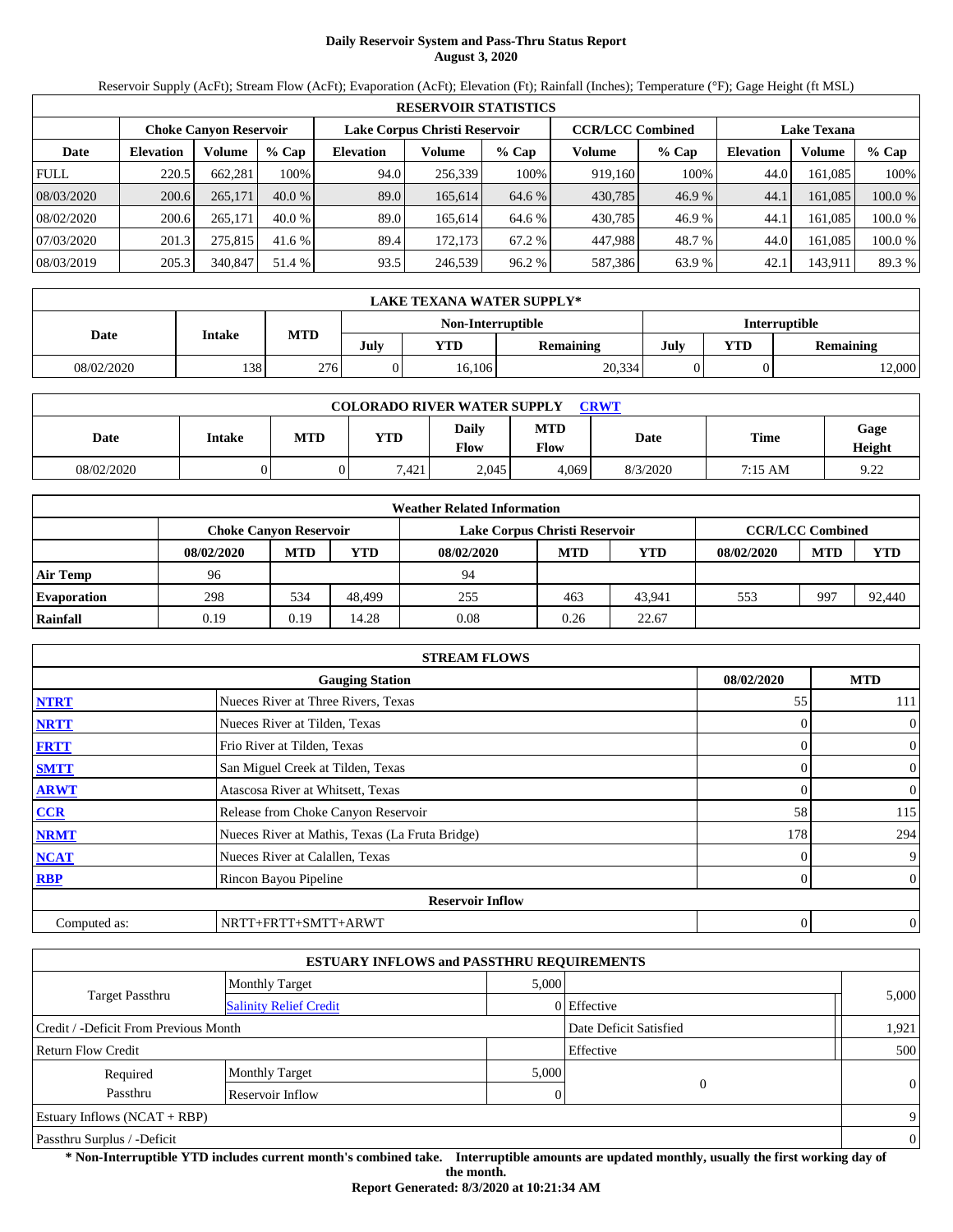# Daily Reservoir System and Pass-Thru Status Report
**August 3, 2020**

Reservoir Supply (AcFt); Stream Flow (AcFt); Evaporation (AcFt); Elevation (Ft); Rainfall (Inches); Temperature (°F); Gage Height (ft MSL)

| RESERVOIR STATISTICS | | | | | | | | | | | |
|---|---|---|---|---|---|---|---|---|---|---|---|
| | Choke Canyon Reservoir | | | Lake Corpus Christi Reservoir | | | CCR/LCC Combined | | Lake Texana | | |
| Date | Elevation | Volume | % Cap | Elevation | Volume | % Cap | Volume | % Cap | Elevation | Volume | % Cap |
| FULL | 220.5 | 662,281 | 100% | 94.0 | 256,339 | 100% | 919,160 | 100% | 44.0 | 161,085 | 100% |
| 08/03/2020 | 200.6 | 265,171 | 40.0 % | 89.0 | 165,614 | 64.6 % | 430,785 | 46.9 % | 44.1 | 161,085 | 100.0 % |
| 08/02/2020 | 200.6 | 265,171 | 40.0 % | 89.0 | 165,614 | 64.6 % | 430,785 | 46.9 % | 44.1 | 161,085 | 100.0 % |
| 07/03/2020 | 201.3 | 275,815 | 41.6 % | 89.4 | 172,173 | 67.2 % | 447,988 | 48.7 % | 44.0 | 161,085 | 100.0 % |
| 08/03/2019 | 205.3 | 340,847 | 51.4 % | 93.5 | 246,539 | 96.2 % | 587,386 | 63.9 % | 42.1 | 143,911 | 89.3 % |

| LAKE TEXANA WATER SUPPLY* | | | | | | | | |
|---|---|---|---|---|---|---|---|---|
| Date | Intake | MTD | Non-Interruptible | | | Interruptible | | |
| | | | July | YTD | Remaining | July | YTD | Remaining |
| 08/02/2020 | 138 | 276 | 0 | 16,106 | 20,334 | 0 | 0 | 12,000 |

| COLORADO RIVER WATER SUPPLY CRWT | | | | | | | | |
|---|---|---|---|---|---|---|---|---|
| Date | Intake | MTD | YTD | Daily Flow | MTD Flow | Date | Time | Gage Height |
| 08/02/2020 | 0 | 0 | 7,421 | 2,045 | 4,069 | 8/3/2020 | 7:15 AM | 9.22 |

| Weather Related Information | | | | | | | | | |
|---|---|---|---|---|---|---|---|---|---|
| | Choke Canyon Reservoir | | | Lake Corpus Christi Reservoir | | | CCR/LCC Combined | | |
| | 08/02/2020 | MTD | YTD | 08/02/2020 | MTD | YTD | 08/02/2020 | MTD | YTD |
| Air Temp | 96 | | | 94 | | | | | |
| Evaporation | 298 | 534 | 48,499 | 255 | 463 | 43,941 | 553 | 997 | 92,440 |
| Rainfall | 0.19 | 0.19 | 14.28 | 0.08 | 0.26 | 22.67 | | | |

| STREAM FLOWS | | | |
|---|---|---|---|
| | Gauging Station | 08/02/2020 | MTD |
| NTRT | Nueces River at Three Rivers, Texas | 55 | 111 |
| NRTT | Nueces River at Tilden, Texas | 0 | 0 |
| FRTT | Frio River at Tilden, Texas | 0 | 0 |
| SMTT | San Miguel Creek at Tilden, Texas | 0 | 0 |
| ARWT | Atascosa River at Whitsett, Texas | 0 | 0 |
| CCR | Release from Choke Canyon Reservoir | 58 | 115 |
| NRMT | Nueces River at Mathis, Texas (La Fruta Bridge) | 178 | 294 |
| NCAT | Nueces River at Calallen, Texas | 0 | 9 |
| RBP | Rincon Bayou Pipeline | 0 | 0 |
| | **Reservoir Inflow** | | |
| Computed as: | NRTT+FRTT+SMTT+ARWT | 0 | 0 |

| ESTUARY INFLOWS and PASSTHRU REQUIREMENTS | | | | |
|---|---|---|---|---|
| Target Passthru | Monthly Target | 5,000 | | 5,000 |
| | Salinity Relief Credit | 0 | Effective | |
| Credit / -Deficit From Previous Month | | | Date Deficit Satisfied | 1,921 |
| Return Flow Credit | | | Effective | 500 |
| Required Passthru | Monthly Target | 5,000 | 0 | 0 |
| | Reservoir Inflow | 0 | | |
| Estuary Inflows (NCAT + RBP) | | | | 9 |
| Passthru Surplus / -Deficit | | | | 0 |

**\* Non-Interruptible YTD includes current month's combined take. Interruptible amounts are updated monthly, usually the first working day of the month.**

**Report Generated: 8/3/2020 at 10:21:34 AM**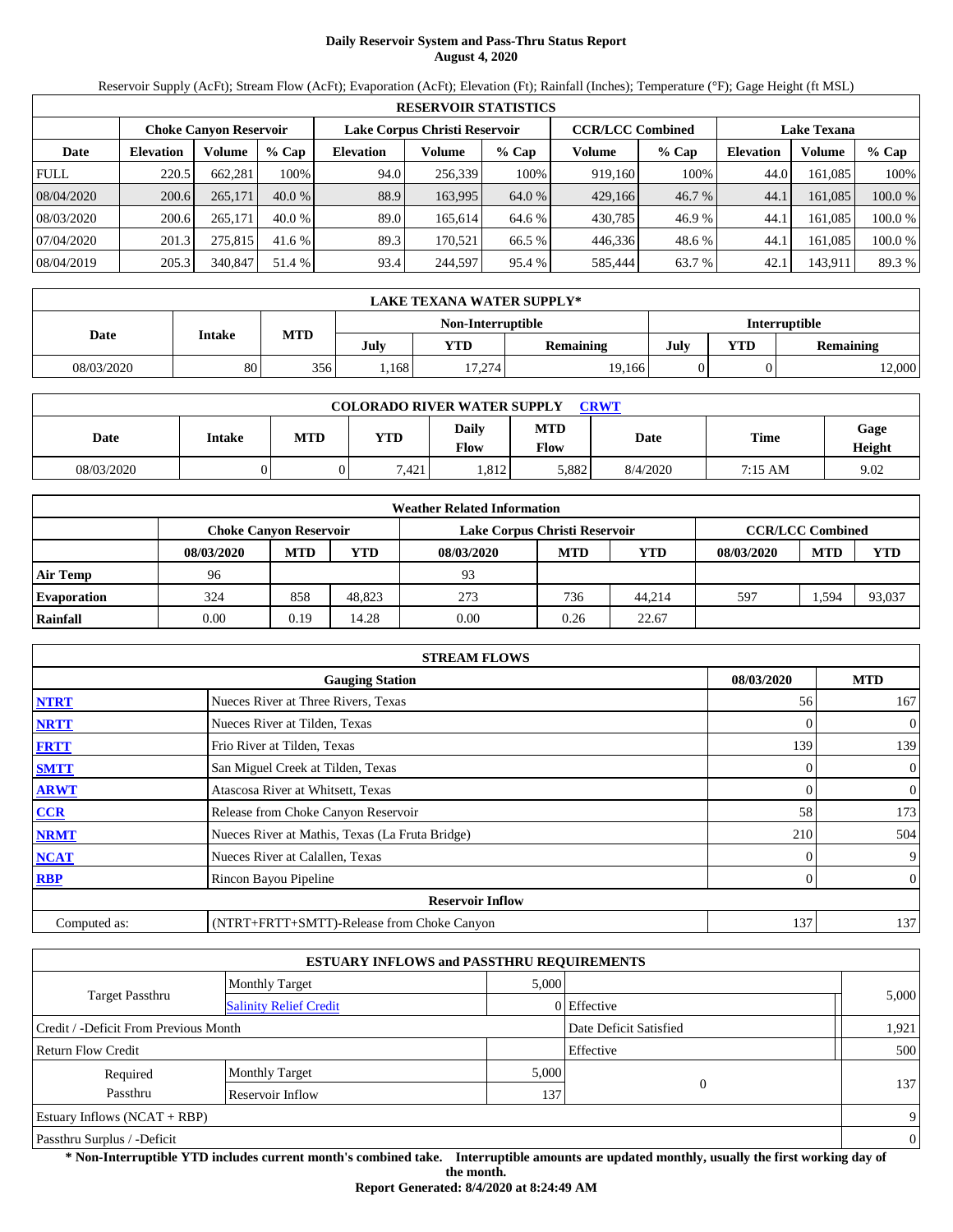# Daily Reservoir System and Pass-Thru Status Report
**August 4, 2020**

Reservoir Supply (AcFt); Stream Flow (AcFt); Evaporation (AcFt); Elevation (Ft); Rainfall (Inches); Temperature (°F); Gage Height (ft MSL)

| RESERVOIR STATISTICS | | | | | | | | | | | |
|---|---|---|---|---|---|---|---|---|---|---|---|
| | Choke Canyon Reservoir | | | Lake Corpus Christi Reservoir | | | CCR/LCC Combined | | Lake Texana | | |
| Date | Elevation | Volume | % Cap | Elevation | Volume | % Cap | Volume | % Cap | Elevation | Volume | % Cap |
| FULL | 220.5 | 662,281 | 100% | 94.0 | 256,339 | 100% | 919,160 | 100% | 44.0 | 161,085 | 100% |
| 08/04/2020 | 200.6 | 265,171 | 40.0 % | 88.9 | 163,995 | 64.0 % | 429,166 | 46.7 % | 44.1 | 161,085 | 100.0 % |
| 08/03/2020 | 200.6 | 265,171 | 40.0 % | 89.0 | 165,614 | 64.6 % | 430,785 | 46.9 % | 44.1 | 161,085 | 100.0 % |
| 07/04/2020 | 201.3 | 275,815 | 41.6 % | 89.3 | 170,521 | 66.5 % | 446,336 | 48.6 % | 44.1 | 161,085 | 100.0 % |
| 08/04/2019 | 205.3 | 340,847 | 51.4 % | 93.4 | 244,597 | 95.4 % | 585,444 | 63.7 % | 42.1 | 143,911 | 89.3 % |

| LAKE TEXANA WATER SUPPLY* | | | | | | | | |
|---|---|---|---|---|---|---|---|---|
| Date | Intake | MTD | Non-Interruptible | | | Interruptible | | |
| | | | July | YTD | Remaining | July | YTD | Remaining |
| 08/03/2020 | 80 | 356 | 1,168 | 17,274 | 19,166 | 0 | 0 | 12,000 |

| COLORADO RIVER WATER SUPPLY CRWT | | | | | | | | |
|---|---|---|---|---|---|---|---|---|
| Date | Intake | MTD | YTD | Daily Flow | MTD Flow | Date | Time | Gage Height |
| 08/03/2020 | 0 | 0 | 7,421 | 1,812 | 5,882 | 8/4/2020 | 7:15 AM | 9.02 |

| Weather Related Information | | | | | | | | | |
|---|---|---|---|---|---|---|---|---|---|
| | Choke Canyon Reservoir | | | Lake Corpus Christi Reservoir | | | CCR/LCC Combined | | |
| | 08/03/2020 | MTD | YTD | 08/03/2020 | MTD | YTD | 08/03/2020 | MTD | YTD |
| Air Temp | 96 | | | 93 | | | | | |
| Evaporation | 324 | 858 | 48,823 | 273 | 736 | 44,214 | 597 | 1,594 | 93,037 |
| Rainfall | 0.00 | 0.19 | 14.28 | 0.00 | 0.26 | 22.67 | | | |

| STREAM FLOWS | | | |
|---|---|---|---|
| | Gauging Station | 08/03/2020 | MTD |
| NTRT | Nueces River at Three Rivers, Texas | 56 | 167 |
| NRTT | Nueces River at Tilden, Texas | 0 | 0 |
| FRTT | Frio River at Tilden, Texas | 139 | 139 |
| SMTT | San Miguel Creek at Tilden, Texas | 0 | 0 |
| ARWT | Atascosa River at Whitsett, Texas | 0 | 0 |
| CCR | Release from Choke Canyon Reservoir | 58 | 173 |
| NRMT | Nueces River at Mathis, Texas (La Fruta Bridge) | 210 | 504 |
| NCAT | Nueces River at Calallen, Texas | 0 | 9 |
| RBP | Rincon Bayou Pipeline | 0 | 0 |
| **Reservoir Inflow** | | | |
| Computed as: | (NTRT+FRTT+SMTT)-Release from Choke Canyon | 137 | 137 |

| ESTUARY INFLOWS and PASSTHRU REQUIREMENTS | | | | |
|---|---|---|---|---|
| Target Passthru | Monthly Target | 5,000 | | 5,000 |
| | Salinity Relief Credit | 0 | Effective | |
| Credit / -Deficit From Previous Month | | | Date Deficit Satisfied | 1,921 |
| Return Flow Credit | | | Effective | 500 |
| Required Passthru | Monthly Target | 5,000 | 0 | 137 |
| | Reservoir Inflow | 137 | | |
| Estuary Inflows (NCAT + RBP) | | | | 9 |
| Passthru Surplus / -Deficit | | | | 0 |

**\* Non-Interruptible YTD includes current month's combined take. Interruptible amounts are updated monthly, usually the first working day of the month.**

**Report Generated: 8/4/2020 at 8:24:49 AM**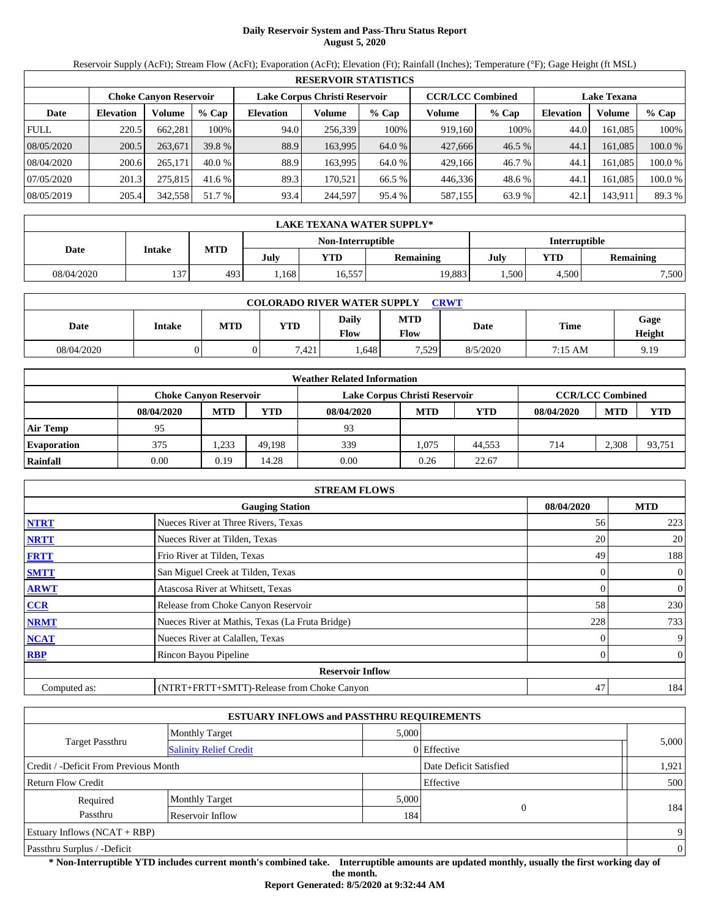# Daily Reservoir System and Pass-Thru Status Report
**August 5, 2020**

Reservoir Supply (AcFt); Stream Flow (AcFt); Evaporation (AcFt); Elevation (Ft); Rainfall (Inches); Temperature (°F); Gage Height (ft MSL)

| RESERVOIR STATISTICS | | | | | | | | | | | |
|---|---|---|---|---|---|---|---|---|---|---|---|
| | Choke Canyon Reservoir | | | Lake Corpus Christi Reservoir | | | CCR/LCC Combined | | Lake Texana | | |
| Date | Elevation | Volume | % Cap | Elevation | Volume | % Cap | Volume | % Cap | Elevation | Volume | % Cap |
| FULL | 220.5 | 662,281 | 100% | 94.0 | 256,339 | 100% | 919,160 | 100% | 44.0 | 161,085 | 100% |
| 08/05/2020 | 200.5 | 263,671 | 39.8 % | 88.9 | 163,995 | 64.0 % | 427,666 | 46.5 % | 44.1 | 161,085 | 100.0 % |
| 08/04/2020 | 200.6 | 265,171 | 40.0 % | 88.9 | 163,995 | 64.0 % | 429,166 | 46.7 % | 44.1 | 161,085 | 100.0 % |
| 07/05/2020 | 201.3 | 275,815 | 41.6 % | 89.3 | 170,521 | 66.5 % | 446,336 | 48.6 % | 44.1 | 161,085 | 100.0 % |
| 08/05/2019 | 205.4 | 342,558 | 51.7 % | 93.4 | 244,597 | 95.4 % | 587,155 | 63.9 % | 42.1 | 143,911 | 89.3 % |

| LAKE TEXANA WATER SUPPLY* | | | | | | | | |
|---|---|---|---|---|---|---|---|---|
| Date | Intake | MTD | Non-Interruptible | | | Interruptible | | |
| | | | July | YTD | Remaining | July | YTD | Remaining |
| 08/04/2020 | 137 | 493 | 1,168 | 16,557 | 19,883 | 1,500 | 4,500 | 7,500 |

| COLORADO RIVER WATER SUPPLY CRWT | | | | | | | | |
|---|---|---|---|---|---|---|---|---|
| Date | Intake | MTD | YTD | Daily Flow | MTD Flow | Date | Time | Gage Height |
| 08/04/2020 | 0 | 0 | 7,421 | 1,648 | 7,529 | 8/5/2020 | 7:15 AM | 9.19 |

| Weather Related Information | | | | | | | | | |
|---|---|---|---|---|---|---|---|---|---|
| | Choke Canyon Reservoir | | | Lake Corpus Christi Reservoir | | | CCR/LCC Combined | | |
| | 08/04/2020 | MTD | YTD | 08/04/2020 | MTD | YTD | 08/04/2020 | MTD | YTD |
| Air Temp | 95 | | | 93 | | | | | |
| Evaporation | 375 | 1,233 | 49,198 | 339 | 1,075 | 44,553 | 714 | 2,308 | 93,751 |
| Rainfall | 0.00 | 0.19 | 14.28 | 0.00 | 0.26 | 22.67 | | | |

| STREAM FLOWS | | | |
|---|---|---|---|
| | Gauging Station | 08/04/2020 | MTD |
| NTRT | Nueces River at Three Rivers, Texas | 56 | 223 |
| NRTT | Nueces River at Tilden, Texas | 20 | 20 |
| FRTT | Frio River at Tilden, Texas | 49 | 188 |
| SMTT | San Miguel Creek at Tilden, Texas | 0 | 0 |
| ARWT | Atascosa River at Whitsett, Texas | 0 | 0 |
| CCR | Release from Choke Canyon Reservoir | 58 | 230 |
| NRMT | Nueces River at Mathis, Texas (La Fruta Bridge) | 228 | 733 |
| NCAT | Nueces River at Calallen, Texas | 0 | 9 |
| RBP | Rincon Bayou Pipeline | 0 | 0 |
| | **Reservoir Inflow** | | |
| Computed as: | (NTRT+FRTT+SMTT)-Release from Choke Canyon | 47 | 184 |

| ESTUARY INFLOWS and PASSTHRU REQUIREMENTS | | | | |
|---|---|---|---|---|
| Target Passthru | Monthly Target | 5,000 | | 5,000 |
| | Salinity Relief Credit | 0 | Effective | |
| Credit / -Deficit From Previous Month | | | Date Deficit Satisfied | 1,921 |
| Return Flow Credit | | | Effective | 500 |
| Required Passthru | Monthly Target | 5,000 | 0 | 184 |
| | Reservoir Inflow | 184 | | |
| Estuary Inflows (NCAT + RBP) | | | | 9 |
| Passthru Surplus / -Deficit | | | | 0 |

**\* Non-Interruptible YTD includes current month's combined take. Interruptible amounts are updated monthly, usually the first working day of the month.**

**Report Generated: 8/5/2020 at 9:32:44 AM**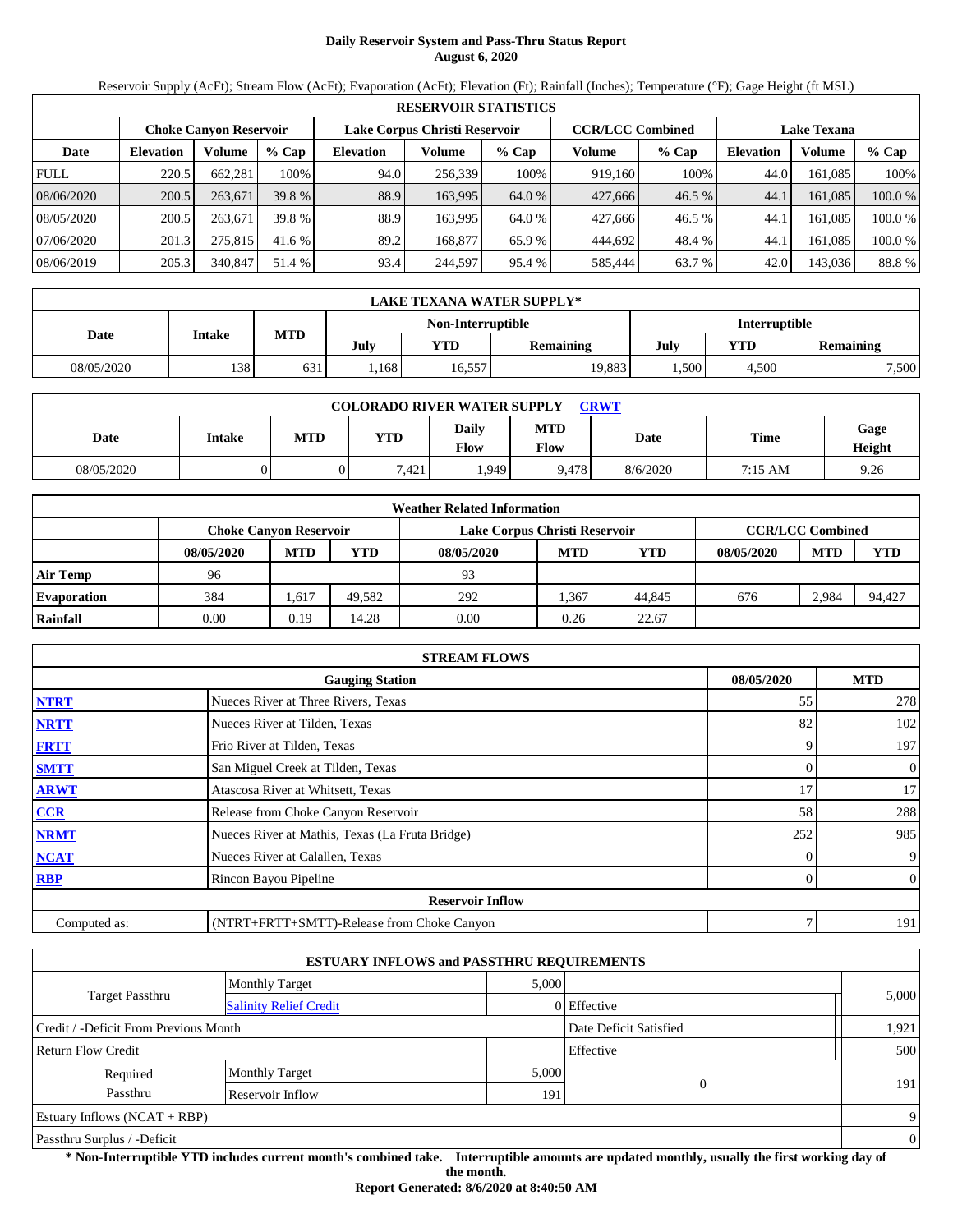# Daily Reservoir System and Pass-Thru Status Report
**August 6, 2020**

Reservoir Supply (AcFt); Stream Flow (AcFt); Evaporation (AcFt); Elevation (Ft); Rainfall (Inches); Temperature (°F); Gage Height (ft MSL)

| RESERVOIR STATISTICS | | | | | | | | | | | |
|---|---|---|---|---|---|---|---|---|---|---|---|
| | Choke Canyon Reservoir | | | Lake Corpus Christi Reservoir | | | CCR/LCC Combined | | Lake Texana | | |
| Date | Elevation | Volume | % Cap | Elevation | Volume | % Cap | Volume | % Cap | Elevation | Volume | % Cap |
| FULL | 220.5 | 662,281 | 100% | 94.0 | 256,339 | 100% | 919,160 | 100% | 44.0 | 161,085 | 100% |
| 08/06/2020 | 200.5 | 263,671 | 39.8 % | 88.9 | 163,995 | 64.0 % | 427,666 | 46.5 % | 44.1 | 161,085 | 100.0 % |
| 08/05/2020 | 200.5 | 263,671 | 39.8 % | 88.9 | 163,995 | 64.0 % | 427,666 | 46.5 % | 44.1 | 161,085 | 100.0 % |
| 07/06/2020 | 201.3 | 275,815 | 41.6 % | 89.2 | 168,877 | 65.9 % | 444,692 | 48.4 % | 44.1 | 161,085 | 100.0 % |
| 08/06/2019 | 205.3 | 340,847 | 51.4 % | 93.4 | 244,597 | 95.4 % | 585,444 | 63.7 % | 42.0 | 143,036 | 88.8 % |

| LAKE TEXANA WATER SUPPLY* | | | | | | | | |
|---|---|---|---|---|---|---|---|---|
| Date | Intake | MTD | Non-Interruptible | | | Interruptible | | |
| | | | July | YTD | Remaining | July | YTD | Remaining |
| 08/05/2020 | 138 | 631 | 1,168 | 16,557 | 19,883 | 1,500 | 4,500 | 7,500 |

| COLORADO RIVER WATER SUPPLY CRWT | | | | | | | | |
|---|---|---|---|---|---|---|---|---|
| Date | Intake | MTD | YTD | Daily Flow | MTD Flow | Date | Time | Gage Height |
| 08/05/2020 | 0 | 0 | 7,421 | 1,949 | 9,478 | 8/6/2020 | 7:15 AM | 9.26 |

| Weather Related Information | | | | | | | | | |
|---|---|---|---|---|---|---|---|---|---|
| | Choke Canyon Reservoir | | | Lake Corpus Christi Reservoir | | | CCR/LCC Combined | | |
| | 08/05/2020 | MTD | YTD | 08/05/2020 | MTD | YTD | 08/05/2020 | MTD | YTD |
| Air Temp | 96 | | | 93 | | | | | |
| Evaporation | 384 | 1,617 | 49,582 | 292 | 1,367 | 44,845 | 676 | 2,984 | 94,427 |
| Rainfall | 0.00 | 0.19 | 14.28 | 0.00 | 0.26 | 22.67 | | | |

| STREAM FLOWS | | | |
|---|---|---|---|
| | Gauging Station | 08/05/2020 | MTD |
| NTRT | Nueces River at Three Rivers, Texas | 55 | 278 |
| NRTT | Nueces River at Tilden, Texas | 82 | 102 |
| FRTT | Frio River at Tilden, Texas | 9 | 197 |
| SMTT | San Miguel Creek at Tilden, Texas | 0 | 0 |
| ARWT | Atascosa River at Whitsett, Texas | 17 | 17 |
| CCR | Release from Choke Canyon Reservoir | 58 | 288 |
| NRMT | Nueces River at Mathis, Texas (La Fruta Bridge) | 252 | 985 |
| NCAT | Nueces River at Calallen, Texas | 0 | 9 |
| RBP | Rincon Bayou Pipeline | 0 | 0 |
| | **Reservoir Inflow** | | |
| Computed as: | (NTRT+FRTT+SMTT)-Release from Choke Canyon | 7 | 191 |

| ESTUARY INFLOWS and PASSTHRU REQUIREMENTS | | | | |
|---|---|---|---|---|
| Target Passthru | Monthly Target | 5,000 | | 5,000 |
| | Salinity Relief Credit | 0 | Effective | |
| Credit / -Deficit From Previous Month | | | Date Deficit Satisfied | 1,921 |
| Return Flow Credit | | | Effective | 500 |
| Required Passthru | Monthly Target | 5,000 | 0 | 191 |
| | Reservoir Inflow | 191 | | |
| Estuary Inflows (NCAT + RBP) | | | | 9 |
| Passthru Surplus / -Deficit | | | | 0 |

**\* Non-Interruptible YTD includes current month's combined take. Interruptible amounts are updated monthly, usually the first working day of the month.**

**Report Generated: 8/6/2020 at 8:40:50 AM**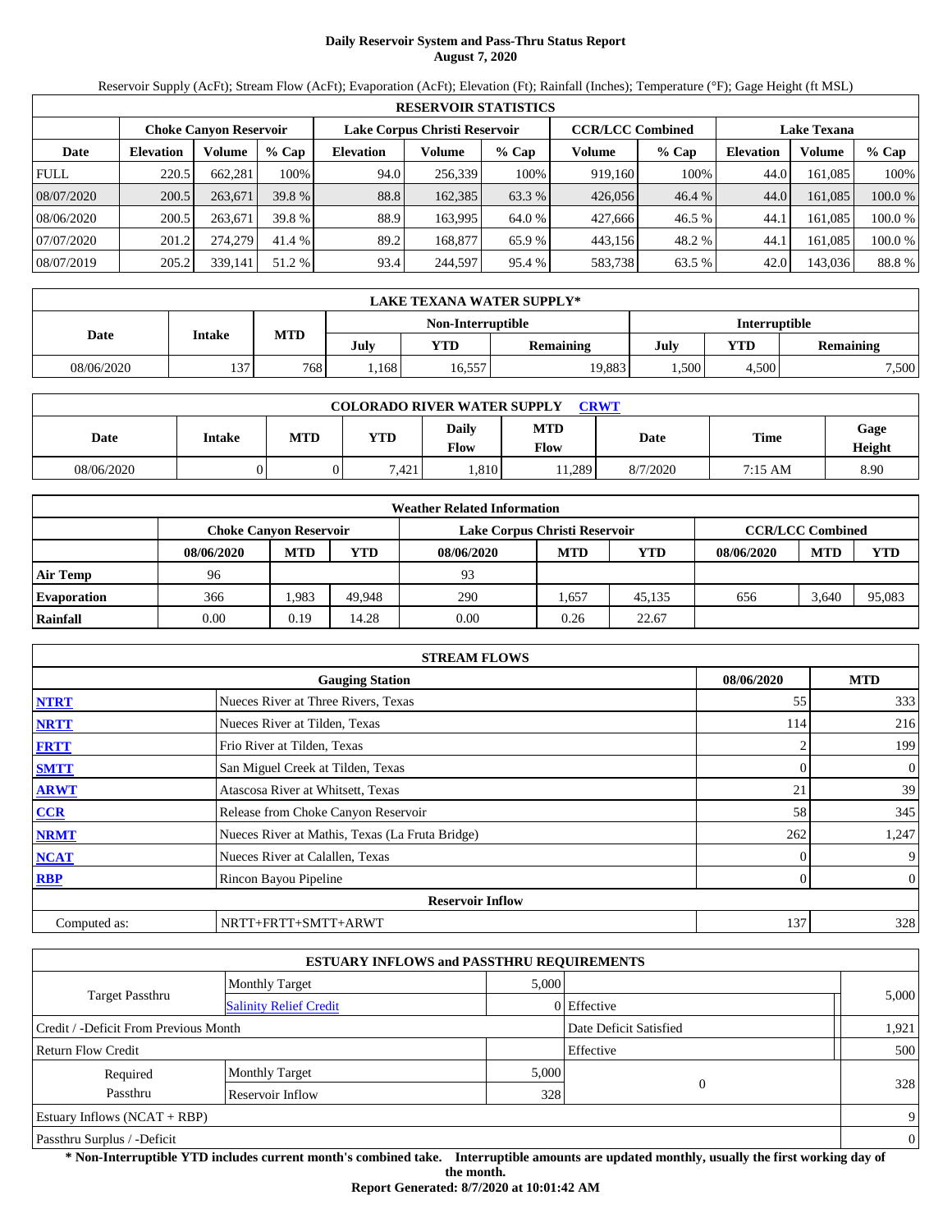# Daily Reservoir System and Pass-Thru Status Report
## August 7, 2020

Reservoir Supply (AcFt); Stream Flow (AcFt); Evaporation (AcFt); Elevation (Ft); Rainfall (Inches); Temperature (°F); Gage Height (ft MSL)

| RESERVOIR STATISTICS | | | | | | | | | | | |
|---|---|---|---|---|---|---|---|---|---|---|---|
| | Choke Canyon Reservoir | | | Lake Corpus Christi Reservoir | | | CCR/LCC Combined | | Lake Texana | | |
| Date | Elevation | Volume | % Cap | Elevation | Volume | % Cap | Volume | % Cap | Elevation | Volume | % Cap |
| FULL | 220.5 | 662,281 | 100% | 94.0 | 256,339 | 100% | 919,160 | 100% | 44.0 | 161,085 | 100% |
| 08/07/2020 | 200.5 | 263,671 | 39.8 % | 88.8 | 162,385 | 63.3 % | 426,056 | 46.4 % | 44.0 | 161,085 | 100.0 % |
| 08/06/2020 | 200.5 | 263,671 | 39.8 % | 88.9 | 163,995 | 64.0 % | 427,666 | 46.5 % | 44.1 | 161,085 | 100.0 % |
| 07/07/2020 | 201.2 | 274,279 | 41.4 % | 89.2 | 168,877 | 65.9 % | 443,156 | 48.2 % | 44.1 | 161,085 | 100.0 % |
| 08/07/2019 | 205.2 | 339,141 | 51.2 % | 93.4 | 244,597 | 95.4 % | 583,738 | 63.5 % | 42.0 | 143,036 | 88.8 % |

| LAKE TEXANA WATER SUPPLY* | | | | | | | | |
|---|---|---|---|---|---|---|---|---|
| Date | Intake | MTD | Non-Interruptible | | | Interruptible | | |
| | | | July | YTD | Remaining | July | YTD | Remaining |
| 08/06/2020 | 137 | 768 | 1,168 | 16,557 | 19,883 | 1,500 | 4,500 | 7,500 |

| COLORADO RIVER WATER SUPPLY CRWT | | | | | | | | |
|---|---|---|---|---|---|---|---|---|
| Date | Intake | MTD | YTD | Daily Flow | MTD Flow | Date | Time | Gage Height |
| 08/06/2020 | 0 | 0 | 7,421 | 1,810 | 11,289 | 8/7/2020 | 7:15 AM | 8.90 |

| Weather Related Information | | | | | | | | | |
|---|---|---|---|---|---|---|---|---|---|
| | Choke Canyon Reservoir | | | Lake Corpus Christi Reservoir | | | CCR/LCC Combined | | |
| | 08/06/2020 | MTD | YTD | 08/06/2020 | MTD | YTD | 08/06/2020 | MTD | YTD |
| Air Temp | 96 | | | 93 | | | | | |
| Evaporation | 366 | 1,983 | 49,948 | 290 | 1,657 | 45,135 | 656 | 3,640 | 95,083 |
| Rainfall | 0.00 | 0.19 | 14.28 | 0.00 | 0.26 | 22.67 | | | |

| STREAM FLOWS | | | |
|---|---|---|---|
| | Gauging Station | 08/06/2020 | MTD |
| NTRT | Nueces River at Three Rivers, Texas | 55 | 333 |
| NRTT | Nueces River at Tilden, Texas | 114 | 216 |
| FRTT | Frio River at Tilden, Texas | 2 | 199 |
| SMTT | San Miguel Creek at Tilden, Texas | 0 | 0 |
| ARWT | Atascosa River at Whitsett, Texas | 21 | 39 |
| CCR | Release from Choke Canyon Reservoir | 58 | 345 |
| NRMT | Nueces River at Mathis, Texas (La Fruta Bridge) | 262 | 1,247 |
| NCAT | Nueces River at Calallen, Texas | 0 | 9 |
| RBP | Rincon Bayou Pipeline | 0 | 0 |
| | Reservoir Inflow | | |
| Computed as: | NRTT+FRTT+SMTT+ARWT | 137 | 328 |

| ESTUARY INFLOWS and PASSTHRU REQUIREMENTS | | | | |
|---|---|---|---|---|
| Target Passthru | Monthly Target | 5,000 | | 5,000 |
| | Salinity Relief Credit | 0 | Effective | |
| Credit / -Deficit From Previous Month | | | Date Deficit Satisfied | 1,921 |
| Return Flow Credit | | | Effective | 500 |
| Required Passthru | Monthly Target | 5,000 | 0 | 328 |
| | Reservoir Inflow | 328 | | |
| Estuary Inflows (NCAT + RBP) | | | | 9 |
| Passthru Surplus / -Deficit | | | | 0 |

**\* Non-Interruptible YTD includes current month's combined take. Interruptible amounts are updated monthly, usually the first working day of the month.**

**Report Generated: 8/7/2020 at 10:01:42 AM**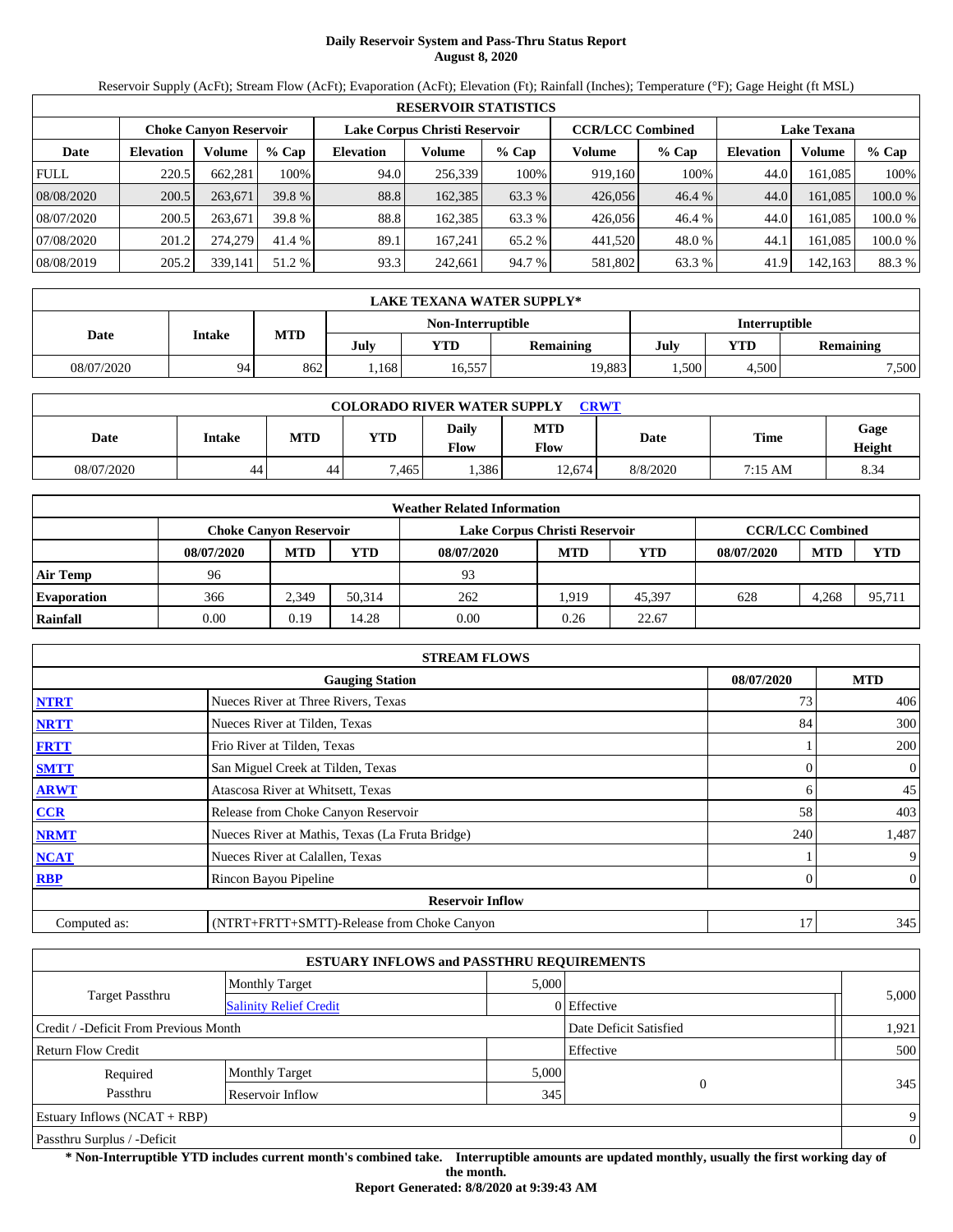# Daily Reservoir System and Pass-Thru Status Report
**August 8, 2020**

Reservoir Supply (AcFt); Stream Flow (AcFt); Evaporation (AcFt); Elevation (Ft); Rainfall (Inches); Temperature (°F); Gage Height (ft MSL)

| RESERVOIR STATISTICS | | | | | | | | | | | |
|---|---|---|---|---|---|---|---|---|---|---|---|
| | Choke Canyon Reservoir | | | Lake Corpus Christi Reservoir | | | CCR/LCC Combined | | Lake Texana | | |
| Date | Elevation | Volume | % Cap | Elevation | Volume | % Cap | Volume | % Cap | Elevation | Volume | % Cap |
| FULL | 220.5 | 662,281 | 100% | 94.0 | 256,339 | 100% | 919,160 | 100% | 44.0 | 161,085 | 100% |
| 08/08/2020 | 200.5 | 263,671 | 39.8 % | 88.8 | 162,385 | 63.3 % | 426,056 | 46.4 % | 44.0 | 161,085 | 100.0 % |
| 08/07/2020 | 200.5 | 263,671 | 39.8 % | 88.8 | 162,385 | 63.3 % | 426,056 | 46.4 % | 44.0 | 161,085 | 100.0 % |
| 07/08/2020 | 201.2 | 274,279 | 41.4 % | 89.1 | 167,241 | 65.2 % | 441,520 | 48.0 % | 44.1 | 161,085 | 100.0 % |
| 08/08/2019 | 205.2 | 339,141 | 51.2 % | 93.3 | 242,661 | 94.7 % | 581,802 | 63.3 % | 41.9 | 142,163 | 88.3 % |

| LAKE TEXANA WATER SUPPLY* | | | | | | | | |
|---|---|---|---|---|---|---|---|---|
| Date | Intake | MTD | Non-Interruptible | | | Interruptible | | |
| | | | July | YTD | Remaining | July | YTD | Remaining |
| 08/07/2020 | 94 | 862 | 1,168 | 16,557 | 19,883 | 1,500 | 4,500 | 7,500 |

| COLORADO RIVER WATER SUPPLY CRWT | | | | | | | | |
|---|---|---|---|---|---|---|---|---|
| Date | Intake | MTD | YTD | Daily Flow | MTD Flow | Date | Time | Gage Height |
| 08/07/2020 | 44 | 44 | 7,465 | 1,386 | 12,674 | 8/8/2020 | 7:15 AM | 8.34 |

| Weather Related Information | | | | | | | | | |
|---|---|---|---|---|---|---|---|---|---|
| | Choke Canyon Reservoir | | | Lake Corpus Christi Reservoir | | | CCR/LCC Combined | | |
| | 08/07/2020 | MTD | YTD | 08/07/2020 | MTD | YTD | 08/07/2020 | MTD | YTD |
| Air Temp | 96 | | | 93 | | | | | |
| Evaporation | 366 | 2,349 | 50,314 | 262 | 1,919 | 45,397 | 628 | 4,268 | 95,711 |
| Rainfall | 0.00 | 0.19 | 14.28 | 0.00 | 0.26 | 22.67 | | | |

| STREAM FLOWS | | | |
|---|---|---|---|
| | Gauging Station | 08/07/2020 | MTD |
| NTRT | Nueces River at Three Rivers, Texas | 73 | 406 |
| NRTT | Nueces River at Tilden, Texas | 84 | 300 |
| FRTT | Frio River at Tilden, Texas | 1 | 200 |
| SMTT | San Miguel Creek at Tilden, Texas | 0 | 0 |
| ARWT | Atascosa River at Whitsett, Texas | 6 | 45 |
| CCR | Release from Choke Canyon Reservoir | 58 | 403 |
| NRMT | Nueces River at Mathis, Texas (La Fruta Bridge) | 240 | 1,487 |
| NCAT | Nueces River at Calallen, Texas | 1 | 9 |
| RBP | Rincon Bayou Pipeline | 0 | 0 |
| | **Reservoir Inflow** | | |
| Computed as: | (NTRT+FRTT+SMTT)-Release from Choke Canyon | 17 | 345 |

| ESTUARY INFLOWS and PASSTHRU REQUIREMENTS | | | | |
|---|---|---|---|---|
| Target Passthru | Monthly Target | 5,000 | | 5,000 |
| | Salinity Relief Credit | 0 | Effective | |
| Credit / -Deficit From Previous Month | | | Date Deficit Satisfied | 1,921 |
| Return Flow Credit | | | Effective | 500 |
| Required Passthru | Monthly Target | 5,000 | 0 | 345 |
| | Reservoir Inflow | 345 | | |
| Estuary Inflows (NCAT + RBP) | | | | 9 |
| Passthru Surplus / -Deficit | | | | 0 |

**\* Non-Interruptible YTD includes current month's combined take. Interruptible amounts are updated monthly, usually the first working day of the month.**

**Report Generated: 8/8/2020 at 9:39:43 AM**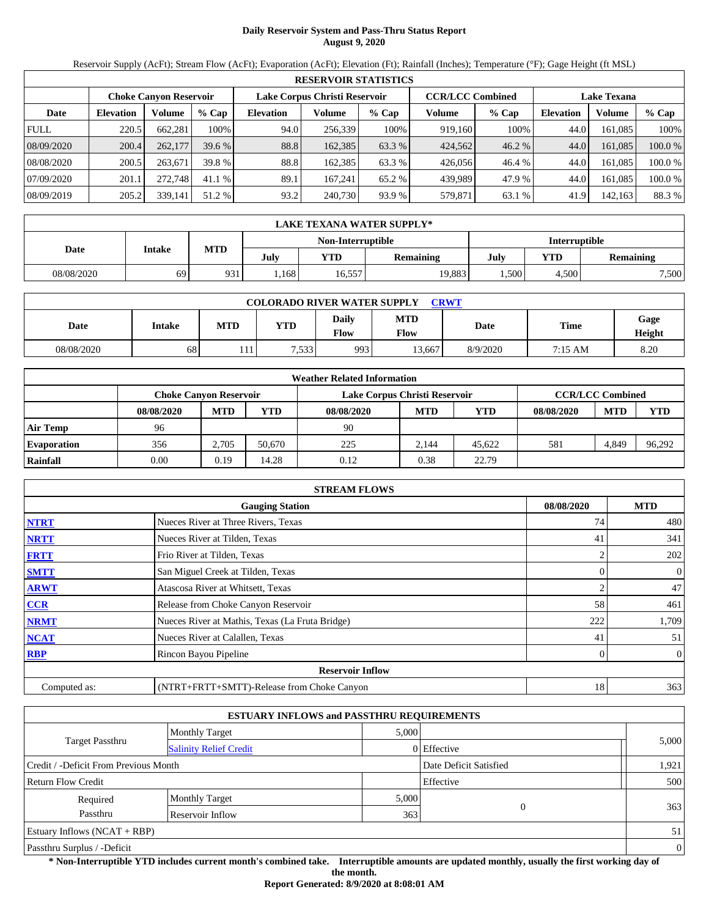# Daily Reservoir System and Pass-Thru Status Report
**August 9, 2020**

Reservoir Supply (AcFt); Stream Flow (AcFt); Evaporation (AcFt); Elevation (Ft); Rainfall (Inches); Temperature (°F); Gage Height (ft MSL)

| RESERVOIR STATISTICS | | | | | | | | | | | |
|---|---|---|---|---|---|---|---|---|---|---|---|
| | Choke Canyon Reservoir | | | Lake Corpus Christi Reservoir | | | CCR/LCC Combined | | Lake Texana | | |
| Date | Elevation | Volume | % Cap | Elevation | Volume | % Cap | Volume | % Cap | Elevation | Volume | % Cap |
| FULL | 220.5 | 662,281 | 100% | 94.0 | 256,339 | 100% | 919,160 | 100% | 44.0 | 161,085 | 100% |
| 08/09/2020 | 200.4 | 262,177 | 39.6 % | 88.8 | 162,385 | 63.3 % | 424,562 | 46.2 % | 44.0 | 161,085 | 100.0 % |
| 08/08/2020 | 200.5 | 263,671 | 39.8 % | 88.8 | 162,385 | 63.3 % | 426,056 | 46.4 % | 44.0 | 161,085 | 100.0 % |
| 07/09/2020 | 201.1 | 272,748 | 41.1 % | 89.1 | 167,241 | 65.2 % | 439,989 | 47.9 % | 44.0 | 161,085 | 100.0 % |
| 08/09/2019 | 205.2 | 339,141 | 51.2 % | 93.2 | 240,730 | 93.9 % | 579,871 | 63.1 % | 41.9 | 142,163 | 88.3 % |

| LAKE TEXANA WATER SUPPLY* | | | | | | | | |
|---|---|---|---|---|---|---|---|---|
| Date | Intake | MTD | Non-Interruptible | | | Interruptible | | |
| | | | July | YTD | Remaining | July | YTD | Remaining |
| 08/08/2020 | 69 | 931 | 1,168 | 16,557 | 19,883 | 1,500 | 4,500 | 7,500 |

| COLORADO RIVER WATER SUPPLY CRWT | | | | | | | | |
|---|---|---|---|---|---|---|---|---|
| Date | Intake | MTD | YTD | Daily Flow | MTD Flow | Date | Time | Gage Height |
| 08/08/2020 | 68 | 111 | 7,533 | 993 | 13,667 | 8/9/2020 | 7:15 AM | 8.20 |

| Weather Related Information | | | | | | | | | |
|---|---|---|---|---|---|---|---|---|---|
| | Choke Canyon Reservoir | | | Lake Corpus Christi Reservoir | | | CCR/LCC Combined | | |
| | 08/08/2020 | MTD | YTD | 08/08/2020 | MTD | YTD | 08/08/2020 | MTD | YTD |
| Air Temp | 96 | | | 90 | | | | | |
| Evaporation | 356 | 2,705 | 50,670 | 225 | 2,144 | 45,622 | 581 | 4,849 | 96,292 |
| Rainfall | 0.00 | 0.19 | 14.28 | 0.12 | 0.38 | 22.79 | | | |

| STREAM FLOWS | | | |
|---|---|---|---|
| | Gauging Station | 08/08/2020 | MTD |
| NTRT | Nueces River at Three Rivers, Texas | 74 | 480 |
| NRTT | Nueces River at Tilden, Texas | 41 | 341 |
| FRTT | Frio River at Tilden, Texas | 2 | 202 |
| SMTT | San Miguel Creek at Tilden, Texas | 0 | 0 |
| ARWT | Atascosa River at Whitsett, Texas | 2 | 47 |
| CCR | Release from Choke Canyon Reservoir | 58 | 461 |
| NRMT | Nueces River at Mathis, Texas (La Fruta Bridge) | 222 | 1,709 |
| NCAT | Nueces River at Calallen, Texas | 41 | 51 |
| RBP | Rincon Bayou Pipeline | 0 | 0 |
| | **Reservoir Inflow** | | |
| Computed as: | (NTRT+FRTT+SMTT)-Release from Choke Canyon | 18 | 363 |

| ESTUARY INFLOWS and PASSTHRU REQUIREMENTS | | | | |
|---|---|---|---|---|
| Target Passthru | Monthly Target | 5,000 | | 5,000 |
| | Salinity Relief Credit | 0 | Effective | |
| Credit / -Deficit From Previous Month | | | Date Deficit Satisfied | 1,921 |
| Return Flow Credit | | | Effective | 500 |
| Required Passthru | Monthly Target | 5,000 | 0 | 363 |
| | Reservoir Inflow | 363 | | |
| Estuary Inflows (NCAT + RBP) | | | | 51 |
| Passthru Surplus / -Deficit | | | | 0 |

**\* Non-Interruptible YTD includes current month's combined take. Interruptible amounts are updated monthly, usually the first working day of the month.**

**Report Generated: 8/9/2020 at 8:08:01 AM**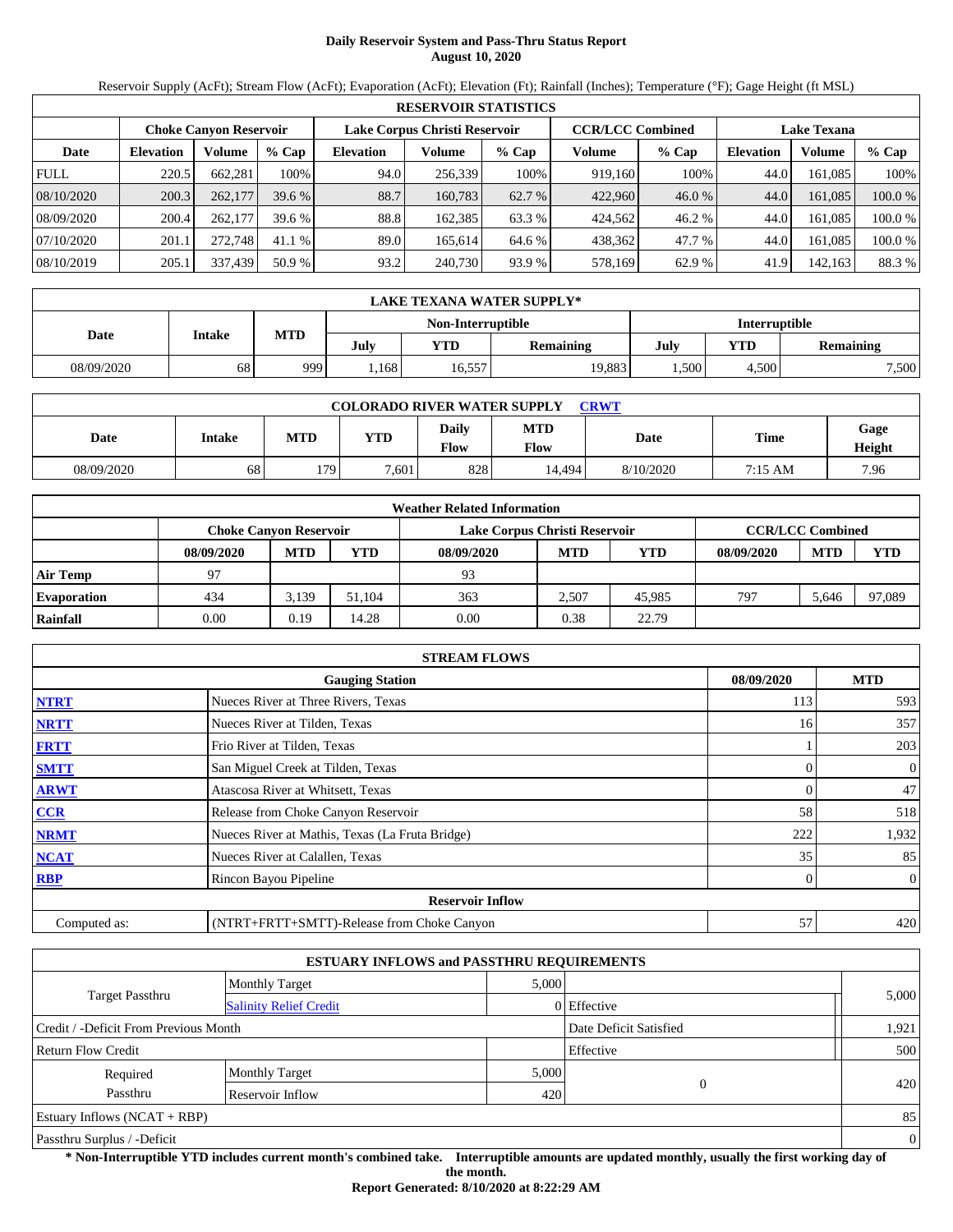# Daily Reservoir System and Pass-Thru Status Report
## August 10, 2020

Reservoir Supply (AcFt); Stream Flow (AcFt); Evaporation (AcFt); Elevation (Ft); Rainfall (Inches); Temperature (°F); Gage Height (ft MSL)

| RESERVOIR STATISTICS | | | | | | | | | | | |
|---|---|---|---|---|---|---|---|---|---|---|---|
| | Choke Canyon Reservoir | | | Lake Corpus Christi Reservoir | | | CCR/LCC Combined | | Lake Texana | | |
| Date | Elevation | Volume | % Cap | Elevation | Volume | % Cap | Volume | % Cap | Elevation | Volume | % Cap |
| FULL | 220.5 | 662,281 | 100% | 94.0 | 256,339 | 100% | 919,160 | 100% | 44.0 | 161,085 | 100% |
| 08/10/2020 | 200.3 | 262,177 | 39.6 % | 88.7 | 160,783 | 62.7 % | 422,960 | 46.0 % | 44.0 | 161,085 | 100.0 % |
| 08/09/2020 | 200.4 | 262,177 | 39.6 % | 88.8 | 162,385 | 63.3 % | 424,562 | 46.2 % | 44.0 | 161,085 | 100.0 % |
| 07/10/2020 | 201.1 | 272,748 | 41.1 % | 89.0 | 165,614 | 64.6 % | 438,362 | 47.7 % | 44.0 | 161,085 | 100.0 % |
| 08/10/2019 | 205.1 | 337,439 | 50.9 % | 93.2 | 240,730 | 93.9 % | 578,169 | 62.9 % | 41.9 | 142,163 | 88.3 % |

| LAKE TEXANA WATER SUPPLY* | | | | | | | | |
|---|---|---|---|---|---|---|---|---|
| Date | Intake | MTD | Non-Interruptible | | | Interruptible | | |
| | | | July | YTD | Remaining | July | YTD | Remaining |
| 08/09/2020 | 68 | 999 | 1,168 | 16,557 | 19,883 | 1,500 | 4,500 | 7,500 |

| COLORADO RIVER WATER SUPPLY CRWT | | | | | | | | |
|---|---|---|---|---|---|---|---|---|
| Date | Intake | MTD | YTD | Daily Flow | MTD Flow | Date | Time | Gage Height |
| 08/09/2020 | 68 | 179 | 7,601 | 828 | 14,494 | 8/10/2020 | 7:15 AM | 7.96 |

| Weather Related Information | | | | | | | | | |
|---|---|---|---|---|---|---|---|---|---|
| | Choke Canyon Reservoir | | | Lake Corpus Christi Reservoir | | | CCR/LCC Combined | | |
| | 08/09/2020 | MTD | YTD | 08/09/2020 | MTD | YTD | 08/09/2020 | MTD | YTD |
| Air Temp | 97 | | | 93 | | | | | |
| Evaporation | 434 | 3,139 | 51,104 | 363 | 2,507 | 45,985 | 797 | 5,646 | 97,089 |
| Rainfall | 0.00 | 0.19 | 14.28 | 0.00 | 0.38 | 22.79 | | | |

| STREAM FLOWS | | | |
|---|---|---|---|
| | Gauging Station | 08/09/2020 | MTD |
| NTRT | Nueces River at Three Rivers, Texas | 113 | 593 |
| NRTT | Nueces River at Tilden, Texas | 16 | 357 |
| FRTT | Frio River at Tilden, Texas | 1 | 203 |
| SMTT | San Miguel Creek at Tilden, Texas | 0 | 0 |
| ARWT | Atascosa River at Whitsett, Texas | 0 | 47 |
| CCR | Release from Choke Canyon Reservoir | 58 | 518 |
| NRMT | Nueces River at Mathis, Texas (La Fruta Bridge) | 222 | 1,932 |
| NCAT | Nueces River at Calallen, Texas | 35 | 85 |
| RBP | Rincon Bayou Pipeline | 0 | 0 |
| | Reservoir Inflow | | |
| Computed as: | (NTRT+FRTT+SMTT)-Release from Choke Canyon | 57 | 420 |

| ESTUARY INFLOWS and PASSTHRU REQUIREMENTS | | | | |
|---|---|---|---|---|
| Target Passthru | Monthly Target | 5,000 | | 5,000 |
| | Salinity Relief Credit | 0 | Effective | |
| Credit / -Deficit From Previous Month | | | Date Deficit Satisfied | 1,921 |
| Return Flow Credit | | | Effective | 500 |
| Required Passthru | Monthly Target | 5,000 | 0 | 420 |
| | Reservoir Inflow | 420 | | |
| Estuary Inflows (NCAT + RBP) | | | | 85 |
| Passthru Surplus / -Deficit | | | | 0 |

**\* Non-Interruptible YTD includes current month's combined take. Interruptible amounts are updated monthly, usually the first working day of the month.**

**Report Generated: 8/10/2020 at 8:22:29 AM**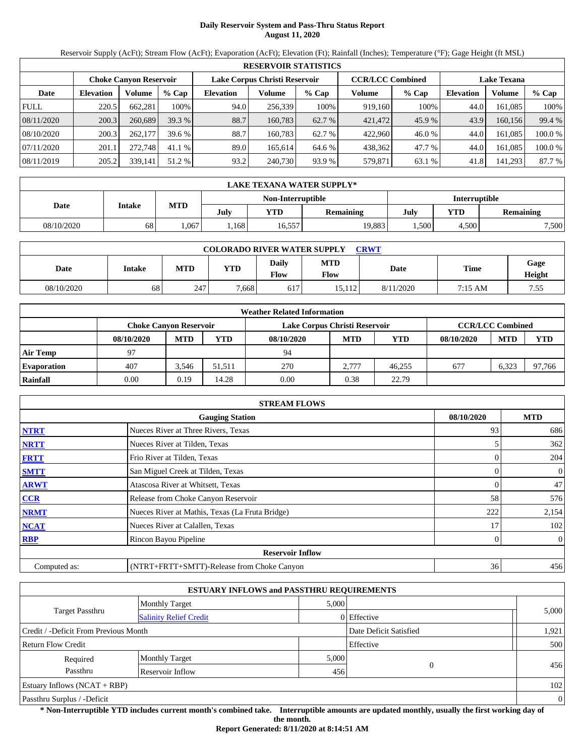# Daily Reservoir System and Pass-Thru Status Report
**August 11, 2020**

Reservoir Supply (AcFt); Stream Flow (AcFt); Evaporation (AcFt); Elevation (Ft); Rainfall (Inches); Temperature (°F); Gage Height (ft MSL)

| RESERVOIR STATISTICS | | | | | | | | | | | |
|---|---|---|---|---|---|---|---|---|---|---|---|
| | Choke Canyon Reservoir | | | Lake Corpus Christi Reservoir | | | CCR/LCC Combined | | Lake Texana | | |
| Date | Elevation | Volume | % Cap | Elevation | Volume | % Cap | Volume | % Cap | Elevation | Volume | % Cap |
| FULL | 220.5 | 662,281 | 100% | 94.0 | 256,339 | 100% | 919,160 | 100% | 44.0 | 161,085 | 100% |
| 08/11/2020 | 200.3 | 260,689 | 39.3 % | 88.7 | 160,783 | 62.7 % | 421,472 | 45.9 % | 43.9 | 160,156 | 99.4 % |
| 08/10/2020 | 200.3 | 262,177 | 39.6 % | 88.7 | 160,783 | 62.7 % | 422,960 | 46.0 % | 44.0 | 161,085 | 100.0 % |
| 07/11/2020 | 201.1 | 272,748 | 41.1 % | 89.0 | 165,614 | 64.6 % | 438,362 | 47.7 % | 44.0 | 161,085 | 100.0 % |
| 08/11/2019 | 205.2 | 339,141 | 51.2 % | 93.2 | 240,730 | 93.9 % | 579,871 | 63.1 % | 41.8 | 141,293 | 87.7 % |

| LAKE TEXANA WATER SUPPLY* | | | | | | | | |
|---|---|---|---|---|---|---|---|---|
| Date | Intake | MTD | Non-Interruptible | | | Interruptible | | |
| | | | July | YTD | Remaining | July | YTD | Remaining |
| 08/10/2020 | 68 | 1,067 | 1,168 | 16,557 | 19,883 | 1,500 | 4,500 | 7,500 |

| COLORADO RIVER WATER SUPPLY CRWT | | | | | | | | |
|---|---|---|---|---|---|---|---|---|
| Date | Intake | MTD | YTD | Daily Flow | MTD Flow | Date | Time | Gage Height |
| 08/10/2020 | 68 | 247 | 7,668 | 617 | 15,112 | 8/11/2020 | 7:15 AM | 7.55 |

| Weather Related Information | | | | | | | | | |
|---|---|---|---|---|---|---|---|---|---|
| | Choke Canyon Reservoir | | | Lake Corpus Christi Reservoir | | | CCR/LCC Combined | | |
| | 08/10/2020 | MTD | YTD | 08/10/2020 | MTD | YTD | 08/10/2020 | MTD | YTD |
| Air Temp | 97 | | | 94 | | | | | |
| Evaporation | 407 | 3,546 | 51,511 | 270 | 2,777 | 46,255 | 677 | 6,323 | 97,766 |
| Rainfall | 0.00 | 0.19 | 14.28 | 0.00 | 0.38 | 22.79 | | | |

| STREAM FLOWS | | | |
|---|---|---|---|
| | Gauging Station | 08/10/2020 | MTD |
| NTRT | Nueces River at Three Rivers, Texas | 93 | 686 |
| NRTT | Nueces River at Tilden, Texas | 5 | 362 |
| FRTT | Frio River at Tilden, Texas | 0 | 204 |
| SMTT | San Miguel Creek at Tilden, Texas | 0 | 0 |
| ARWT | Atascosa River at Whitsett, Texas | 0 | 47 |
| CCR | Release from Choke Canyon Reservoir | 58 | 576 |
| NRMT | Nueces River at Mathis, Texas (La Fruta Bridge) | 222 | 2,154 |
| NCAT | Nueces River at Calallen, Texas | 17 | 102 |
| RBP | Rincon Bayou Pipeline | 0 | 0 |
| | **Reservoir Inflow** | | |
| Computed as: | (NTRT+FRTT+SMTT)-Release from Choke Canyon | 36 | 456 |

| ESTUARY INFLOWS and PASSTHRU REQUIREMENTS | | | | |
|---|---|---|---|---|
| Target Passthru | Monthly Target | 5,000 | | 5,000 |
| | Salinity Relief Credit | 0 | Effective | |
| Credit / -Deficit From Previous Month | | | Date Deficit Satisfied | 1,921 |
| Return Flow Credit | | | Effective | 500 |
| Required Passthru | Monthly Target | 5,000 | 0 | 456 |
| | Reservoir Inflow | 456 | | |
| Estuary Inflows (NCAT + RBP) | | | | 102 |
| Passthru Surplus / -Deficit | | | | 0 |

**\* Non-Interruptible YTD includes current month's combined take. Interruptible amounts are updated monthly, usually the first working day of the month.**

**Report Generated: 8/11/2020 at 8:14:51 AM**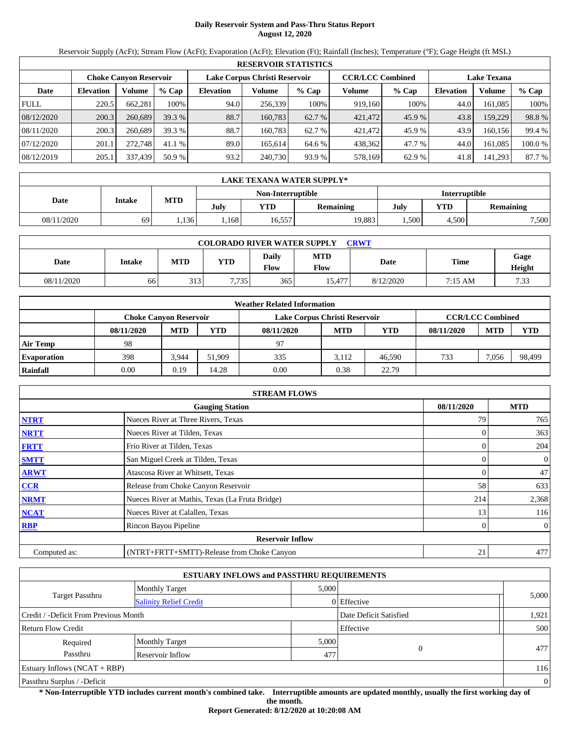# Daily Reservoir System and Pass-Thru Status Report
**August 12, 2020**

Reservoir Supply (AcFt); Stream Flow (AcFt); Evaporation (AcFt); Elevation (Ft); Rainfall (Inches); Temperature (°F); Gage Height (ft MSL)

| RESERVOIR STATISTICS | | | | | | | | | | | |
|---|---|---|---|---|---|---|---|---|---|---|---|
| | Choke Canyon Reservoir | | | Lake Corpus Christi Reservoir | | | CCR/LCC Combined | | Lake Texana | | |
| Date | Elevation | Volume | % Cap | Elevation | Volume | % Cap | Volume | % Cap | Elevation | Volume | % Cap |
| FULL | 220.5 | 662,281 | 100% | 94.0 | 256,339 | 100% | 919,160 | 100% | 44.0 | 161,085 | 100% |
| 08/12/2020 | 200.3 | 260,689 | 39.3 % | 88.7 | 160,783 | 62.7 % | 421,472 | 45.9 % | 43.8 | 159,229 | 98.8 % |
| 08/11/2020 | 200.3 | 260,689 | 39.3 % | 88.7 | 160,783 | 62.7 % | 421,472 | 45.9 % | 43.9 | 160,156 | 99.4 % |
| 07/12/2020 | 201.1 | 272,748 | 41.1 % | 89.0 | 165,614 | 64.6 % | 438,362 | 47.7 % | 44.0 | 161,085 | 100.0 % |
| 08/12/2019 | 205.1 | 337,439 | 50.9 % | 93.2 | 240,730 | 93.9 % | 578,169 | 62.9 % | 41.8 | 141,293 | 87.7 % |

| LAKE TEXANA WATER SUPPLY* | | | | | | | | |
|---|---|---|---|---|---|---|---|---|
| Date | Intake | MTD | Non-Interruptible | | | Interruptible | | |
| | | | July | YTD | Remaining | July | YTD | Remaining |
| 08/11/2020 | 69 | 1,136 | 1,168 | 16,557 | 19,883 | 1,500 | 4,500 | 7,500 |

| COLORADO RIVER WATER SUPPLY CRWT | | | | | | | | |
|---|---|---|---|---|---|---|---|---|
| Date | Intake | MTD | YTD | Daily Flow | MTD Flow | Date | Time | Gage Height |
| 08/11/2020 | 66 | 313 | 7,735 | 365 | 15,477 | 8/12/2020 | 7:15 AM | 7.33 |

| Weather Related Information | | | | | | | | | |
|---|---|---|---|---|---|---|---|---|---|
| | Choke Canyon Reservoir | | | Lake Corpus Christi Reservoir | | | CCR/LCC Combined | | |
| | 08/11/2020 | MTD | YTD | 08/11/2020 | MTD | YTD | 08/11/2020 | MTD | YTD |
| Air Temp | 98 | | | 97 | | | | | |
| Evaporation | 398 | 3,944 | 51,909 | 335 | 3,112 | 46,590 | 733 | 7,056 | 98,499 |
| Rainfall | 0.00 | 0.19 | 14.28 | 0.00 | 0.38 | 22.79 | | | |

| STREAM FLOWS | | | |
|---|---|---|---|
| | Gauging Station | 08/11/2020 | MTD |
| NTRT | Nueces River at Three Rivers, Texas | 79 | 765 |
| NRTT | Nueces River at Tilden, Texas | 0 | 363 |
| FRTT | Frio River at Tilden, Texas | 0 | 204 |
| SMTT | San Miguel Creek at Tilden, Texas | 0 | 0 |
| ARWT | Atascosa River at Whitsett, Texas | 0 | 47 |
| CCR | Release from Choke Canyon Reservoir | 58 | 633 |
| NRMT | Nueces River at Mathis, Texas (La Fruta Bridge) | 214 | 2,368 |
| NCAT | Nueces River at Calallen, Texas | 13 | 116 |
| RBP | Rincon Bayou Pipeline | 0 | 0 |
| | **Reservoir Inflow** | | |
| Computed as: | (NTRT+FRTT+SMTT)-Release from Choke Canyon | 21 | 477 |

| ESTUARY INFLOWS and PASSTHRU REQUIREMENTS | | | | |
|---|---|---|---|---|
| Target Passthru | Monthly Target | 5,000 | | 5,000 |
| | Salinity Relief Credit | 0 | Effective | |
| Credit / -Deficit From Previous Month | | | Date Deficit Satisfied | 1,921 |
| Return Flow Credit | | | Effective | 500 |
| Required Passthru | Monthly Target | 5,000 | 0 | 477 |
| | Reservoir Inflow | 477 | | |
| Estuary Inflows (NCAT + RBP) | | | | 116 |
| Passthru Surplus / -Deficit | | | | 0 |

**\* Non-Interruptible YTD includes current month's combined take. Interruptible amounts are updated monthly, usually the first working day of the month.**

**Report Generated: 8/12/2020 at 10:20:08 AM**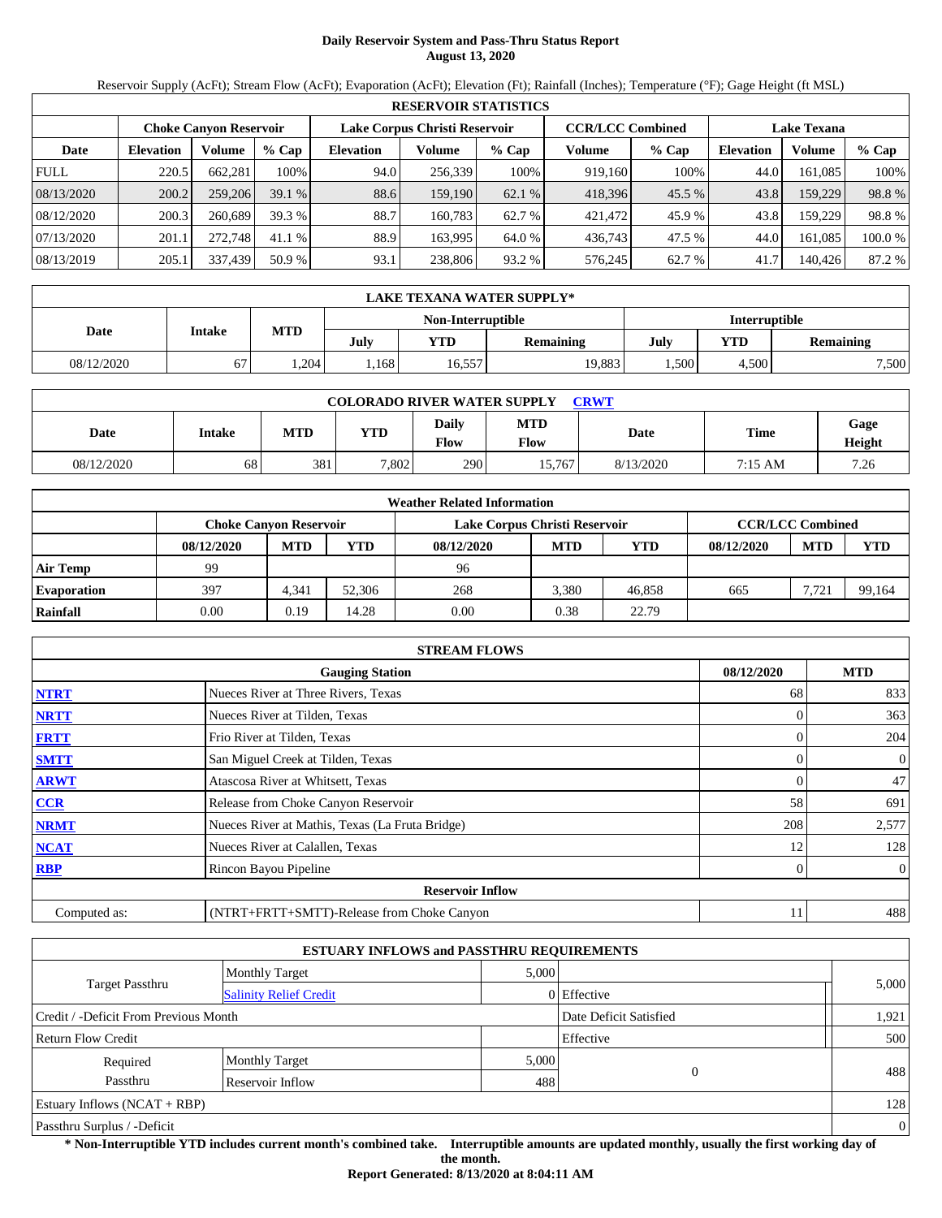# Daily Reservoir System and Pass-Thru Status Report
**August 13, 2020**

Reservoir Supply (AcFt); Stream Flow (AcFt); Evaporation (AcFt); Elevation (Ft); Rainfall (Inches); Temperature (°F); Gage Height (ft MSL)

| RESERVOIR STATISTICS | | | | | | | | | | | |
|---|---|---|---|---|---|---|---|---|---|---|---|
| | Choke Canyon Reservoir | | | Lake Corpus Christi Reservoir | | | CCR/LCC Combined | | Lake Texana | | |
| Date | Elevation | Volume | % Cap | Elevation | Volume | % Cap | Volume | % Cap | Elevation | Volume | % Cap |
| FULL | 220.5 | 662,281 | 100% | 94.0 | 256,339 | 100% | 919,160 | 100% | 44.0 | 161,085 | 100% |
| 08/13/2020 | 200.2 | 259,206 | 39.1 % | 88.6 | 159,190 | 62.1 % | 418,396 | 45.5 % | 43.8 | 159,229 | 98.8 % |
| 08/12/2020 | 200.3 | 260,689 | 39.3 % | 88.7 | 160,783 | 62.7 % | 421,472 | 45.9 % | 43.8 | 159,229 | 98.8 % |
| 07/13/2020 | 201.1 | 272,748 | 41.1 % | 88.9 | 163,995 | 64.0 % | 436,743 | 47.5 % | 44.0 | 161,085 | 100.0 % |
| 08/13/2019 | 205.1 | 337,439 | 50.9 % | 93.1 | 238,806 | 93.2 % | 576,245 | 62.7 % | 41.7 | 140,426 | 87.2 % |

| LAKE TEXANA WATER SUPPLY* | | | | | | | | |
|---|---|---|---|---|---|---|---|---|
| Date | Intake | MTD | Non-Interruptible | | | Interruptible | | |
| | | | July | YTD | Remaining | July | YTD | Remaining |
| 08/12/2020 | 67 | 1,204 | 1,168 | 16,557 | 19,883 | 1,500 | 4,500 | 7,500 |

| COLORADO RIVER WATER SUPPLY CRWT | | | | | | | | |
|---|---|---|---|---|---|---|---|---|
| Date | Intake | MTD | YTD | Daily Flow | MTD Flow | Date | Time | Gage Height |
| 08/12/2020 | 68 | 381 | 7,802 | 290 | 15,767 | 8/13/2020 | 7:15 AM | 7.26 |

| Weather Related Information | | | | | | | | | |
|---|---|---|---|---|---|---|---|---|---|
| | Choke Canyon Reservoir | | | Lake Corpus Christi Reservoir | | | CCR/LCC Combined | | |
| | 08/12/2020 | MTD | YTD | 08/12/2020 | MTD | YTD | 08/12/2020 | MTD | YTD |
| Air Temp | 99 | | | 96 | | | | | |
| Evaporation | 397 | 4,341 | 52,306 | 268 | 3,380 | 46,858 | 665 | 7,721 | 99,164 |
| Rainfall | 0.00 | 0.19 | 14.28 | 0.00 | 0.38 | 22.79 | | | |

| STREAM FLOWS | | | |
|---|---|---|---|
| | Gauging Station | 08/12/2020 | MTD |
| NTRT | Nueces River at Three Rivers, Texas | 68 | 833 |
| NRTT | Nueces River at Tilden, Texas | 0 | 363 |
| FRTT | Frio River at Tilden, Texas | 0 | 204 |
| SMTT | San Miguel Creek at Tilden, Texas | 0 | 0 |
| ARWT | Atascosa River at Whitsett, Texas | 0 | 47 |
| CCR | Release from Choke Canyon Reservoir | 58 | 691 |
| NRMT | Nueces River at Mathis, Texas (La Fruta Bridge) | 208 | 2,577 |
| NCAT | Nueces River at Calallen, Texas | 12 | 128 |
| RBP | Rincon Bayou Pipeline | 0 | 0 |
| Reservoir Inflow | | | |
| Computed as: | (NTRT+FRTT+SMTT)-Release from Choke Canyon | 11 | 488 |

| ESTUARY INFLOWS and PASSTHRU REQUIREMENTS | | | | |
|---|---|---|---|---|
| Target Passthru | Monthly Target | 5,000 | | 5,000 |
| | Salinity Relief Credit | 0 | Effective | |
| Credit / -Deficit From Previous Month | | | Date Deficit Satisfied | 1,921 |
| Return Flow Credit | | | Effective | 500 |
| Required Passthru | Monthly Target | 5,000 | 0 | 488 |
| | Reservoir Inflow | 488 | | |
| Estuary Inflows (NCAT + RBP) | | | | 128 |
| Passthru Surplus / -Deficit | | | | 0 |

**\* Non-Interruptible YTD includes current month's combined take. Interruptible amounts are updated monthly, usually the first working day of the month.**

**Report Generated: 8/13/2020 at 8:04:11 AM**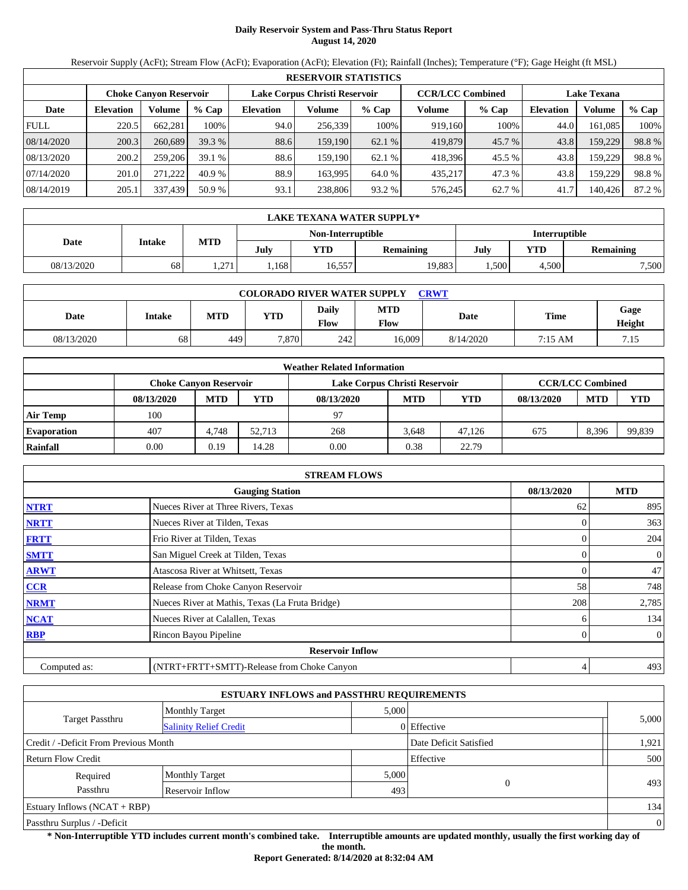# Daily Reservoir System and Pass-Thru Status Report
**August 14, 2020**

Reservoir Supply (AcFt); Stream Flow (AcFt); Evaporation (AcFt); Elevation (Ft); Rainfall (Inches); Temperature (°F); Gage Height (ft MSL)

| RESERVOIR STATISTICS | | | | | | | | | | | |
|---|---|---|---|---|---|---|---|---|---|---|---|
| | Choke Canyon Reservoir | | | Lake Corpus Christi Reservoir | | | CCR/LCC Combined | | Lake Texana | | |
| Date | Elevation | Volume | % Cap | Elevation | Volume | % Cap | Volume | % Cap | Elevation | Volume | % Cap |
| FULL | 220.5 | 662,281 | 100% | 94.0 | 256,339 | 100% | 919,160 | 100% | 44.0 | 161,085 | 100% |
| 08/14/2020 | 200.3 | 260,689 | 39.3 % | 88.6 | 159,190 | 62.1 % | 419,879 | 45.7 % | 43.8 | 159,229 | 98.8 % |
| 08/13/2020 | 200.2 | 259,206 | 39.1 % | 88.6 | 159,190 | 62.1 % | 418,396 | 45.5 % | 43.8 | 159,229 | 98.8 % |
| 07/14/2020 | 201.0 | 271,222 | 40.9 % | 88.9 | 163,995 | 64.0 % | 435,217 | 47.3 % | 43.8 | 159,229 | 98.8 % |
| 08/14/2019 | 205.1 | 337,439 | 50.9 % | 93.1 | 238,806 | 93.2 % | 576,245 | 62.7 % | 41.7 | 140,426 | 87.2 % |

| LAKE TEXANA WATER SUPPLY* | | | | | | | | |
|---|---|---|---|---|---|---|---|---|
| Date | Intake | MTD | Non-Interruptible | | | Interruptible | | |
| | | | July | YTD | Remaining | July | YTD | Remaining |
| 08/13/2020 | 68 | 1,271 | 1,168 | 16,557 | 19,883 | 1,500 | 4,500 | 7,500 |

| COLORADO RIVER WATER SUPPLY CRWT | | | | | | | | |
|---|---|---|---|---|---|---|---|---|
| Date | Intake | MTD | YTD | Daily Flow | MTD Flow | Date | Time | Gage Height |
| 08/13/2020 | 68 | 449 | 7,870 | 242 | 16,009 | 8/14/2020 | 7:15 AM | 7.15 |

| Weather Related Information | | | | | | | | | |
|---|---|---|---|---|---|---|---|---|---|
| | Choke Canyon Reservoir | | | Lake Corpus Christi Reservoir | | | CCR/LCC Combined | | |
| | 08/13/2020 | MTD | YTD | 08/13/2020 | MTD | YTD | 08/13/2020 | MTD | YTD |
| Air Temp | 100 | | | 97 | | | | | |
| Evaporation | 407 | 4,748 | 52,713 | 268 | 3,648 | 47,126 | 675 | 8,396 | 99,839 |
| Rainfall | 0.00 | 0.19 | 14.28 | 0.00 | 0.38 | 22.79 | | | |

| STREAM FLOWS | | | |
|---|---|---|---|
| | Gauging Station | 08/13/2020 | MTD |
| NTRT | Nueces River at Three Rivers, Texas | 62 | 895 |
| NRTT | Nueces River at Tilden, Texas | 0 | 363 |
| FRTT | Frio River at Tilden, Texas | 0 | 204 |
| SMTT | San Miguel Creek at Tilden, Texas | 0 | 0 |
| ARWT | Atascosa River at Whitsett, Texas | 0 | 47 |
| CCR | Release from Choke Canyon Reservoir | 58 | 748 |
| NRMT | Nueces River at Mathis, Texas (La Fruta Bridge) | 208 | 2,785 |
| NCAT | Nueces River at Calallen, Texas | 6 | 134 |
| RBP | Rincon Bayou Pipeline | 0 | 0 |
| | **Reservoir Inflow** | | |
| Computed as: | (NTRT+FRTT+SMTT)-Release from Choke Canyon | 4 | 493 |

| ESTUARY INFLOWS and PASSTHRU REQUIREMENTS | | | | |
|---|---|---|---|---|
| Target Passthru | Monthly Target | 5,000 | | 5,000 |
| | Salinity Relief Credit | 0 | Effective | |
| Credit / -Deficit From Previous Month | | | Date Deficit Satisfied | 1,921 |
| Return Flow Credit | | | Effective | 500 |
| Required Passthru | Monthly Target | 5,000 | 0 | 493 |
| | Reservoir Inflow | 493 | | |
| Estuary Inflows (NCAT + RBP) | | | | 134 |
| Passthru Surplus / -Deficit | | | | 0 |

**\* Non-Interruptible YTD includes current month's combined take. Interruptible amounts are updated monthly, usually the first working day of the month.**

**Report Generated: 8/14/2020 at 8:32:04 AM**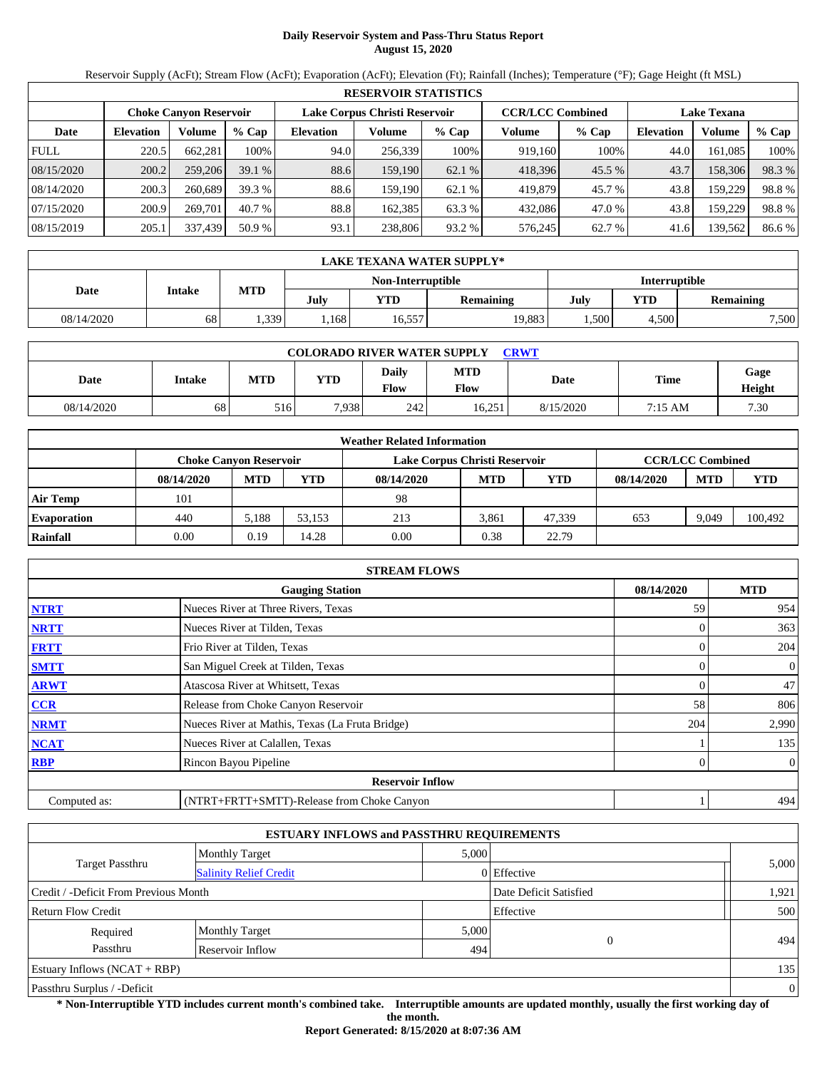# Daily Reservoir System and Pass-Thru Status Report
## August 15, 2020

Reservoir Supply (AcFt); Stream Flow (AcFt); Evaporation (AcFt); Elevation (Ft); Rainfall (Inches); Temperature (°F); Gage Height (ft MSL)

| RESERVOIR STATISTICS | | | | | | | | | | | |
|---|---|---|---|---|---|---|---|---|---|---|---|
| | Choke Canyon Reservoir | | | Lake Corpus Christi Reservoir | | | CCR/LCC Combined | | Lake Texana | | |
| Date | Elevation | Volume | % Cap | Elevation | Volume | % Cap | Volume | % Cap | Elevation | Volume | % Cap |
| FULL | 220.5 | 662,281 | 100% | 94.0 | 256,339 | 100% | 919,160 | 100% | 44.0 | 161,085 | 100% |
| 08/15/2020 | 200.2 | 259,206 | 39.1 % | 88.6 | 159,190 | 62.1 % | 418,396 | 45.5 % | 43.7 | 158,306 | 98.3 % |
| 08/14/2020 | 200.3 | 260,689 | 39.3 % | 88.6 | 159,190 | 62.1 % | 419,879 | 45.7 % | 43.8 | 159,229 | 98.8 % |
| 07/15/2020 | 200.9 | 269,701 | 40.7 % | 88.8 | 162,385 | 63.3 % | 432,086 | 47.0 % | 43.8 | 159,229 | 98.8 % |
| 08/15/2019 | 205.1 | 337,439 | 50.9 % | 93.1 | 238,806 | 93.2 % | 576,245 | 62.7 % | 41.6 | 139,562 | 86.6 % |

| LAKE TEXANA WATER SUPPLY* | | | | | | | | |
|---|---|---|---|---|---|---|---|---|
| Date | Intake | MTD | Non-Interruptible | | | Interruptible | | |
| | | | July | YTD | Remaining | July | YTD | Remaining |
| 08/14/2020 | 68 | 1,339 | 1,168 | 16,557 | 19,883 | 1,500 | 4,500 | 7,500 |

| COLORADO RIVER WATER SUPPLY CRWT | | | | | | | | |
|---|---|---|---|---|---|---|---|---|
| Date | Intake | MTD | YTD | Daily Flow | MTD Flow | Date | Time | Gage Height |
| 08/14/2020 | 68 | 516 | 7,938 | 242 | 16,251 | 8/15/2020 | 7:15 AM | 7.30 |

| Weather Related Information | | | | | | | | | |
|---|---|---|---|---|---|---|---|---|---|
| | Choke Canyon Reservoir | | | Lake Corpus Christi Reservoir | | | CCR/LCC Combined | | |
| | 08/14/2020 | MTD | YTD | 08/14/2020 | MTD | YTD | 08/14/2020 | MTD | YTD |
| Air Temp | 101 | | | 98 | | | | | |
| Evaporation | 440 | 5,188 | 53,153 | 213 | 3,861 | 47,339 | 653 | 9,049 | 100,492 |
| Rainfall | 0.00 | 0.19 | 14.28 | 0.00 | 0.38 | 22.79 | | | |

| STREAM FLOWS | | | |
|---|---|---|---|
| | Gauging Station | 08/14/2020 | MTD |
| NTRT | Nueces River at Three Rivers, Texas | 59 | 954 |
| NRTT | Nueces River at Tilden, Texas | 0 | 363 |
| FRTT | Frio River at Tilden, Texas | 0 | 204 |
| SMTT | San Miguel Creek at Tilden, Texas | 0 | 0 |
| ARWT | Atascosa River at Whitsett, Texas | 0 | 47 |
| CCR | Release from Choke Canyon Reservoir | 58 | 806 |
| NRMT | Nueces River at Mathis, Texas (La Fruta Bridge) | 204 | 2,990 |
| NCAT | Nueces River at Calallen, Texas | 1 | 135 |
| RBP | Rincon Bayou Pipeline | 0 | 0 |
| Reservoir Inflow | | | |
| Computed as: | (NTRT+FRTT+SMTT)-Release from Choke Canyon | 1 | 494 |

| ESTUARY INFLOWS and PASSTHRU REQUIREMENTS | | | | |
|---|---|---|---|---|
| Target Passthru | Monthly Target | 5,000 | | 5,000 |
| | Salinity Relief Credit | 0 | Effective | |
| Credit / -Deficit From Previous Month | | | Date Deficit Satisfied | 1,921 |
| Return Flow Credit | | | Effective | 500 |
| Required Passthru | Monthly Target | 5,000 | 0 | 494 |
| | Reservoir Inflow | 494 | | |
| Estuary Inflows (NCAT + RBP) | | | | 135 |
| Passthru Surplus / -Deficit | | | | 0 |

**\* Non-Interruptible YTD includes current month's combined take. Interruptible amounts are updated monthly, usually the first working day of the month.**

**Report Generated: 8/15/2020 at 8:07:36 AM**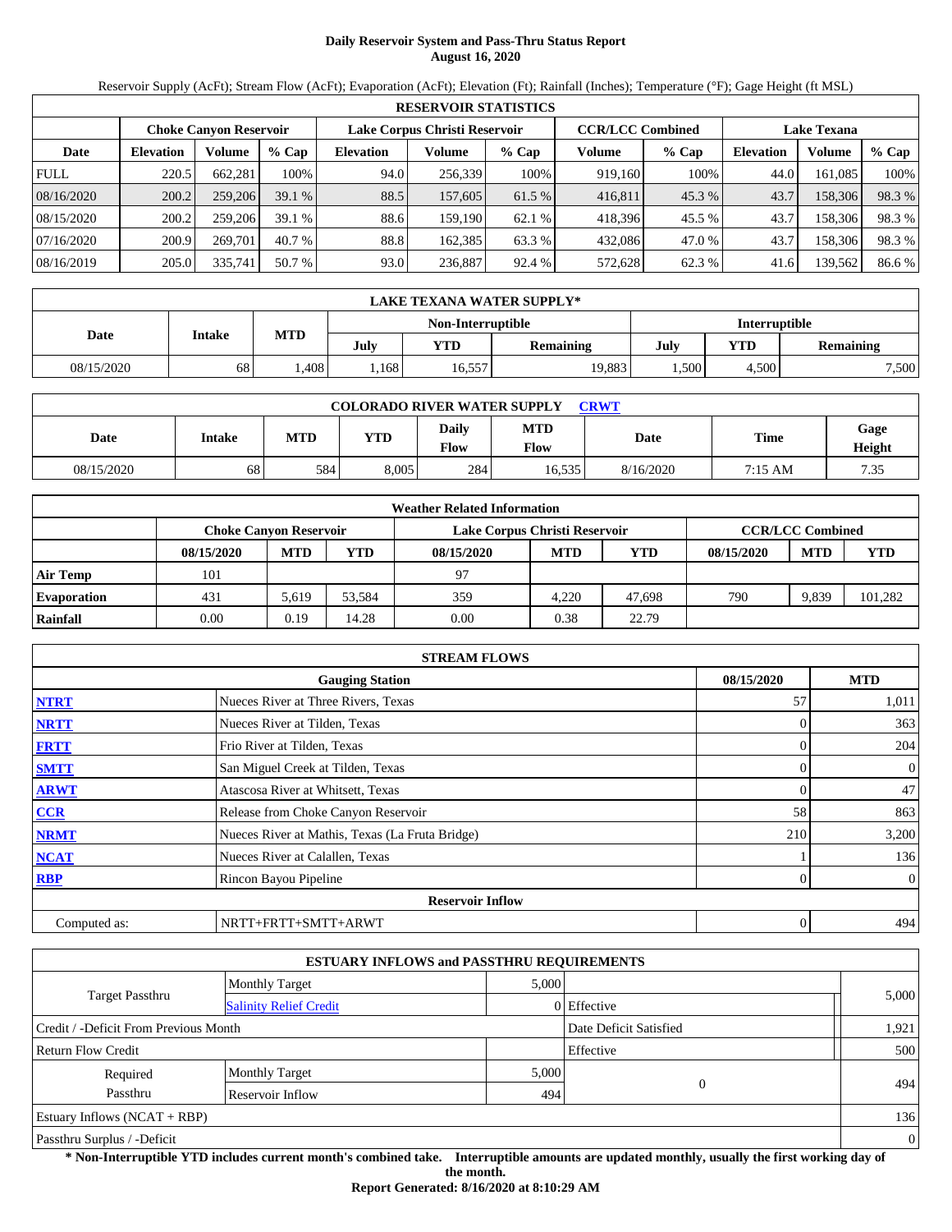# Daily Reservoir System and Pass-Thru Status Report
**August 16, 2020**

Reservoir Supply (AcFt); Stream Flow (AcFt); Evaporation (AcFt); Elevation (Ft); Rainfall (Inches); Temperature (°F); Gage Height (ft MSL)

| RESERVOIR STATISTICS | | | | | | | | | | | |
|---|---|---|---|---|---|---|---|---|---|---|---|
| | Choke Canyon Reservoir | | | Lake Corpus Christi Reservoir | | | CCR/LCC Combined | | Lake Texana | | |
| Date | Elevation | Volume | % Cap | Elevation | Volume | % Cap | Volume | % Cap | Elevation | Volume | % Cap |
| FULL | 220.5 | 662,281 | 100% | 94.0 | 256,339 | 100% | 919,160 | 100% | 44.0 | 161,085 | 100% |
| 08/16/2020 | 200.2 | 259,206 | 39.1 % | 88.5 | 157,605 | 61.5 % | 416,811 | 45.3 % | 43.7 | 158,306 | 98.3 % |
| 08/15/2020 | 200.2 | 259,206 | 39.1 % | 88.6 | 159,190 | 62.1 % | 418,396 | 45.5 % | 43.7 | 158,306 | 98.3 % |
| 07/16/2020 | 200.9 | 269,701 | 40.7 % | 88.8 | 162,385 | 63.3 % | 432,086 | 47.0 % | 43.7 | 158,306 | 98.3 % |
| 08/16/2019 | 205.0 | 335,741 | 50.7 % | 93.0 | 236,887 | 92.4 % | 572,628 | 62.3 % | 41.6 | 139,562 | 86.6 % |

| LAKE TEXANA WATER SUPPLY* | | | | | | | | |
|---|---|---|---|---|---|---|---|---|
| Date | Intake | MTD | Non-Interruptible | | | Interruptible | | |
| | | | July | YTD | Remaining | July | YTD | Remaining |
| 08/15/2020 | 68 | 1,408 | 1,168 | 16,557 | 19,883 | 1,500 | 4,500 | 7,500 |

| COLORADO RIVER WATER SUPPLY CRWT | | | | | | | | |
|---|---|---|---|---|---|---|---|---|
| Date | Intake | MTD | YTD | Daily Flow | MTD Flow | Date | Time | Gage Height |
| 08/15/2020 | 68 | 584 | 8,005 | 284 | 16,535 | 8/16/2020 | 7:15 AM | 7.35 |

| Weather Related Information | | | | | | | | | |
|---|---|---|---|---|---|---|---|---|---|
| | Choke Canyon Reservoir | | | Lake Corpus Christi Reservoir | | | CCR/LCC Combined | | |
| | 08/15/2020 | MTD | YTD | 08/15/2020 | MTD | YTD | 08/15/2020 | MTD | YTD |
| Air Temp | 101 | | | 97 | | | | | |
| Evaporation | 431 | 5,619 | 53,584 | 359 | 4,220 | 47,698 | 790 | 9,839 | 101,282 |
| Rainfall | 0.00 | 0.19 | 14.28 | 0.00 | 0.38 | 22.79 | | | |

| STREAM FLOWS | | | |
|---|---|---|---|
| | Gauging Station | 08/15/2020 | MTD |
| NTRT | Nueces River at Three Rivers, Texas | 57 | 1,011 |
| NRTT | Nueces River at Tilden, Texas | 0 | 363 |
| FRTT | Frio River at Tilden, Texas | 0 | 204 |
| SMTT | San Miguel Creek at Tilden, Texas | 0 | 0 |
| ARWT | Atascosa River at Whitsett, Texas | 0 | 47 |
| CCR | Release from Choke Canyon Reservoir | 58 | 863 |
| NRMT | Nueces River at Mathis, Texas (La Fruta Bridge) | 210 | 3,200 |
| NCAT | Nueces River at Calallen, Texas | 1 | 136 |
| RBP | Rincon Bayou Pipeline | 0 | 0 |
| Reservoir Inflow | | | |
| Computed as: | NRTT+FRTT+SMTT+ARWT | 0 | 494 |

| ESTUARY INFLOWS and PASSTHRU REQUIREMENTS | | | | |
|---|---|---|---|---|
| Target Passthru | Monthly Target | 5,000 | | 5,000 |
| | Salinity Relief Credit | 0 | Effective | |
| Credit / -Deficit From Previous Month | | | Date Deficit Satisfied | 1,921 |
| Return Flow Credit | | | Effective | 500 |
| Required Passthru | Monthly Target | 5,000 | 0 | 494 |
| | Reservoir Inflow | 494 | | |
| Estuary Inflows (NCAT + RBP) | | | | 136 |
| Passthru Surplus / -Deficit | | | | 0 |

**\* Non-Interruptible YTD includes current month's combined take. Interruptible amounts are updated monthly, usually the first working day of the month.**

**Report Generated: 8/16/2020 at 8:10:29 AM**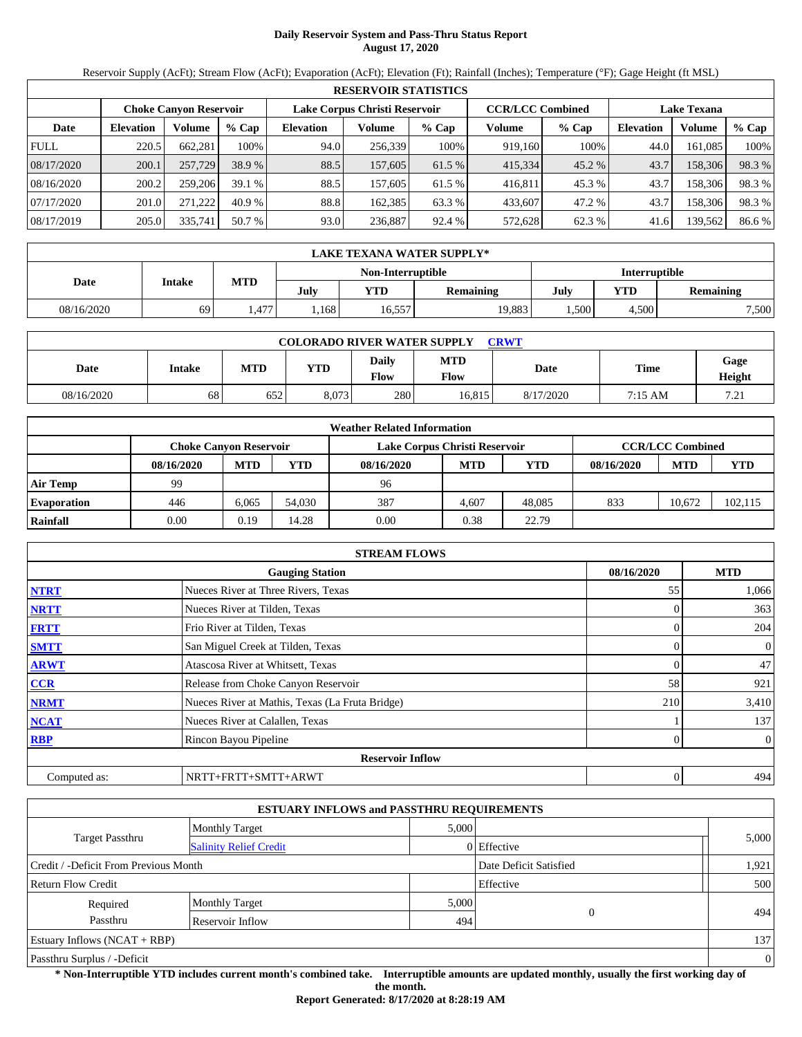# Daily Reservoir System and Pass-Thru Status Report
**August 17, 2020**

Reservoir Supply (AcFt); Stream Flow (AcFt); Evaporation (AcFt); Elevation (Ft); Rainfall (Inches); Temperature (°F); Gage Height (ft MSL)

| RESERVOIR STATISTICS | | | | | | | | | | | |
|---|---|---|---|---|---|---|---|---|---|---|---|
| | Choke Canyon Reservoir | | | Lake Corpus Christi Reservoir | | | CCR/LCC Combined | | Lake Texana | | |
| Date | Elevation | Volume | % Cap | Elevation | Volume | % Cap | Volume | % Cap | Elevation | Volume | % Cap |
| FULL | 220.5 | 662,281 | 100% | 94.0 | 256,339 | 100% | 919,160 | 100% | 44.0 | 161,085 | 100% |
| 08/17/2020 | 200.1 | 257,729 | 38.9 % | 88.5 | 157,605 | 61.5 % | 415,334 | 45.2 % | 43.7 | 158,306 | 98.3 % |
| 08/16/2020 | 200.2 | 259,206 | 39.1 % | 88.5 | 157,605 | 61.5 % | 416,811 | 45.3 % | 43.7 | 158,306 | 98.3 % |
| 07/17/2020 | 201.0 | 271,222 | 40.9 % | 88.8 | 162,385 | 63.3 % | 433,607 | 47.2 % | 43.7 | 158,306 | 98.3 % |
| 08/17/2019 | 205.0 | 335,741 | 50.7 % | 93.0 | 236,887 | 92.4 % | 572,628 | 62.3 % | 41.6 | 139,562 | 86.6 % |

| LAKE TEXANA WATER SUPPLY* | | | | | | | | |
|---|---|---|---|---|---|---|---|---|
| Date | Intake | MTD | Non-Interruptible | | | Interruptible | | |
| | | | July | YTD | Remaining | July | YTD | Remaining |
| 08/16/2020 | 69 | 1,477 | 1,168 | 16,557 | 19,883 | 1,500 | 4,500 | 7,500 |

| COLORADO RIVER WATER SUPPLY CRWT | | | | | | | |
|---|---|---|---|---|---|---|---|
| Date | Intake | MTD | YTD | Daily Flow | MTD Flow | Date | Time | Gage Height |
| 08/16/2020 | 68 | 652 | 8,073 | 280 | 16,815 | 8/17/2020 | 7:15 AM | 7.21 |

| Weather Related Information | | | | | | | | | |
|---|---|---|---|---|---|---|---|---|---|
| | Choke Canyon Reservoir | | | Lake Corpus Christi Reservoir | | | CCR/LCC Combined | | |
| | 08/16/2020 | MTD | YTD | 08/16/2020 | MTD | YTD | 08/16/2020 | MTD | YTD |
| Air Temp | 99 | | | 96 | | | | | |
| Evaporation | 446 | 6,065 | 54,030 | 387 | 4,607 | 48,085 | 833 | 10,672 | 102,115 |
| Rainfall | 0.00 | 0.19 | 14.28 | 0.00 | 0.38 | 22.79 | | | |

| STREAM FLOWS | | | |
|---|---|---|---|
| | Gauging Station | 08/16/2020 | MTD |
| NTRT | Nueces River at Three Rivers, Texas | 55 | 1,066 |
| NRTT | Nueces River at Tilden, Texas | 0 | 363 |
| FRTT | Frio River at Tilden, Texas | 0 | 204 |
| SMTT | San Miguel Creek at Tilden, Texas | 0 | 0 |
| ARWT | Atascosa River at Whitsett, Texas | 0 | 47 |
| CCR | Release from Choke Canyon Reservoir | 58 | 921 |
| NRMT | Nueces River at Mathis, Texas (La Fruta Bridge) | 210 | 3,410 |
| NCAT | Nueces River at Calallen, Texas | 1 | 137 |
| RBP | Rincon Bayou Pipeline | 0 | 0 |
| | **Reservoir Inflow** | | |
| Computed as: | NRTT+FRTT+SMTT+ARWT | 0 | 494 |

| ESTUARY INFLOWS and PASSTHRU REQUIREMENTS | | | | |
|---|---|---|---|---|
| Target Passthru | Monthly Target | 5,000 | | 5,000 |
| | Salinity Relief Credit | 0 | Effective | |
| Credit / -Deficit From Previous Month | | | Date Deficit Satisfied | 1,921 |
| Return Flow Credit | | | Effective | 500 |
| Required Passthru | Monthly Target | 5,000 | 0 | 494 |
| | Reservoir Inflow | 494 | | |
| Estuary Inflows (NCAT + RBP) | | | | 137 |
| Passthru Surplus / -Deficit | | | | 0 |

**\* Non-Interruptible YTD includes current month's combined take. Interruptible amounts are updated monthly, usually the first working day of the month.**

**Report Generated: 8/17/2020 at 8:28:19 AM**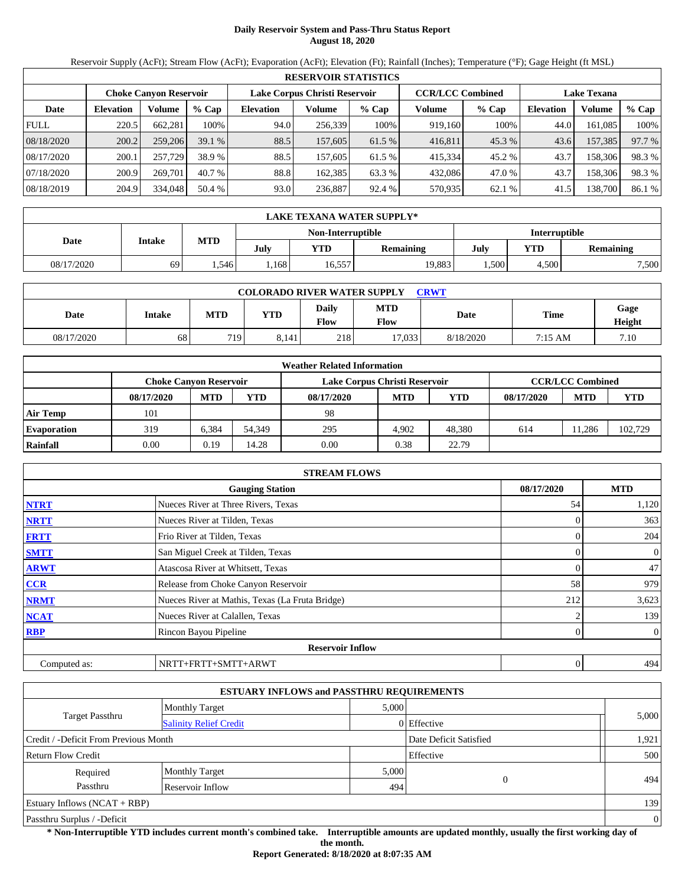# Daily Reservoir System and Pass-Thru Status Report
**August 18, 2020**

Reservoir Supply (AcFt); Stream Flow (AcFt); Evaporation (AcFt); Elevation (Ft); Rainfall (Inches); Temperature (°F); Gage Height (ft MSL)

| RESERVOIR STATISTICS | | | | | | | | | | | |
|---|---|---|---|---|---|---|---|---|---|---|---|
| | Choke Canyon Reservoir | | | Lake Corpus Christi Reservoir | | | CCR/LCC Combined | | Lake Texana | | |
| Date | Elevation | Volume | % Cap | Elevation | Volume | % Cap | Volume | % Cap | Elevation | Volume | % Cap |
| FULL | 220.5 | 662,281 | 100% | 94.0 | 256,339 | 100% | 919,160 | 100% | 44.0 | 161,085 | 100% |
| 08/18/2020 | 200.2 | 259,206 | 39.1 % | 88.5 | 157,605 | 61.5 % | 416,811 | 45.3 % | 43.6 | 157,385 | 97.7 % |
| 08/17/2020 | 200.1 | 257,729 | 38.9 % | 88.5 | 157,605 | 61.5 % | 415,334 | 45.2 % | 43.7 | 158,306 | 98.3 % |
| 07/18/2020 | 200.9 | 269,701 | 40.7 % | 88.8 | 162,385 | 63.3 % | 432,086 | 47.0 % | 43.7 | 158,306 | 98.3 % |
| 08/18/2019 | 204.9 | 334,048 | 50.4 % | 93.0 | 236,887 | 92.4 % | 570,935 | 62.1 % | 41.5 | 138,700 | 86.1 % |

| LAKE TEXANA WATER SUPPLY* | | | | | | | | |
|---|---|---|---|---|---|---|---|---|
| Date | Intake | MTD | Non-Interruptible | | | Interruptible | | |
| | | | July | YTD | Remaining | July | YTD | Remaining |
| 08/17/2020 | 69 | 1,546 | 1,168 | 16,557 | 19,883 | 1,500 | 4,500 | 7,500 |

| COLORADO RIVER WATER SUPPLY CRWT | | | | | | | | |
|---|---|---|---|---|---|---|---|---|
| Date | Intake | MTD | YTD | Daily Flow | MTD Flow | Date | Time | Gage Height |
| 08/17/2020 | 68 | 719 | 8,141 | 218 | 17,033 | 8/18/2020 | 7:15 AM | 7.10 |

| Weather Related Information | | | | | | | | | |
|---|---|---|---|---|---|---|---|---|---|
| | Choke Canyon Reservoir | | | Lake Corpus Christi Reservoir | | | CCR/LCC Combined | | |
| | 08/17/2020 | MTD | YTD | 08/17/2020 | MTD | YTD | 08/17/2020 | MTD | YTD |
| Air Temp | 101 | | | 98 | | | | | |
| Evaporation | 319 | 6,384 | 54,349 | 295 | 4,902 | 48,380 | 614 | 11,286 | 102,729 |
| Rainfall | 0.00 | 0.19 | 14.28 | 0.00 | 0.38 | 22.79 | | | |

| STREAM FLOWS | | | |
|---|---|---|---|
| | Gauging Station | 08/17/2020 | MTD |
| NTRT | Nueces River at Three Rivers, Texas | 54 | 1,120 |
| NRTT | Nueces River at Tilden, Texas | 0 | 363 |
| FRTT | Frio River at Tilden, Texas | 0 | 204 |
| SMTT | San Miguel Creek at Tilden, Texas | 0 | 0 |
| ARWT | Atascosa River at Whitsett, Texas | 0 | 47 |
| CCR | Release from Choke Canyon Reservoir | 58 | 979 |
| NRMT | Nueces River at Mathis, Texas (La Fruta Bridge) | 212 | 3,623 |
| NCAT | Nueces River at Calallen, Texas | 2 | 139 |
| RBP | Rincon Bayou Pipeline | 0 | 0 |
| **Reservoir Inflow** | | | |
| Computed as: | NRTT+FRTT+SMTT+ARWT | 0 | 494 |

| ESTUARY INFLOWS and PASSTHRU REQUIREMENTS | | | | |
|---|---|---|---|---|
| Target Passthru | Monthly Target | 5,000 | | 5,000 |
| | Salinity Relief Credit | 0 | Effective | |
| Credit / -Deficit From Previous Month | | | Date Deficit Satisfied | 1,921 |
| Return Flow Credit | | | Effective | 500 |
| Required Passthru | Monthly Target | 5,000 | 0 | 494 |
| | Reservoir Inflow | 494 | | |
| Estuary Inflows (NCAT + RBP) | | | | 139 |
| Passthru Surplus / -Deficit | | | | 0 |

**\* Non-Interruptible YTD includes current month's combined take. Interruptible amounts are updated monthly, usually the first working day of the month.**

**Report Generated: 8/18/2020 at 8:07:35 AM**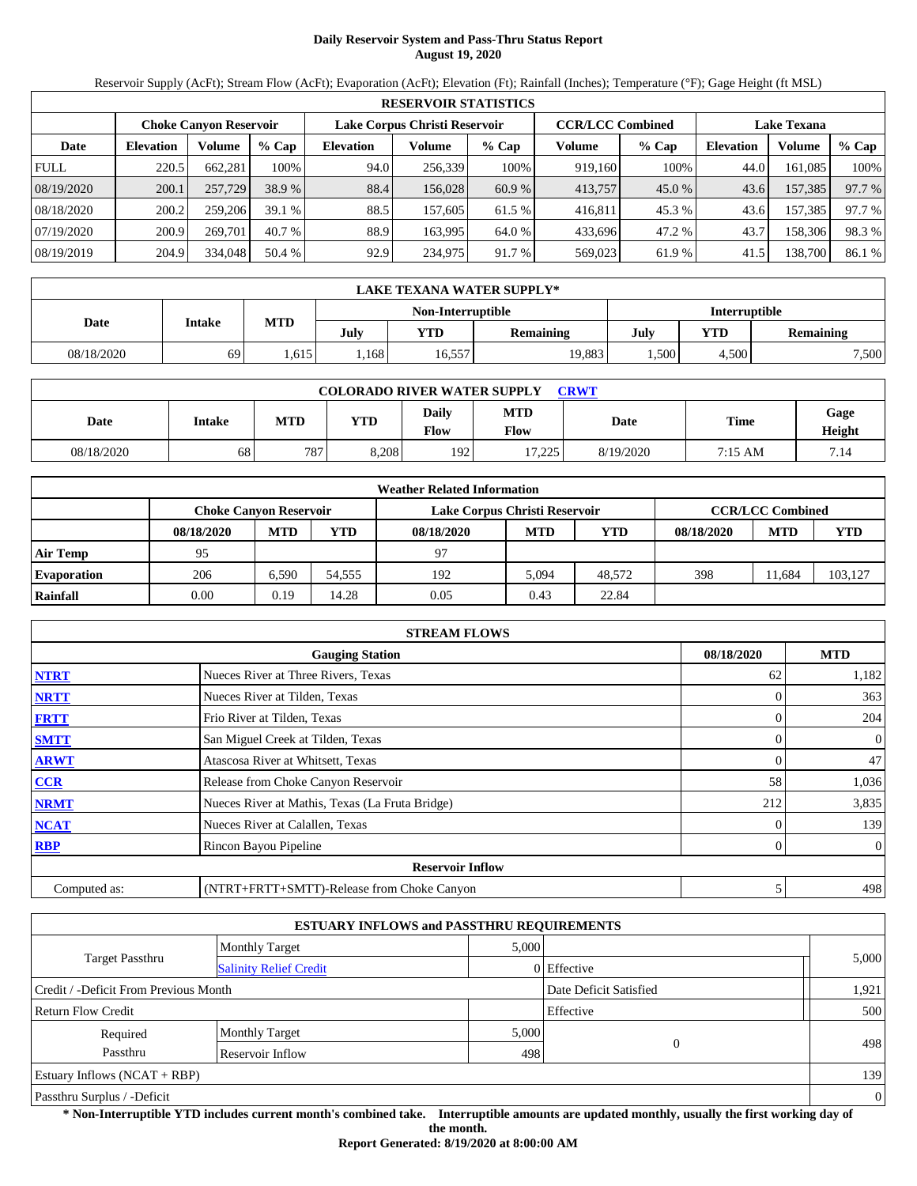# Daily Reservoir System and Pass-Thru Status Report
**August 19, 2020**

Reservoir Supply (AcFt); Stream Flow (AcFt); Evaporation (AcFt); Elevation (Ft); Rainfall (Inches); Temperature (°F); Gage Height (ft MSL)

| RESERVOIR STATISTICS | | | | | | | | | | | |
|---|---|---|---|---|---|---|---|---|---|---|---|
| | Choke Canyon Reservoir | | | Lake Corpus Christi Reservoir | | | CCR/LCC Combined | | Lake Texana | | |
| Date | Elevation | Volume | % Cap | Elevation | Volume | % Cap | Volume | % Cap | Elevation | Volume | % Cap |
| FULL | 220.5 | 662,281 | 100% | 94.0 | 256,339 | 100% | 919,160 | 100% | 44.0 | 161,085 | 100% |
| 08/19/2020 | 200.1 | 257,729 | 38.9 % | 88.4 | 156,028 | 60.9 % | 413,757 | 45.0 % | 43.6 | 157,385 | 97.7 % |
| 08/18/2020 | 200.2 | 259,206 | 39.1 % | 88.5 | 157,605 | 61.5 % | 416,811 | 45.3 % | 43.6 | 157,385 | 97.7 % |
| 07/19/2020 | 200.9 | 269,701 | 40.7 % | 88.9 | 163,995 | 64.0 % | 433,696 | 47.2 % | 43.7 | 158,306 | 98.3 % |
| 08/19/2019 | 204.9 | 334,048 | 50.4 % | 92.9 | 234,975 | 91.7 % | 569,023 | 61.9 % | 41.5 | 138,700 | 86.1 % |

| LAKE TEXANA WATER SUPPLY* | | | | | | | | |
|---|---|---|---|---|---|---|---|---|
| Date | Intake | MTD | Non-Interruptible | | | Interruptible | | |
| | | | July | YTD | Remaining | July | YTD | Remaining |
| 08/18/2020 | 69 | 1,615 | 1,168 | 16,557 | 19,883 | 1,500 | 4,500 | 7,500 |

| COLORADO RIVER WATER SUPPLY CRWT | | | | | | | |
|---|---|---|---|---|---|---|---|
| Date | Intake | MTD | YTD | Daily Flow | MTD Flow | Date | Time | Gage Height |
| 08/18/2020 | 68 | 787 | 8,208 | 192 | 17,225 | 8/19/2020 | 7:15 AM | 7.14 |

| Weather Related Information | | | | | | | | | |
|---|---|---|---|---|---|---|---|---|---|
| | Choke Canyon Reservoir | | | Lake Corpus Christi Reservoir | | | CCR/LCC Combined | | |
| | 08/18/2020 | MTD | YTD | 08/18/2020 | MTD | YTD | 08/18/2020 | MTD | YTD |
| Air Temp | 95 | | | 97 | | | | | |
| Evaporation | 206 | 6,590 | 54,555 | 192 | 5,094 | 48,572 | 398 | 11,684 | 103,127 |
| Rainfall | 0.00 | 0.19 | 14.28 | 0.05 | 0.43 | 22.84 | | | |

| STREAM FLOWS | | | |
|---|---|---|---|
| | Gauging Station | 08/18/2020 | MTD |
| NTRT | Nueces River at Three Rivers, Texas | 62 | 1,182 |
| NRTT | Nueces River at Tilden, Texas | 0 | 363 |
| FRTT | Frio River at Tilden, Texas | 0 | 204 |
| SMTT | San Miguel Creek at Tilden, Texas | 0 | 0 |
| ARWT | Atascosa River at Whitsett, Texas | 0 | 47 |
| CCR | Release from Choke Canyon Reservoir | 58 | 1,036 |
| NRMT | Nueces River at Mathis, Texas (La Fruta Bridge) | 212 | 3,835 |
| NCAT | Nueces River at Calallen, Texas | 0 | 139 |
| RBP | Rincon Bayou Pipeline | 0 | 0 |
| | **Reservoir Inflow** | | |
| Computed as: | (NTRT+FRTT+SMTT)-Release from Choke Canyon | 5 | 498 |

| ESTUARY INFLOWS and PASSTHRU REQUIREMENTS | | | | |
|---|---|---|---|---|
| Target Passthru | Monthly Target | 5,000 | | 5,000 |
| | Salinity Relief Credit | 0 | Effective | |
| Credit / -Deficit From Previous Month | | | Date Deficit Satisfied | 1,921 |
| Return Flow Credit | | | Effective | 500 |
| Required Passthru | Monthly Target | 5,000 | 0 | 498 |
| | Reservoir Inflow | 498 | | |
| Estuary Inflows (NCAT + RBP) | | | | 139 |
| Passthru Surplus / -Deficit | | | | 0 |

**\* Non-Interruptible YTD includes current month's combined take. Interruptible amounts are updated monthly, usually the first working day of the month.**

**Report Generated: 8/19/2020 at 8:00:00 AM**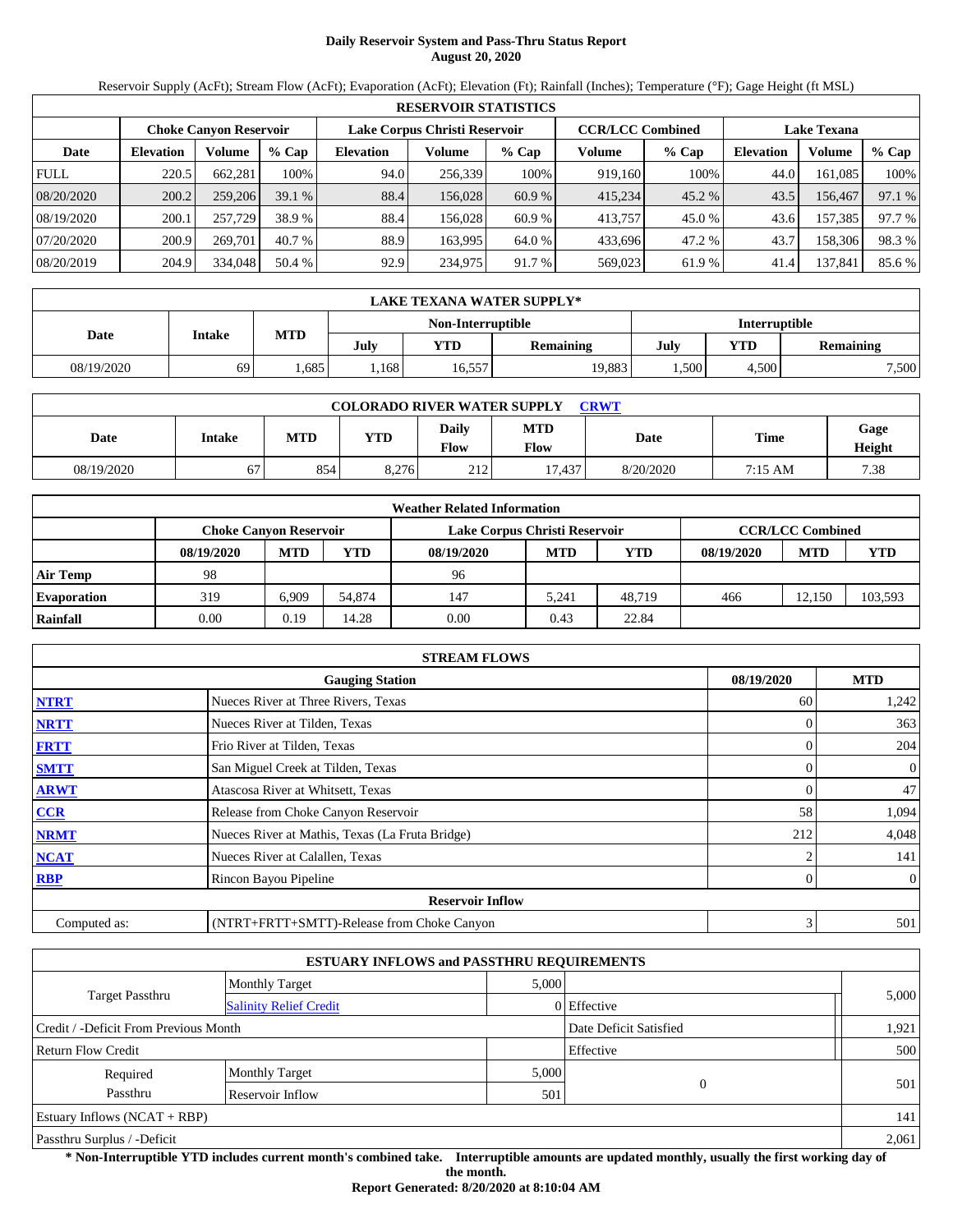# Daily Reservoir System and Pass-Thru Status Report
**August 20, 2020**

Reservoir Supply (AcFt); Stream Flow (AcFt); Evaporation (AcFt); Elevation (Ft); Rainfall (Inches); Temperature (°F); Gage Height (ft MSL)

| RESERVOIR STATISTICS | | | | | | | | | | | |
|---|---|---|---|---|---|---|---|---|---|---|---|
| | Choke Canyon Reservoir | | | Lake Corpus Christi Reservoir | | | CCR/LCC Combined | | Lake Texana | | |
| Date | Elevation | Volume | % Cap | Elevation | Volume | % Cap | Volume | % Cap | Elevation | Volume | % Cap |
| FULL | 220.5 | 662,281 | 100% | 94.0 | 256,339 | 100% | 919,160 | 100% | 44.0 | 161,085 | 100% |
| 08/20/2020 | 200.2 | 259,206 | 39.1 % | 88.4 | 156,028 | 60.9 % | 415,234 | 45.2 % | 43.5 | 156,467 | 97.1 % |
| 08/19/2020 | 200.1 | 257,729 | 38.9 % | 88.4 | 156,028 | 60.9 % | 413,757 | 45.0 % | 43.6 | 157,385 | 97.7 % |
| 07/20/2020 | 200.9 | 269,701 | 40.7 % | 88.9 | 163,995 | 64.0 % | 433,696 | 47.2 % | 43.7 | 158,306 | 98.3 % |
| 08/20/2019 | 204.9 | 334,048 | 50.4 % | 92.9 | 234,975 | 91.7 % | 569,023 | 61.9 % | 41.4 | 137,841 | 85.6 % |

| LAKE TEXANA WATER SUPPLY* | | | | | | | | |
|---|---|---|---|---|---|---|---|---|
| Date | Intake | MTD | Non-Interruptible | | | Interruptible | | |
| | | | July | YTD | Remaining | July | YTD | Remaining |
| 08/19/2020 | 69 | 1,685 | 1,168 | 16,557 | 19,883 | 1,500 | 4,500 | 7,500 |

| COLORADO RIVER WATER SUPPLY CRWT | | | | | | | | |
|---|---|---|---|---|---|---|---|---|
| Date | Intake | MTD | YTD | Daily Flow | MTD Flow | Date | Time | Gage Height |
| 08/19/2020 | 67 | 854 | 8,276 | 212 | 17,437 | 8/20/2020 | 7:15 AM | 7.38 |

| Weather Related Information | | | | | | | | | |
|---|---|---|---|---|---|---|---|---|---|
| | Choke Canyon Reservoir | | | Lake Corpus Christi Reservoir | | | CCR/LCC Combined | | |
| | 08/19/2020 | MTD | YTD | 08/19/2020 | MTD | YTD | 08/19/2020 | MTD | YTD |
| Air Temp | 98 | | | 96 | | | | | |
| Evaporation | 319 | 6,909 | 54,874 | 147 | 5,241 | 48,719 | 466 | 12,150 | 103,593 |
| Rainfall | 0.00 | 0.19 | 14.28 | 0.00 | 0.43 | 22.84 | | | |

| STREAM FLOWS | | | |
|---|---|---|---|
| | Gauging Station | 08/19/2020 | MTD |
| NTRT | Nueces River at Three Rivers, Texas | 60 | 1,242 |
| NRTT | Nueces River at Tilden, Texas | 0 | 363 |
| FRTT | Frio River at Tilden, Texas | 0 | 204 |
| SMTT | San Miguel Creek at Tilden, Texas | 0 | 0 |
| ARWT | Atascosa River at Whitsett, Texas | 0 | 47 |
| CCR | Release from Choke Canyon Reservoir | 58 | 1,094 |
| NRMT | Nueces River at Mathis, Texas (La Fruta Bridge) | 212 | 4,048 |
| NCAT | Nueces River at Calallen, Texas | 2 | 141 |
| RBP | Rincon Bayou Pipeline | 0 | 0 |
| | Reservoir Inflow | | |
| Computed as: | (NTRT+FRTT+SMTT)-Release from Choke Canyon | 3 | 501 |

| ESTUARY INFLOWS and PASSTHRU REQUIREMENTS | | | | |
|---|---|---|---|---|
| Target Passthru | Monthly Target | 5,000 | | 5,000 |
| | Salinity Relief Credit | 0 | Effective | |
| Credit / -Deficit From Previous Month | | | Date Deficit Satisfied | 1,921 |
| Return Flow Credit | | | Effective | 500 |
| Required Passthru | Monthly Target | 5,000 | 0 | 501 |
| | Reservoir Inflow | 501 | | |
| Estuary Inflows (NCAT + RBP) | | | | 141 |
| Passthru Surplus / -Deficit | | | | 2,061 |

**\* Non-Interruptible YTD includes current month's combined take. Interruptible amounts are updated monthly, usually the first working day of the month.**

**Report Generated: 8/20/2020 at 8:10:04 AM**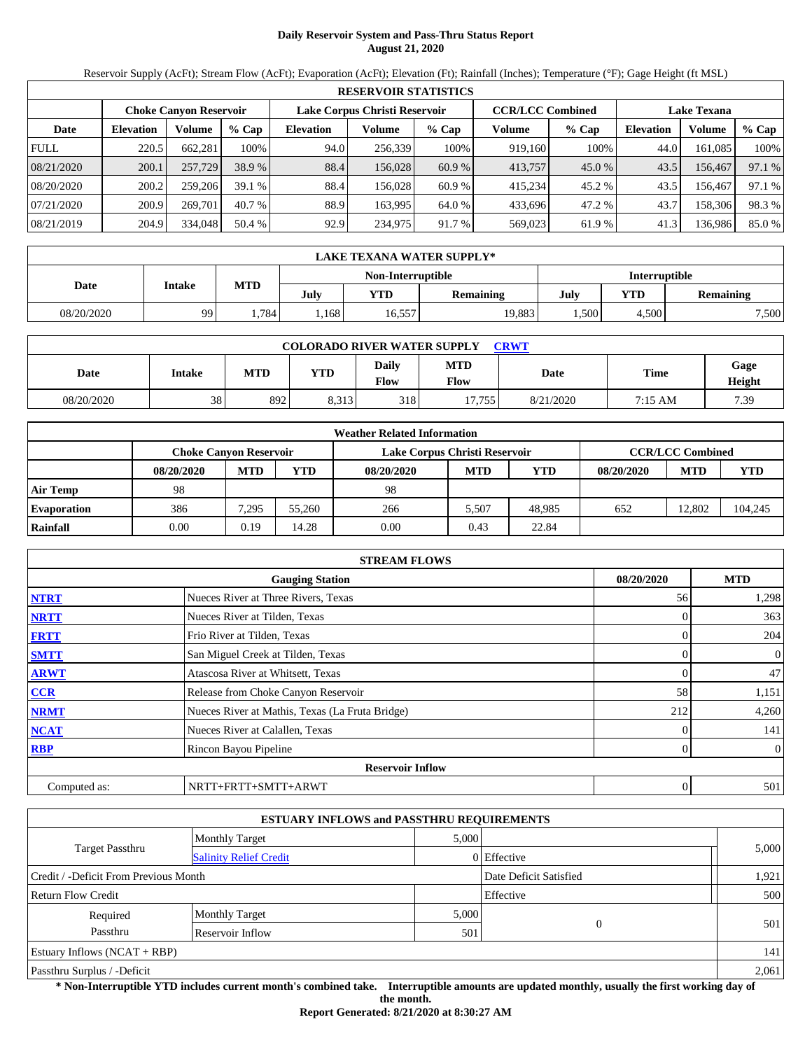# Daily Reservoir System and Pass-Thru Status Report
**August 21, 2020**

Reservoir Supply (AcFt); Stream Flow (AcFt); Evaporation (AcFt); Elevation (Ft); Rainfall (Inches); Temperature (°F); Gage Height (ft MSL)

| RESERVOIR STATISTICS | | | | | | | | | | | |
|---|---|---|---|---|---|---|---|---|---|---|---|
| | Choke Canyon Reservoir | | | Lake Corpus Christi Reservoir | | | CCR/LCC Combined | | Lake Texana | | |
| Date | Elevation | Volume | % Cap | Elevation | Volume | % Cap | Volume | % Cap | Elevation | Volume | % Cap |
| FULL | 220.5 | 662,281 | 100% | 94.0 | 256,339 | 100% | 919,160 | 100% | 44.0 | 161,085 | 100% |
| 08/21/2020 | 200.1 | 257,729 | 38.9 % | 88.4 | 156,028 | 60.9 % | 413,757 | 45.0 % | 43.5 | 156,467 | 97.1 % |
| 08/20/2020 | 200.2 | 259,206 | 39.1 % | 88.4 | 156,028 | 60.9 % | 415,234 | 45.2 % | 43.5 | 156,467 | 97.1 % |
| 07/21/2020 | 200.9 | 269,701 | 40.7 % | 88.9 | 163,995 | 64.0 % | 433,696 | 47.2 % | 43.7 | 158,306 | 98.3 % |
| 08/21/2019 | 204.9 | 334,048 | 50.4 % | 92.9 | 234,975 | 91.7 % | 569,023 | 61.9 % | 41.3 | 136,986 | 85.0 % |

| LAKE TEXANA WATER SUPPLY* | | | | | | | | |
|---|---|---|---|---|---|---|---|---|
| Date | Intake | MTD | Non-Interruptible | | | Interruptible | | |
| | | | July | YTD | Remaining | July | YTD | Remaining |
| 08/20/2020 | 99 | 1,784 | 1,168 | 16,557 | 19,883 | 1,500 | 4,500 | 7,500 |

| COLORADO RIVER WATER SUPPLY CRWT | | | | | | | | |
|---|---|---|---|---|---|---|---|---|
| Date | Intake | MTD | YTD | Daily Flow | MTD Flow | Date | Time | Gage Height |
| 08/20/2020 | 38 | 892 | 8,313 | 318 | 17,755 | 8/21/2020 | 7:15 AM | 7.39 |

| Weather Related Information | | | | | | | | | |
|---|---|---|---|---|---|---|---|---|---|
| | Choke Canyon Reservoir | | | Lake Corpus Christi Reservoir | | | CCR/LCC Combined | | |
| | 08/20/2020 | MTD | YTD | 08/20/2020 | MTD | YTD | 08/20/2020 | MTD | YTD |
| Air Temp | 98 | | | 98 | | | | | |
| Evaporation | 386 | 7,295 | 55,260 | 266 | 5,507 | 48,985 | 652 | 12,802 | 104,245 |
| Rainfall | 0.00 | 0.19 | 14.28 | 0.00 | 0.43 | 22.84 | | | |

| STREAM FLOWS | | | |
|---|---|---|---|
| | Gauging Station | 08/20/2020 | MTD |
| NTRT | Nueces River at Three Rivers, Texas | 56 | 1,298 |
| NRTT | Nueces River at Tilden, Texas | 0 | 363 |
| FRTT | Frio River at Tilden, Texas | 0 | 204 |
| SMTT | San Miguel Creek at Tilden, Texas | 0 | 0 |
| ARWT | Atascosa River at Whitsett, Texas | 0 | 47 |
| CCR | Release from Choke Canyon Reservoir | 58 | 1,151 |
| NRMT | Nueces River at Mathis, Texas (La Fruta Bridge) | 212 | 4,260 |
| NCAT | Nueces River at Calallen, Texas | 0 | 141 |
| RBP | Rincon Bayou Pipeline | 0 | 0 |
| | Reservoir Inflow | | |
| Computed as: | NRTT+FRTT+SMTT+ARWT | 0 | 501 |

| ESTUARY INFLOWS and PASSTHRU REQUIREMENTS | | | | |
|---|---|---|---|---|
| Target Passthru | Monthly Target | 5,000 | | 5,000 |
| | Salinity Relief Credit | 0 | Effective | |
| Credit / -Deficit From Previous Month | | | Date Deficit Satisfied | 1,921 |
| Return Flow Credit | | | Effective | 500 |
| Required Passthru | Monthly Target | 5,000 | 0 | 501 |
| | Reservoir Inflow | 501 | | |
| Estuary Inflows (NCAT + RBP) | | | | 141 |
| Passthru Surplus / -Deficit | | | | 2,061 |

**\* Non-Interruptible YTD includes current month's combined take. Interruptible amounts are updated monthly, usually the first working day of the month.**

**Report Generated: 8/21/2020 at 8:30:27 AM**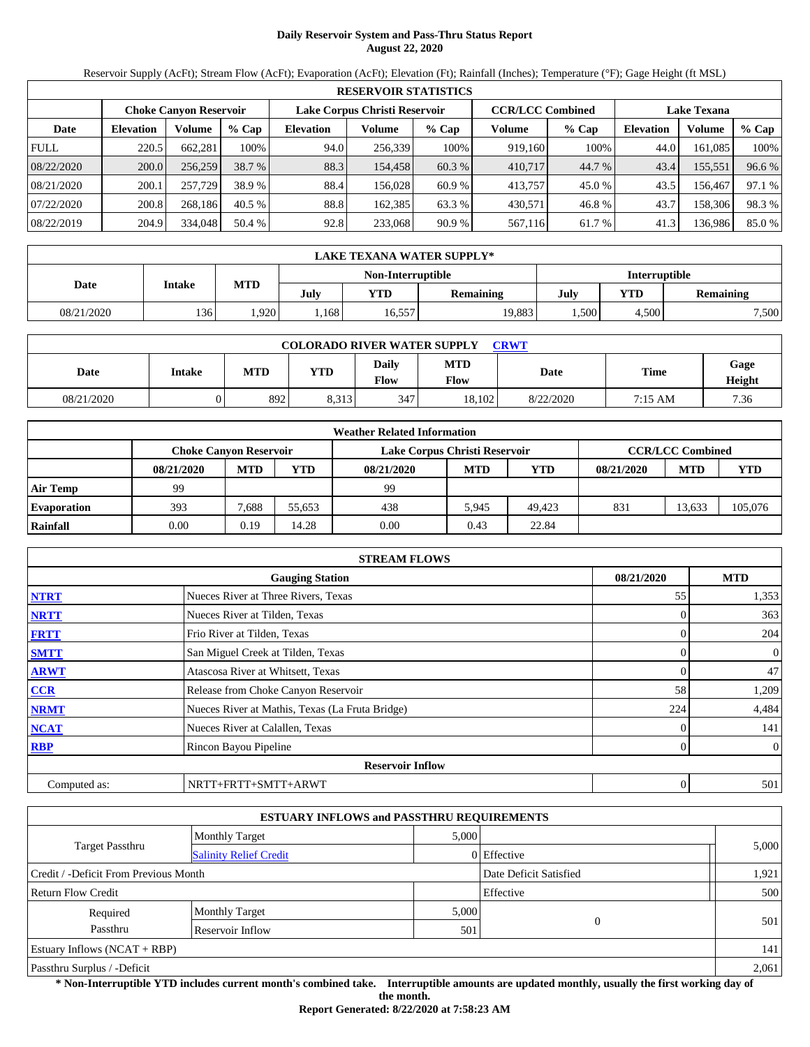# Daily Reservoir System and Pass-Thru Status Report
## August 22, 2020

Reservoir Supply (AcFt); Stream Flow (AcFt); Evaporation (AcFt); Elevation (Ft); Rainfall (Inches); Temperature (°F); Gage Height (ft MSL)

| RESERVOIR STATISTICS | | | | | | | | | | | |
|---|---|---|---|---|---|---|---|---|---|---|---|
| | Choke Canyon Reservoir | | | Lake Corpus Christi Reservoir | | | CCR/LCC Combined | | Lake Texana | | |
| Date | Elevation | Volume | % Cap | Elevation | Volume | % Cap | Volume | % Cap | Elevation | Volume | % Cap |
| FULL | 220.5 | 662,281 | 100% | 94.0 | 256,339 | 100% | 919,160 | 100% | 44.0 | 161,085 | 100% |
| 08/22/2020 | 200.0 | 256,259 | 38.7 % | 88.3 | 154,458 | 60.3 % | 410,717 | 44.7 % | 43.4 | 155,551 | 96.6 % |
| 08/21/2020 | 200.1 | 257,729 | 38.9 % | 88.4 | 156,028 | 60.9 % | 413,757 | 45.0 % | 43.5 | 156,467 | 97.1 % |
| 07/22/2020 | 200.8 | 268,186 | 40.5 % | 88.8 | 162,385 | 63.3 % | 430,571 | 46.8 % | 43.7 | 158,306 | 98.3 % |
| 08/22/2019 | 204.9 | 334,048 | 50.4 % | 92.8 | 233,068 | 90.9 % | 567,116 | 61.7 % | 41.3 | 136,986 | 85.0 % |

| LAKE TEXANA WATER SUPPLY* | | | | | | | | |
|---|---|---|---|---|---|---|---|---|
| | | | Non-Interruptible | | | Interruptible | | |
| Date | Intake | MTD | July | YTD | Remaining | July | YTD | Remaining |
| 08/21/2020 | 136 | 1,920 | 1,168 | 16,557 | 19,883 | 1,500 | 4,500 | 7,500 |

| COLORADO RIVER WATER SUPPLY CRWT | | | | | | | | |
|---|---|---|---|---|---|---|---|---|
| Date | Intake | MTD | YTD | Daily Flow | MTD Flow | Date | Time | Gage Height |
| 08/21/2020 | 0 | 892 | 8,313 | 347 | 18,102 | 8/22/2020 | 7:15 AM | 7.36 |

| Weather Related Information | | | | | | | | | |
|---|---|---|---|---|---|---|---|---|---|
| | Choke Canyon Reservoir | | | Lake Corpus Christi Reservoir | | | CCR/LCC Combined | | |
| | 08/21/2020 | MTD | YTD | 08/21/2020 | MTD | YTD | 08/21/2020 | MTD | YTD |
| Air Temp | 99 | | | 99 | | | | | |
| Evaporation | 393 | 7,688 | 55,653 | 438 | 5,945 | 49,423 | 831 | 13,633 | 105,076 |
| Rainfall | 0.00 | 0.19 | 14.28 | 0.00 | 0.43 | 22.84 | | | |

| STREAM FLOWS | | | |
|---|---|---|---|
| | Gauging Station | 08/21/2020 | MTD |
| NTRT | Nueces River at Three Rivers, Texas | 55 | 1,353 |
| NRTT | Nueces River at Tilden, Texas | 0 | 363 |
| FRTT | Frio River at Tilden, Texas | 0 | 204 |
| SMTT | San Miguel Creek at Tilden, Texas | 0 | 0 |
| ARWT | Atascosa River at Whitsett, Texas | 0 | 47 |
| CCR | Release from Choke Canyon Reservoir | 58 | 1,209 |
| NRMT | Nueces River at Mathis, Texas (La Fruta Bridge) | 224 | 4,484 |
| NCAT | Nueces River at Calallen, Texas | 0 | 141 |
| RBP | Rincon Bayou Pipeline | 0 | 0 |
| | Reservoir Inflow | | |
| Computed as: | NRTT+FRTT+SMTT+ARWT | 0 | 501 |

| ESTUARY INFLOWS and PASSTHRU REQUIREMENTS | | | | |
|---|---|---|---|---|
| Target Passthru | Monthly Target | 5,000 | | 5,000 |
| | Salinity Relief Credit | 0 | Effective | |
| Credit / -Deficit From Previous Month | | | Date Deficit Satisfied | 1,921 |
| Return Flow Credit | | | Effective | 500 |
| Required Passthru | Monthly Target | 5,000 | 0 | 501 |
| | Reservoir Inflow | 501 | | |
| Estuary Inflows (NCAT + RBP) | | | | 141 |
| Passthru Surplus / -Deficit | | | | 2,061 |

**\* Non-Interruptible YTD includes current month's combined take. Interruptible amounts are updated monthly, usually the first working day of the month.**

**Report Generated: 8/22/2020 at 7:58:23 AM**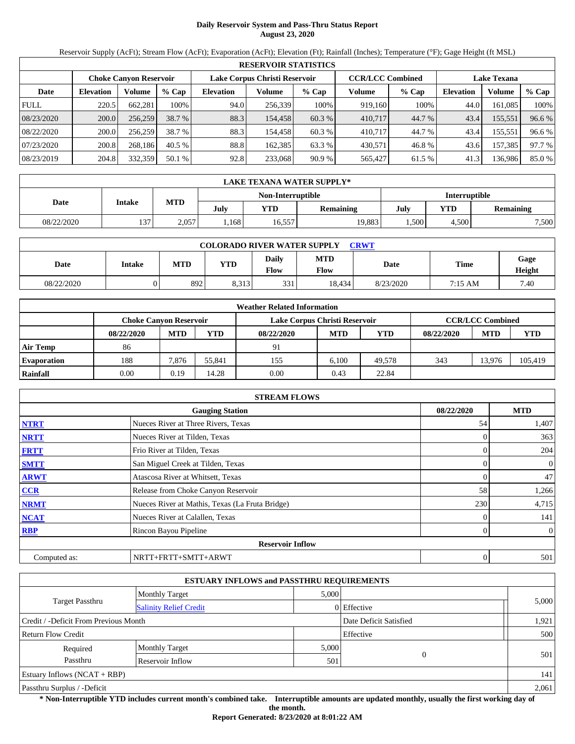# Daily Reservoir System and Pass-Thru Status Report
## August 23, 2020

Reservoir Supply (AcFt); Stream Flow (AcFt); Evaporation (AcFt); Elevation (Ft); Rainfall (Inches); Temperature (°F); Gage Height (ft MSL)

| RESERVOIR STATISTICS | | | | | | | | | | | |
|---|---|---|---|---|---|---|---|---|---|---|---|
| | Choke Canyon Reservoir | | | Lake Corpus Christi Reservoir | | | CCR/LCC Combined | | Lake Texana | | |
| Date | Elevation | Volume | % Cap | Elevation | Volume | % Cap | Volume | % Cap | Elevation | Volume | % Cap |
| FULL | 220.5 | 662,281 | 100% | 94.0 | 256,339 | 100% | 919,160 | 100% | 44.0 | 161,085 | 100% |
| 08/23/2020 | 200.0 | 256,259 | 38.7 % | 88.3 | 154,458 | 60.3 % | 410,717 | 44.7 % | 43.4 | 155,551 | 96.6 % |
| 08/22/2020 | 200.0 | 256,259 | 38.7 % | 88.3 | 154,458 | 60.3 % | 410,717 | 44.7 % | 43.4 | 155,551 | 96.6 % |
| 07/23/2020 | 200.8 | 268,186 | 40.5 % | 88.8 | 162,385 | 63.3 % | 430,571 | 46.8 % | 43.6 | 157,385 | 97.7 % |
| 08/23/2019 | 204.8 | 332,359 | 50.1 % | 92.8 | 233,068 | 90.9 % | 565,427 | 61.5 % | 41.3 | 136,986 | 85.0 % |

| LAKE TEXANA WATER SUPPLY* | | | | | | | | |
|---|---|---|---|---|---|---|---|---|
| Date | Intake | MTD | Non-Interruptible | | | Interruptible | | |
| | | | July | YTD | Remaining | July | YTD | Remaining |
| 08/22/2020 | 137 | 2,057 | 1,168 | 16,557 | 19,883 | 1,500 | 4,500 | 7,500 |

| COLORADO RIVER WATER SUPPLY CRWT | | | | | | | | |
|---|---|---|---|---|---|---|---|---|
| Date | Intake | MTD | YTD | Daily Flow | MTD Flow | Date | Time | Gage Height |
| 08/22/2020 | 0 | 892 | 8,313 | 331 | 18,434 | 8/23/2020 | 7:15 AM | 7.40 |

| Weather Related Information | | | | | | | | | |
|---|---|---|---|---|---|---|---|---|---|
| | Choke Canyon Reservoir | | | Lake Corpus Christi Reservoir | | | CCR/LCC Combined | | |
| | 08/22/2020 | MTD | YTD | 08/22/2020 | MTD | YTD | 08/22/2020 | MTD | YTD |
| Air Temp | 86 | | | 91 | | | | | |
| Evaporation | 188 | 7,876 | 55,841 | 155 | 6,100 | 49,578 | 343 | 13,976 | 105,419 |
| Rainfall | 0.00 | 0.19 | 14.28 | 0.00 | 0.43 | 22.84 | | | |

| STREAM FLOWS | | | |
|---|---|---|---|
| | Gauging Station | 08/22/2020 | MTD |
| NTRT | Nueces River at Three Rivers, Texas | 54 | 1,407 |
| NRTT | Nueces River at Tilden, Texas | 0 | 363 |
| FRTT | Frio River at Tilden, Texas | 0 | 204 |
| SMTT | San Miguel Creek at Tilden, Texas | 0 | 0 |
| ARWT | Atascosa River at Whitsett, Texas | 0 | 47 |
| CCR | Release from Choke Canyon Reservoir | 58 | 1,266 |
| NRMT | Nueces River at Mathis, Texas (La Fruta Bridge) | 230 | 4,715 |
| NCAT | Nueces River at Calallen, Texas | 0 | 141 |
| RBP | Rincon Bayou Pipeline | 0 | 0 |
| | Reservoir Inflow | | |
| Computed as: | NRTT+FRTT+SMTT+ARWT | 0 | 501 |

| ESTUARY INFLOWS and PASSTHRU REQUIREMENTS | | | | |
|---|---|---|---|---|
| Target Passthru | Monthly Target | 5,000 | | 5,000 |
| | Salinity Relief Credit | 0 | Effective | |
| Credit / -Deficit From Previous Month | | | Date Deficit Satisfied | 1,921 |
| Return Flow Credit | | | Effective | 500 |
| Required Passthru | Monthly Target | 5,000 | 0 | 501 |
| | Reservoir Inflow | 501 | | |
| Estuary Inflows (NCAT + RBP) | | | | 141 |
| Passthru Surplus / -Deficit | | | | 2,061 |

**\* Non-Interruptible YTD includes current month's combined take. Interruptible amounts are updated monthly, usually the first working day of the month.**

**Report Generated: 8/23/2020 at 8:01:22 AM**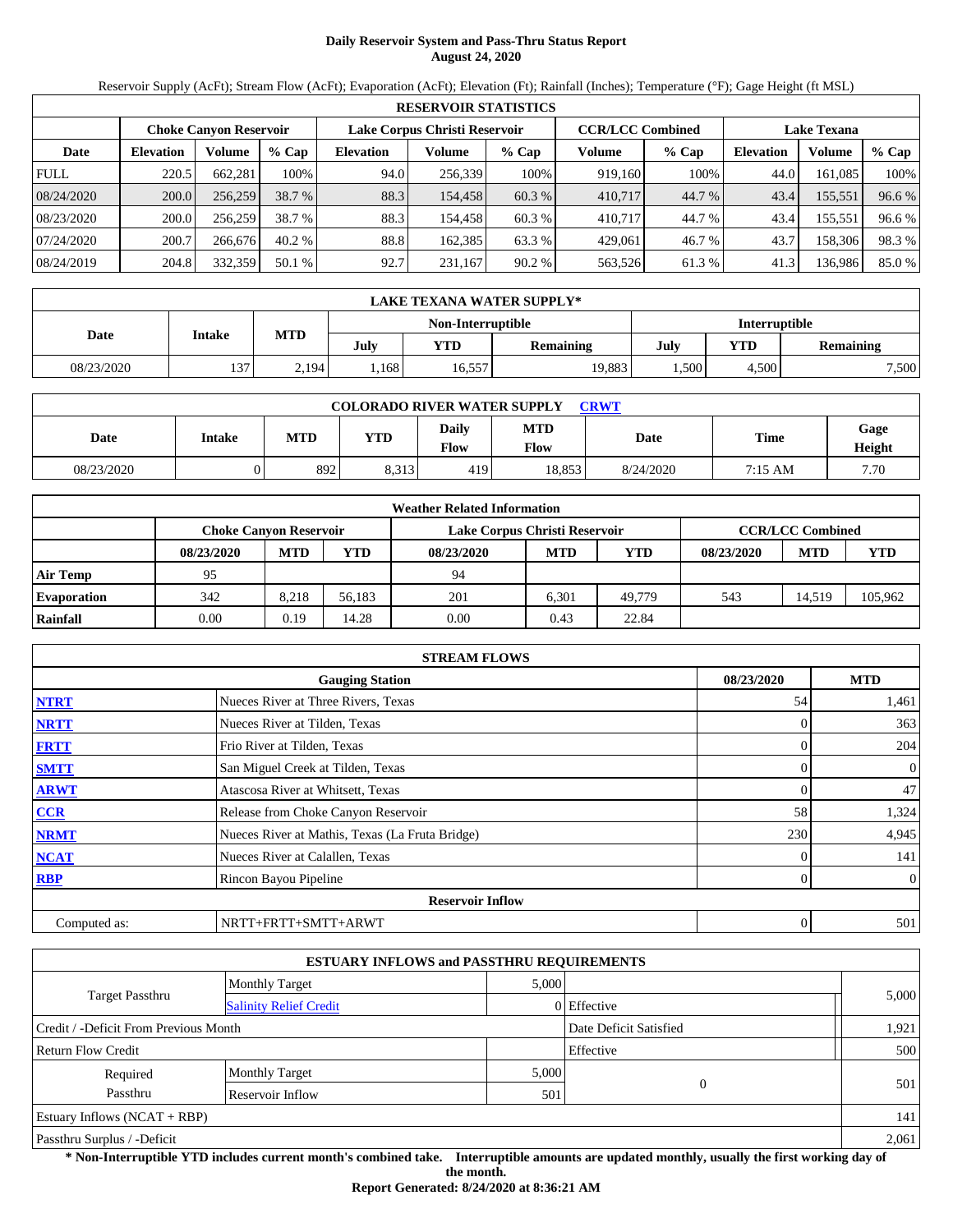# Daily Reservoir System and Pass-Thru Status Report
## August 24, 2020

Reservoir Supply (AcFt); Stream Flow (AcFt); Evaporation (AcFt); Elevation (Ft); Rainfall (Inches); Temperature (°F); Gage Height (ft MSL)

| RESERVOIR STATISTICS | | | | | | | | | | | |
|---|---|---|---|---|---|---|---|---|---|---|---|
| | Choke Canyon Reservoir | | | Lake Corpus Christi Reservoir | | | CCR/LCC Combined | | Lake Texana | | |
| Date | Elevation | Volume | % Cap | Elevation | Volume | % Cap | Volume | % Cap | Elevation | Volume | % Cap |
| FULL | 220.5 | 662,281 | 100% | 94.0 | 256,339 | 100% | 919,160 | 100% | 44.0 | 161,085 | 100% |
| 08/24/2020 | 200.0 | 256,259 | 38.7 % | 88.3 | 154,458 | 60.3 % | 410,717 | 44.7 % | 43.4 | 155,551 | 96.6 % |
| 08/23/2020 | 200.0 | 256,259 | 38.7 % | 88.3 | 154,458 | 60.3 % | 410,717 | 44.7 % | 43.4 | 155,551 | 96.6 % |
| 07/24/2020 | 200.7 | 266,676 | 40.2 % | 88.8 | 162,385 | 63.3 % | 429,061 | 46.7 % | 43.7 | 158,306 | 98.3 % |
| 08/24/2019 | 204.8 | 332,359 | 50.1 % | 92.7 | 231,167 | 90.2 % | 563,526 | 61.3 % | 41.3 | 136,986 | 85.0 % |

| LAKE TEXANA WATER SUPPLY* | | | | | | | | |
|---|---|---|---|---|---|---|---|---|
| Date | Intake | MTD | Non-Interruptible | | | Interruptible | | |
| | | | July | YTD | Remaining | July | YTD | Remaining |
| 08/23/2020 | 137 | 2,194 | 1,168 | 16,557 | 19,883 | 1,500 | 4,500 | 7,500 |

| COLORADO RIVER WATER SUPPLY CRWT | | | | | | | | |
|---|---|---|---|---|---|---|---|---|
| Date | Intake | MTD | YTD | Daily Flow | MTD Flow | Date | Time | Gage Height |
| 08/23/2020 | 0 | 892 | 8,313 | 419 | 18,853 | 8/24/2020 | 7:15 AM | 7.70 |

| Weather Related Information | | | | | | | | | |
|---|---|---|---|---|---|---|---|---|---|
| | Choke Canyon Reservoir | | | Lake Corpus Christi Reservoir | | | CCR/LCC Combined | | |
| | 08/23/2020 | MTD | YTD | 08/23/2020 | MTD | YTD | 08/23/2020 | MTD | YTD |
| Air Temp | 95 | | | 94 | | | | | |
| Evaporation | 342 | 8,218 | 56,183 | 201 | 6,301 | 49,779 | 543 | 14,519 | 105,962 |
| Rainfall | 0.00 | 0.19 | 14.28 | 0.00 | 0.43 | 22.84 | | | |

| STREAM FLOWS | | | |
|---|---|---|---|
| | Gauging Station | 08/23/2020 | MTD |
| NTRT | Nueces River at Three Rivers, Texas | 54 | 1,461 |
| NRTT | Nueces River at Tilden, Texas | 0 | 363 |
| FRTT | Frio River at Tilden, Texas | 0 | 204 |
| SMTT | San Miguel Creek at Tilden, Texas | 0 | 0 |
| ARWT | Atascosa River at Whitsett, Texas | 0 | 47 |
| CCR | Release from Choke Canyon Reservoir | 58 | 1,324 |
| NRMT | Nueces River at Mathis, Texas (La Fruta Bridge) | 230 | 4,945 |
| NCAT | Nueces River at Calallen, Texas | 0 | 141 |
| RBP | Rincon Bayou Pipeline | 0 | 0 |
| | Reservoir Inflow | | |
| Computed as: | NRTT+FRTT+SMTT+ARWT | 0 | 501 |

| ESTUARY INFLOWS and PASSTHRU REQUIREMENTS | | | | |
|---|---|---|---|---|
| Target Passthru | Monthly Target | 5,000 | | 5,000 |
| | Salinity Relief Credit | 0 | Effective | |
| Credit / -Deficit From Previous Month | | | Date Deficit Satisfied | 1,921 |
| Return Flow Credit | | | Effective | 500 |
| Required Passthru | Monthly Target | 5,000 | 0 | 501 |
| | Reservoir Inflow | 501 | | |
| Estuary Inflows (NCAT + RBP) | | | | 141 |
| Passthru Surplus / -Deficit | | | | 2,061 |

**\* Non-Interruptible YTD includes current month's combined take. Interruptible amounts are updated monthly, usually the first working day of the month.**

**Report Generated: 8/24/2020 at 8:36:21 AM**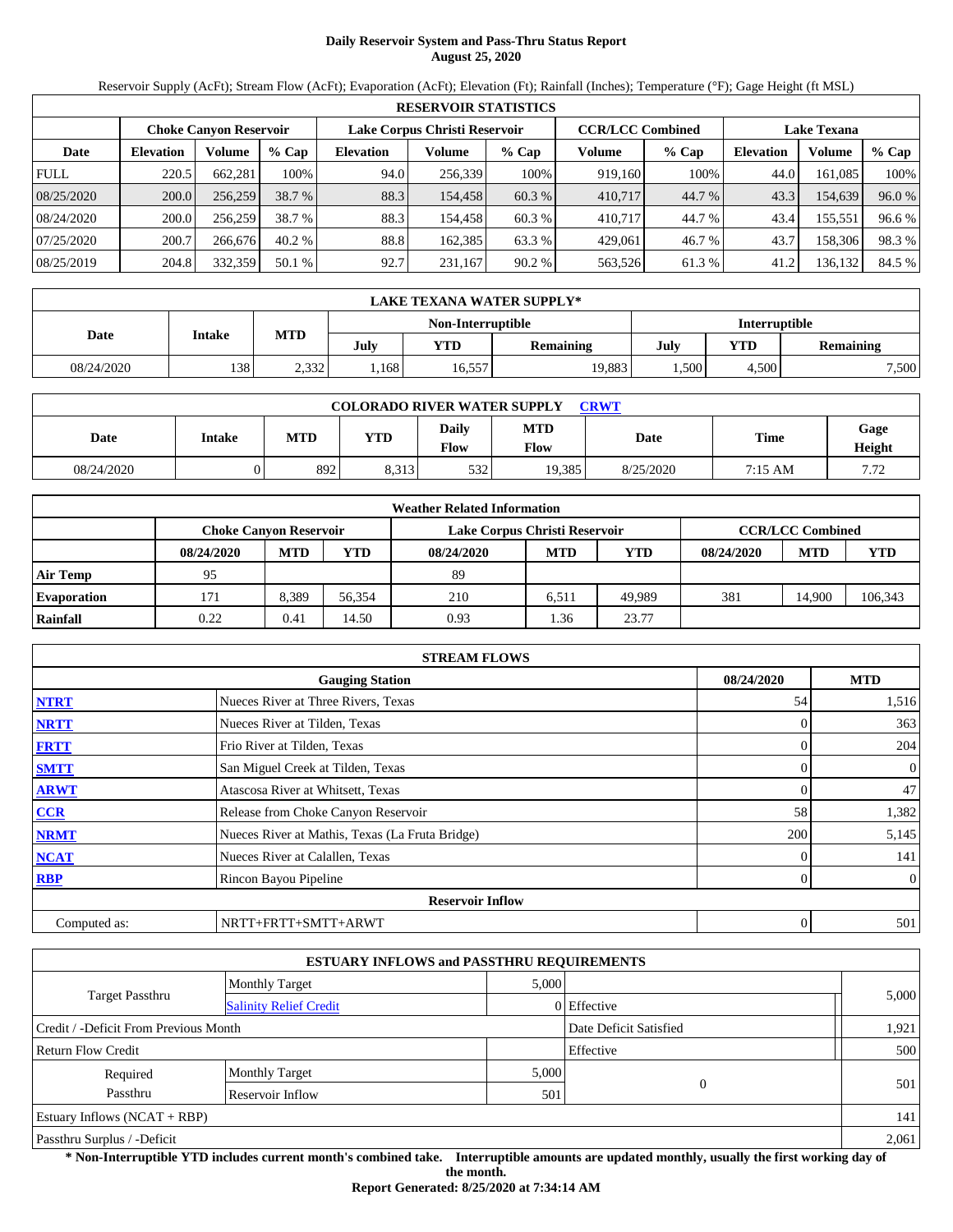# Daily Reservoir System and Pass-Thru Status Report
## August 25, 2020

Reservoir Supply (AcFt); Stream Flow (AcFt); Evaporation (AcFt); Elevation (Ft); Rainfall (Inches); Temperature (°F); Gage Height (ft MSL)

| RESERVOIR STATISTICS | | | | | | | | | | | |
|---|---|---|---|---|---|---|---|---|---|---|---|
| | Choke Canyon Reservoir | | | Lake Corpus Christi Reservoir | | | CCR/LCC Combined | | Lake Texana | | |
| Date | Elevation | Volume | % Cap | Elevation | Volume | % Cap | Volume | % Cap | Elevation | Volume | % Cap |
| FULL | 220.5 | 662,281 | 100% | 94.0 | 256,339 | 100% | 919,160 | 100% | 44.0 | 161,085 | 100% |
| 08/25/2020 | 200.0 | 256,259 | 38.7 % | 88.3 | 154,458 | 60.3 % | 410,717 | 44.7 % | 43.3 | 154,639 | 96.0 % |
| 08/24/2020 | 200.0 | 256,259 | 38.7 % | 88.3 | 154,458 | 60.3 % | 410,717 | 44.7 % | 43.4 | 155,551 | 96.6 % |
| 07/25/2020 | 200.7 | 266,676 | 40.2 % | 88.8 | 162,385 | 63.3 % | 429,061 | 46.7 % | 43.7 | 158,306 | 98.3 % |
| 08/25/2019 | 204.8 | 332,359 | 50.1 % | 92.7 | 231,167 | 90.2 % | 563,526 | 61.3 % | 41.2 | 136,132 | 84.5 % |

| LAKE TEXANA WATER SUPPLY* | | | | | | | | |
|---|---|---|---|---|---|---|---|---|
| Date | Intake | MTD | Non-Interruptible | | | Interruptible | | |
| | | | July | YTD | Remaining | July | YTD | Remaining |
| 08/24/2020 | 138 | 2,332 | 1,168 | 16,557 | 19,883 | 1,500 | 4,500 | 7,500 |

| COLORADO RIVER WATER SUPPLY CRWT | | | | | | | | |
|---|---|---|---|---|---|---|---|---|
| Date | Intake | MTD | YTD | Daily Flow | MTD Flow | Date | Time | Gage Height |
| 08/24/2020 | 0 | 892 | 8,313 | 532 | 19,385 | 8/25/2020 | 7:15 AM | 7.72 |

| Weather Related Information | | | | | | | | | |
|---|---|---|---|---|---|---|---|---|---|
| | Choke Canyon Reservoir | | | Lake Corpus Christi Reservoir | | | CCR/LCC Combined | | |
| | 08/24/2020 | MTD | YTD | 08/24/2020 | MTD | YTD | 08/24/2020 | MTD | YTD |
| Air Temp | 95 | | | 89 | | | | | |
| Evaporation | 171 | 8,389 | 56,354 | 210 | 6,511 | 49,989 | 381 | 14,900 | 106,343 |
| Rainfall | 0.22 | 0.41 | 14.50 | 0.93 | 1.36 | 23.77 | | | |

| STREAM FLOWS | | | |
|---|---|---|---|
| | Gauging Station | 08/24/2020 | MTD |
| NTRT | Nueces River at Three Rivers, Texas | 54 | 1,516 |
| NRTT | Nueces River at Tilden, Texas | 0 | 363 |
| FRTT | Frio River at Tilden, Texas | 0 | 204 |
| SMTT | San Miguel Creek at Tilden, Texas | 0 | 0 |
| ARWT | Atascosa River at Whitsett, Texas | 0 | 47 |
| CCR | Release from Choke Canyon Reservoir | 58 | 1,382 |
| NRMT | Nueces River at Mathis, Texas (La Fruta Bridge) | 200 | 5,145 |
| NCAT | Nueces River at Calallen, Texas | 0 | 141 |
| RBP | Rincon Bayou Pipeline | 0 | 0 |
| | Reservoir Inflow | | |
| Computed as: | NRTT+FRTT+SMTT+ARWT | 0 | 501 |

| ESTUARY INFLOWS and PASSTHRU REQUIREMENTS | | | | |
|---|---|---|---|---|
| Target Passthru | Monthly Target | 5,000 | | 5,000 |
| | Salinity Relief Credit | 0 | Effective | |
| Credit / -Deficit From Previous Month | | | Date Deficit Satisfied | 1,921 |
| Return Flow Credit | | | Effective | 500 |
| Required Passthru | Monthly Target | 5,000 | 0 | 501 |
| | Reservoir Inflow | 501 | | |
| Estuary Inflows (NCAT + RBP) | | | | 141 |
| Passthru Surplus / -Deficit | | | | 2,061 |

**\* Non-Interruptible YTD includes current month's combined take. Interruptible amounts are updated monthly, usually the first working day of the month.**

**Report Generated: 8/25/2020 at 7:34:14 AM**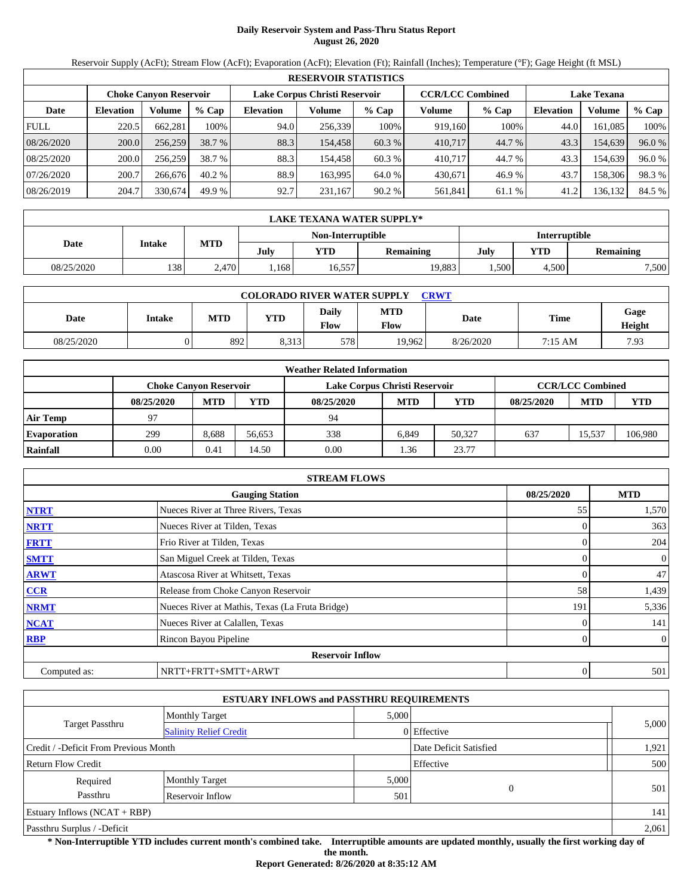# Daily Reservoir System and Pass-Thru Status Report
## August 26, 2020

Reservoir Supply (AcFt); Stream Flow (AcFt); Evaporation (AcFt); Elevation (Ft); Rainfall (Inches); Temperature (°F); Gage Height (ft MSL)

| RESERVOIR STATISTICS | | | | | | | | | | | |
|---|---|---|---|---|---|---|---|---|---|---|---|
| | Choke Canyon Reservoir | | | Lake Corpus Christi Reservoir | | | CCR/LCC Combined | | Lake Texana | | |
| Date | Elevation | Volume | % Cap | Elevation | Volume | % Cap | Volume | % Cap | Elevation | Volume | % Cap |
| FULL | 220.5 | 662,281 | 100% | 94.0 | 256,339 | 100% | 919,160 | 100% | 44.0 | 161,085 | 100% |
| 08/26/2020 | 200.0 | 256,259 | 38.7 % | 88.3 | 154,458 | 60.3 % | 410,717 | 44.7 % | 43.3 | 154,639 | 96.0 % |
| 08/25/2020 | 200.0 | 256,259 | 38.7 % | 88.3 | 154,458 | 60.3 % | 410,717 | 44.7 % | 43.3 | 154,639 | 96.0 % |
| 07/26/2020 | 200.7 | 266,676 | 40.2 % | 88.9 | 163,995 | 64.0 % | 430,671 | 46.9 % | 43.7 | 158,306 | 98.3 % |
| 08/26/2019 | 204.7 | 330,674 | 49.9 % | 92.7 | 231,167 | 90.2 % | 561,841 | 61.1 % | 41.2 | 136,132 | 84.5 % |

| LAKE TEXANA WATER SUPPLY* | | | | | | | | |
|---|---|---|---|---|---|---|---|---|
| Date | Intake | MTD | Non-Interruptible | | | Interruptible | | |
| | | | July | YTD | Remaining | July | YTD | Remaining |
| 08/25/2020 | 138 | 2,470 | 1,168 | 16,557 | 19,883 | 1,500 | 4,500 | 7,500 |

| COLORADO RIVER WATER SUPPLY CRWT | | | | | | | | |
|---|---|---|---|---|---|---|---|---|
| Date | Intake | MTD | YTD | Daily Flow | MTD Flow | Date | Time | Gage Height |
| 08/25/2020 | 0 | 892 | 8,313 | 578 | 19,962 | 8/26/2020 | 7:15 AM | 7.93 |

| Weather Related Information | | | | | | | | | |
|---|---|---|---|---|---|---|---|---|---|
| | Choke Canyon Reservoir | | | Lake Corpus Christi Reservoir | | | CCR/LCC Combined | | |
| | 08/25/2020 | MTD | YTD | 08/25/2020 | MTD | YTD | 08/25/2020 | MTD | YTD |
| Air Temp | 97 | | | 94 | | | | | |
| Evaporation | 299 | 8,688 | 56,653 | 338 | 6,849 | 50,327 | 637 | 15,537 | 106,980 |
| Rainfall | 0.00 | 0.41 | 14.50 | 0.00 | 1.36 | 23.77 | | | |

| STREAM FLOWS | | | |
|---|---|---|---|
| | Gauging Station | 08/25/2020 | MTD |
| NTRT | Nueces River at Three Rivers, Texas | 55 | 1,570 |
| NRTT | Nueces River at Tilden, Texas | 0 | 363 |
| FRTT | Frio River at Tilden, Texas | 0 | 204 |
| SMTT | San Miguel Creek at Tilden, Texas | 0 | 0 |
| ARWT | Atascosa River at Whitsett, Texas | 0 | 47 |
| CCR | Release from Choke Canyon Reservoir | 58 | 1,439 |
| NRMT | Nueces River at Mathis, Texas (La Fruta Bridge) | 191 | 5,336 |
| NCAT | Nueces River at Calallen, Texas | 0 | 141 |
| RBP | Rincon Bayou Pipeline | 0 | 0 |
| | Reservoir Inflow | | |
| Computed as: | NRTT+FRTT+SMTT+ARWT | 0 | 501 |

| ESTUARY INFLOWS and PASSTHRU REQUIREMENTS | | | | |
|---|---|---|---|---|
| Target Passthru | Monthly Target | 5,000 | | 5,000 |
| | Salinity Relief Credit | 0 | Effective | |
| Credit / -Deficit From Previous Month | | | Date Deficit Satisfied | 1,921 |
| Return Flow Credit | | | Effective | 500 |
| Required Passthru | Monthly Target | 5,000 | 0 | 501 |
| | Reservoir Inflow | 501 | | |
| Estuary Inflows (NCAT + RBP) | | | | 141 |
| Passthru Surplus / -Deficit | | | | 2,061 |

**\* Non-Interruptible YTD includes current month's combined take. Interruptible amounts are updated monthly, usually the first working day of the month.**

**Report Generated: 8/26/2020 at 8:35:12 AM**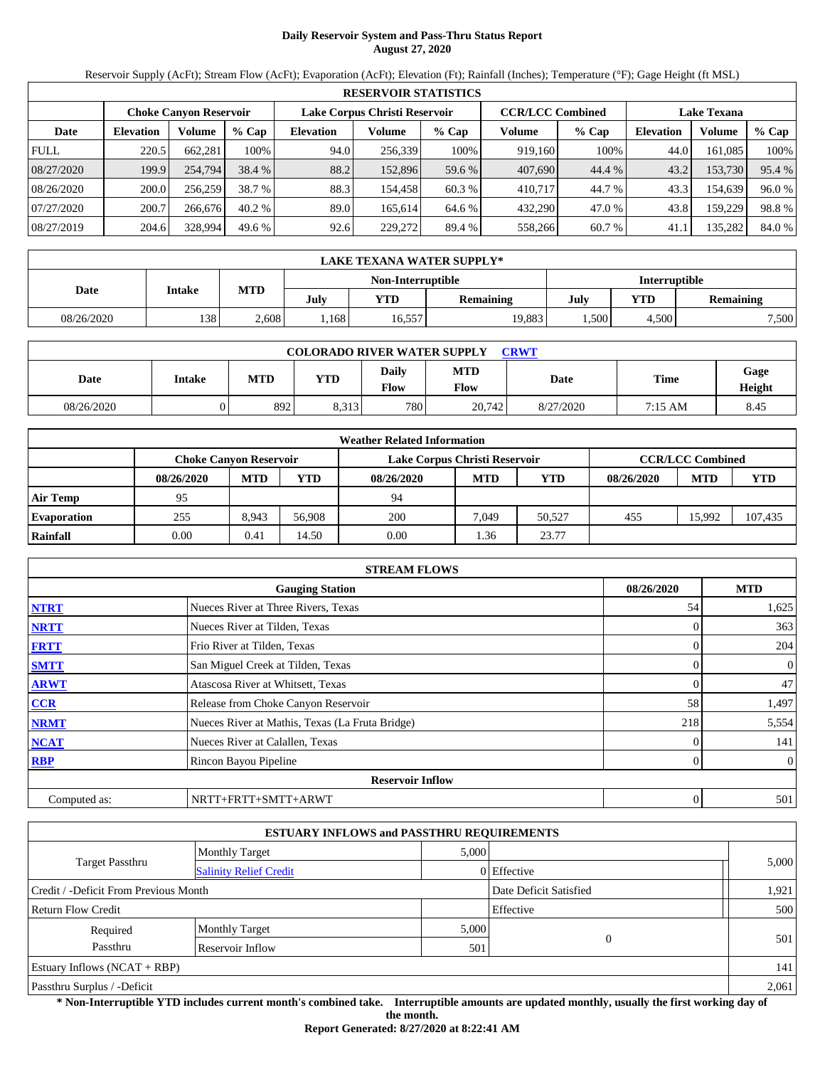# Daily Reservoir System and Pass-Thru Status Report
**August 27, 2020**

Reservoir Supply (AcFt); Stream Flow (AcFt); Evaporation (AcFt); Elevation (Ft); Rainfall (Inches); Temperature (°F); Gage Height (ft MSL)

| RESERVOIR STATISTICS | | | | | | | | | | | |
|---|---|---|---|---|---|---|---|---|---|---|---|
| | Choke Canyon Reservoir | | | Lake Corpus Christi Reservoir | | | CCR/LCC Combined | | Lake Texana | | |
| Date | Elevation | Volume | % Cap | Elevation | Volume | % Cap | Volume | % Cap | Elevation | Volume | % Cap |
| FULL | 220.5 | 662,281 | 100% | 94.0 | 256,339 | 100% | 919,160 | 100% | 44.0 | 161,085 | 100% |
| 08/27/2020 | 199.9 | 254,794 | 38.4 % | 88.2 | 152,896 | 59.6 % | 407,690 | 44.4 % | 43.2 | 153,730 | 95.4 % |
| 08/26/2020 | 200.0 | 256,259 | 38.7 % | 88.3 | 154,458 | 60.3 % | 410,717 | 44.7 % | 43.3 | 154,639 | 96.0 % |
| 07/27/2020 | 200.7 | 266,676 | 40.2 % | 89.0 | 165,614 | 64.6 % | 432,290 | 47.0 % | 43.8 | 159,229 | 98.8 % |
| 08/27/2019 | 204.6 | 328,994 | 49.6 % | 92.6 | 229,272 | 89.4 % | 558,266 | 60.7 % | 41.1 | 135,282 | 84.0 % |

| LAKE TEXANA WATER SUPPLY* | | | | | | | | |
|---|---|---|---|---|---|---|---|---|
| Date | Intake | MTD | Non-Interruptible | | | Interruptible | | |
| | | | July | YTD | Remaining | July | YTD | Remaining |
| 08/26/2020 | 138 | 2,608 | 1,168 | 16,557 | 19,883 | 1,500 | 4,500 | 7,500 |

| COLORADO RIVER WATER SUPPLY CRWT | | | | | | | | |
|---|---|---|---|---|---|---|---|---|
| Date | Intake | MTD | YTD | Daily Flow | MTD Flow | Date | Time | Gage Height |
| 08/26/2020 | 0 | 892 | 8,313 | 780 | 20,742 | 8/27/2020 | 7:15 AM | 8.45 |

| Weather Related Information | | | | | | | | | |
|---|---|---|---|---|---|---|---|---|---|
| | Choke Canyon Reservoir | | | Lake Corpus Christi Reservoir | | | CCR/LCC Combined | | |
| | 08/26/2020 | MTD | YTD | 08/26/2020 | MTD | YTD | 08/26/2020 | MTD | YTD |
| Air Temp | 95 | | | 94 | | | | | |
| Evaporation | 255 | 8,943 | 56,908 | 200 | 7,049 | 50,527 | 455 | 15,992 | 107,435 |
| Rainfall | 0.00 | 0.41 | 14.50 | 0.00 | 1.36 | 23.77 | | | |

| STREAM FLOWS | | | |
|---|---|---|---|
| Gauging Station | | 08/26/2020 | MTD |
| NTRT | Nueces River at Three Rivers, Texas | 54 | 1,625 |
| NRTT | Nueces River at Tilden, Texas | 0 | 363 |
| FRTT | Frio River at Tilden, Texas | 0 | 204 |
| SMTT | San Miguel Creek at Tilden, Texas | 0 | 0 |
| ARWT | Atascosa River at Whitsett, Texas | 0 | 47 |
| CCR | Release from Choke Canyon Reservoir | 58 | 1,497 |
| NRMT | Nueces River at Mathis, Texas (La Fruta Bridge) | 218 | 5,554 |
| NCAT | Nueces River at Calallen, Texas | 0 | 141 |
| RBP | Rincon Bayou Pipeline | 0 | 0 |
| **Reservoir Inflow** | | | |
| Computed as: | NRTT+FRTT+SMTT+ARWT | 0 | 501 |

| ESTUARY INFLOWS and PASSTHRU REQUIREMENTS | | | | |
|---|---|---|---|---|
| Target Passthru | Monthly Target | 5,000 | | 5,000 |
| | Salinity Relief Credit | 0 | Effective | |
| Credit / -Deficit From Previous Month | | | Date Deficit Satisfied | 1,921 |
| Return Flow Credit | | | Effective | 500 |
| Required Passthru | Monthly Target | 5,000 | 0 | 501 |
| | Reservoir Inflow | 501 | | |
| Estuary Inflows (NCAT + RBP) | | | | 141 |
| Passthru Surplus / -Deficit | | | | 2,061 |

**\* Non-Interruptible YTD includes current month's combined take. Interruptible amounts are updated monthly, usually the first working day of the month.**

**Report Generated: 8/27/2020 at 8:22:41 AM**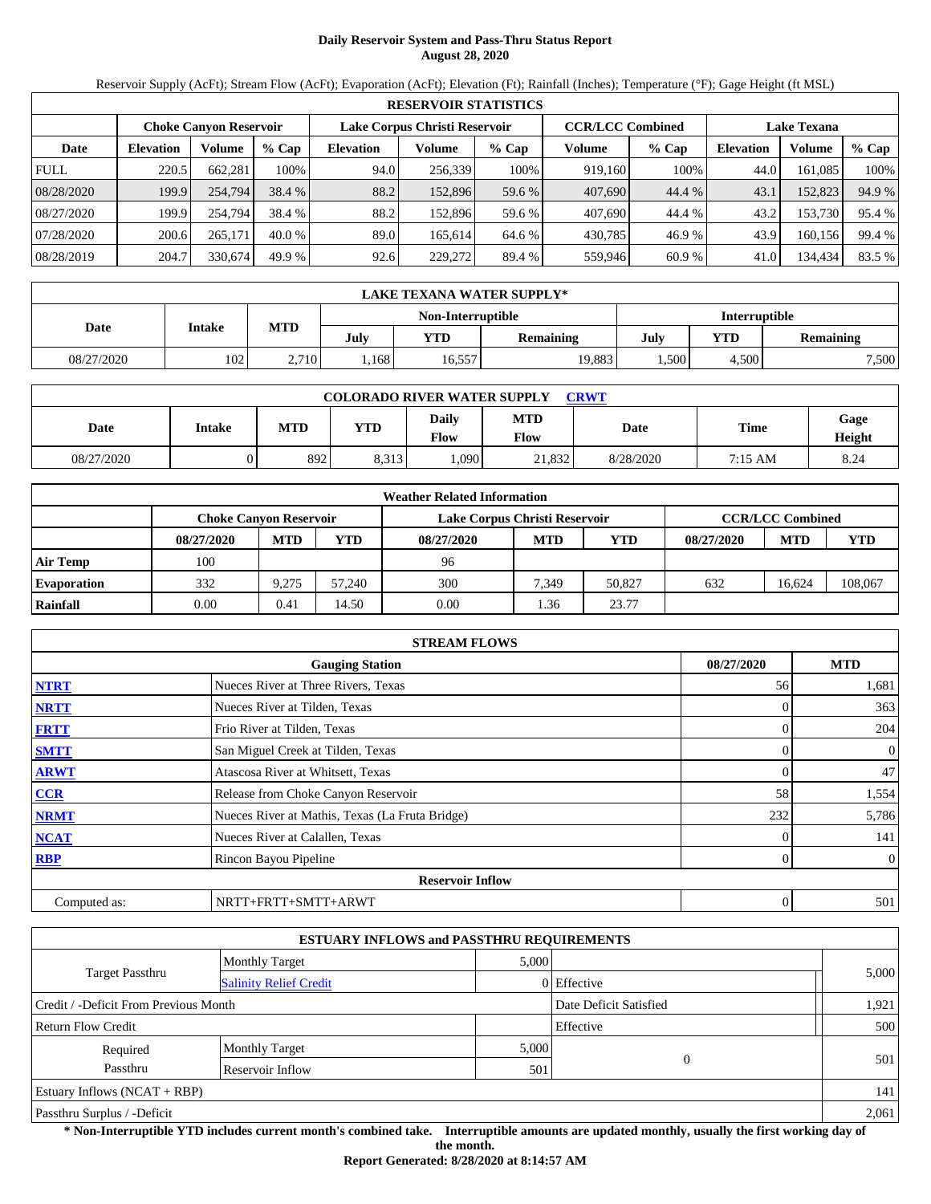# Daily Reservoir System and Pass-Thru Status Report
**August 28, 2020**

Reservoir Supply (AcFt); Stream Flow (AcFt); Evaporation (AcFt); Elevation (Ft); Rainfall (Inches); Temperature (°F); Gage Height (ft MSL)

| RESERVOIR STATISTICS | | | | | | | | | | | |
|---|---|---|---|---|---|---|---|---|---|---|---|
| | Choke Canyon Reservoir | | | Lake Corpus Christi Reservoir | | | CCR/LCC Combined | | Lake Texana | | |
| Date | Elevation | Volume | % Cap | Elevation | Volume | % Cap | Volume | % Cap | Elevation | Volume | % Cap |
| FULL | 220.5 | 662,281 | 100% | 94.0 | 256,339 | 100% | 919,160 | 100% | 44.0 | 161,085 | 100% |
| 08/28/2020 | 199.9 | 254,794 | 38.4 % | 88.2 | 152,896 | 59.6 % | 407,690 | 44.4 % | 43.1 | 152,823 | 94.9 % |
| 08/27/2020 | 199.9 | 254,794 | 38.4 % | 88.2 | 152,896 | 59.6 % | 407,690 | 44.4 % | 43.2 | 153,730 | 95.4 % |
| 07/28/2020 | 200.6 | 265,171 | 40.0 % | 89.0 | 165,614 | 64.6 % | 430,785 | 46.9 % | 43.9 | 160,156 | 99.4 % |
| 08/28/2019 | 204.7 | 330,674 | 49.9 % | 92.6 | 229,272 | 89.4 % | 559,946 | 60.9 % | 41.0 | 134,434 | 83.5 % |

| LAKE TEXANA WATER SUPPLY* | | | | | | | | |
|---|---|---|---|---|---|---|---|---|
| Date | Intake | MTD | Non-Interruptible | | | Interruptible | | |
| | | | July | YTD | Remaining | July | YTD | Remaining |
| 08/27/2020 | 102 | 2,710 | 1,168 | 16,557 | 19,883 | 1,500 | 4,500 | 7,500 |

| COLORADO RIVER WATER SUPPLY CRWT | | | | | | | | |
|---|---|---|---|---|---|---|---|---|
| Date | Intake | MTD | YTD | Daily Flow | MTD Flow | Date | Time | Gage Height |
| 08/27/2020 | 0 | 892 | 8,313 | 1,090 | 21,832 | 8/28/2020 | 7:15 AM | 8.24 |

| Weather Related Information | | | | | | | | | |
|---|---|---|---|---|---|---|---|---|---|
| | Choke Canyon Reservoir | | | Lake Corpus Christi Reservoir | | | CCR/LCC Combined | | |
| | 08/27/2020 | MTD | YTD | 08/27/2020 | MTD | YTD | 08/27/2020 | MTD | YTD |
| Air Temp | 100 | | | 96 | | | | | |
| Evaporation | 332 | 9,275 | 57,240 | 300 | 7,349 | 50,827 | 632 | 16,624 | 108,067 |
| Rainfall | 0.00 | 0.41 | 14.50 | 0.00 | 1.36 | 23.77 | | | |

| STREAM FLOWS | | | |
|---|---|---|---|
| | Gauging Station | 08/27/2020 | MTD |
| NTRT | Nueces River at Three Rivers, Texas | 56 | 1,681 |
| NRTT | Nueces River at Tilden, Texas | 0 | 363 |
| FRTT | Frio River at Tilden, Texas | 0 | 204 |
| SMTT | San Miguel Creek at Tilden, Texas | 0 | 0 |
| ARWT | Atascosa River at Whitsett, Texas | 0 | 47 |
| CCR | Release from Choke Canyon Reservoir | 58 | 1,554 |
| NRMT | Nueces River at Mathis, Texas (La Fruta Bridge) | 232 | 5,786 |
| NCAT | Nueces River at Calallen, Texas | 0 | 141 |
| RBP | Rincon Bayou Pipeline | 0 | 0 |
| | **Reservoir Inflow** | | |
| Computed as: | NRTT+FRTT+SMTT+ARWT | 0 | 501 |

| ESTUARY INFLOWS and PASSTHRU REQUIREMENTS | | | | |
|---|---|---|---|---|
| Target Passthru | Monthly Target | 5,000 | | 5,000 |
| | Salinity Relief Credit | 0 | Effective | |
| Credit / -Deficit From Previous Month | | | Date Deficit Satisfied | 1,921 |
| Return Flow Credit | | | Effective | 500 |
| Required Passthru | Monthly Target | 5,000 | 0 | 501 |
| | Reservoir Inflow | 501 | | |
| Estuary Inflows (NCAT + RBP) | | | | 141 |
| Passthru Surplus / -Deficit | | | | 2,061 |

**\* Non-Interruptible YTD includes current month's combined take. Interruptible amounts are updated monthly, usually the first working day of the month.**

**Report Generated: 8/28/2020 at 8:14:57 AM**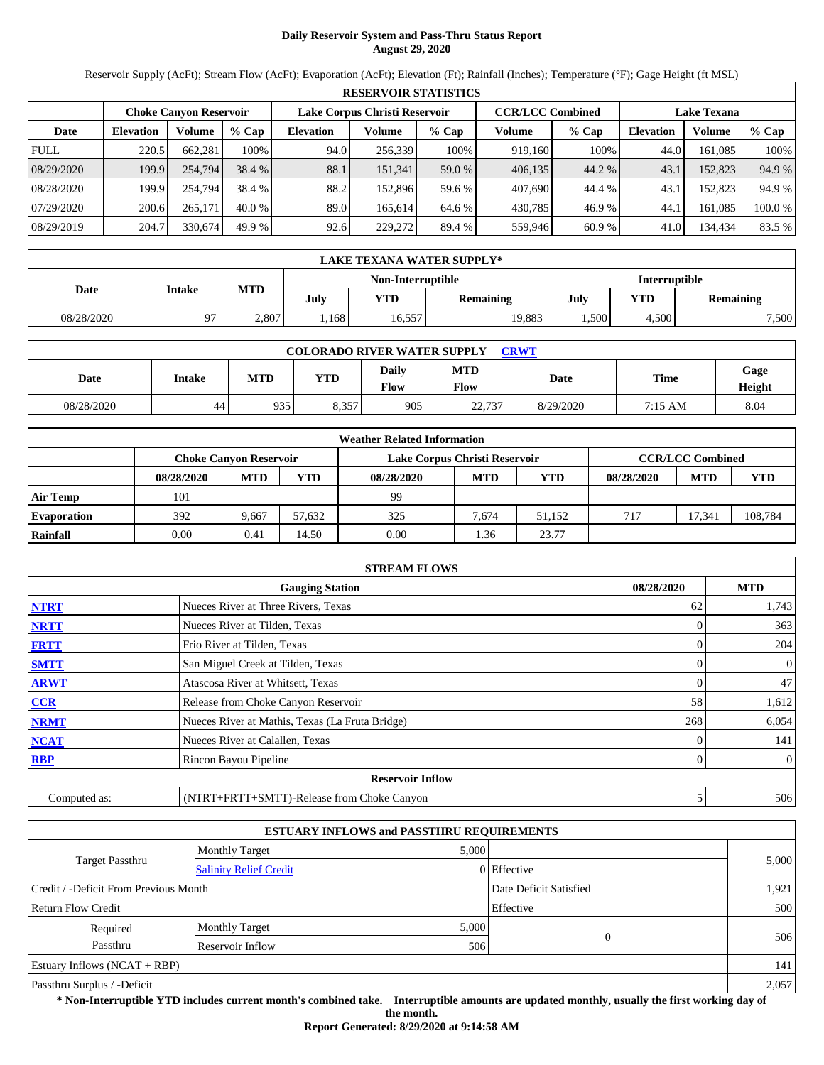# Daily Reservoir System and Pass-Thru Status Report
**August 29, 2020**

Reservoir Supply (AcFt); Stream Flow (AcFt); Evaporation (AcFt); Elevation (Ft); Rainfall (Inches); Temperature (°F); Gage Height (ft MSL)

| RESERVOIR STATISTICS | | | | | | | | | | | |
|---|---|---|---|---|---|---|---|---|---|---|---|
| | Choke Canyon Reservoir | | | Lake Corpus Christi Reservoir | | | CCR/LCC Combined | | Lake Texana | | |
| Date | Elevation | Volume | % Cap | Elevation | Volume | % Cap | Volume | % Cap | Elevation | Volume | % Cap |
| FULL | 220.5 | 662,281 | 100% | 94.0 | 256,339 | 100% | 919,160 | 100% | 44.0 | 161,085 | 100% |
| 08/29/2020 | 199.9 | 254,794 | 38.4 % | 88.1 | 151,341 | 59.0 % | 406,135 | 44.2 % | 43.1 | 152,823 | 94.9 % |
| 08/28/2020 | 199.9 | 254,794 | 38.4 % | 88.2 | 152,896 | 59.6 % | 407,690 | 44.4 % | 43.1 | 152,823 | 94.9 % |
| 07/29/2020 | 200.6 | 265,171 | 40.0 % | 89.0 | 165,614 | 64.6 % | 430,785 | 46.9 % | 44.1 | 161,085 | 100.0 % |
| 08/29/2019 | 204.7 | 330,674 | 49.9 % | 92.6 | 229,272 | 89.4 % | 559,946 | 60.9 % | 41.0 | 134,434 | 83.5 % |

| LAKE TEXANA WATER SUPPLY* | | | | | | | | |
|---|---|---|---|---|---|---|---|---|
| Date | Intake | MTD | Non-Interruptible | | | Interruptible | | |
| | | | July | YTD | Remaining | July | YTD | Remaining |
| 08/28/2020 | 97 | 2,807 | 1,168 | 16,557 | 19,883 | 1,500 | 4,500 | 7,500 |

| COLORADO RIVER WATER SUPPLY CRWT | | | | | | | |
|---|---|---|---|---|---|---|---|
| Date | Intake | MTD | YTD | Daily Flow | MTD Flow | Date | Time | Gage Height |
| 08/28/2020 | 44 | 935 | 8,357 | 905 | 22,737 | 8/29/2020 | 7:15 AM | 8.04 |

| Weather Related Information | | | | | | | | | |
|---|---|---|---|---|---|---|---|---|---|
| | Choke Canyon Reservoir | | | Lake Corpus Christi Reservoir | | | CCR/LCC Combined | | |
| | 08/28/2020 | MTD | YTD | 08/28/2020 | MTD | YTD | 08/28/2020 | MTD | YTD |
| Air Temp | 101 | | | 99 | | | | | |
| Evaporation | 392 | 9,667 | 57,632 | 325 | 7,674 | 51,152 | 717 | 17,341 | 108,784 |
| Rainfall | 0.00 | 0.41 | 14.50 | 0.00 | 1.36 | 23.77 | | | |

| STREAM FLOWS | | | |
|---|---|---|---|
| | Gauging Station | 08/28/2020 | MTD |
| NTRT | Nueces River at Three Rivers, Texas | 62 | 1,743 |
| NRTT | Nueces River at Tilden, Texas | 0 | 363 |
| FRTT | Frio River at Tilden, Texas | 0 | 204 |
| SMTT | San Miguel Creek at Tilden, Texas | 0 | 0 |
| ARWT | Atascosa River at Whitsett, Texas | 0 | 47 |
| CCR | Release from Choke Canyon Reservoir | 58 | 1,612 |
| NRMT | Nueces River at Mathis, Texas (La Fruta Bridge) | 268 | 6,054 |
| NCAT | Nueces River at Calallen, Texas | 0 | 141 |
| RBP | Rincon Bayou Pipeline | 0 | 0 |
| **Reservoir Inflow** | | | |
| Computed as: | (NTRT+FRTT+SMTT)-Release from Choke Canyon | 5 | 506 |

| ESTUARY INFLOWS and PASSTHRU REQUIREMENTS | | | | |
|---|---|---|---|---|
| Target Passthru | Monthly Target | 5,000 | | 5,000 |
| | Salinity Relief Credit | 0 | Effective | |
| Credit / -Deficit From Previous Month | | | Date Deficit Satisfied | 1,921 |
| Return Flow Credit | | | Effective | 500 |
| Required Passthru | Monthly Target | 5,000 | 0 | 506 |
| | Reservoir Inflow | 506 | | |
| Estuary Inflows (NCAT + RBP) | | | | 141 |
| Passthru Surplus / -Deficit | | | | 2,057 |

**\* Non-Interruptible YTD includes current month's combined take. Interruptible amounts are updated monthly, usually the first working day of the month.**

**Report Generated: 8/29/2020 at 9:14:58 AM**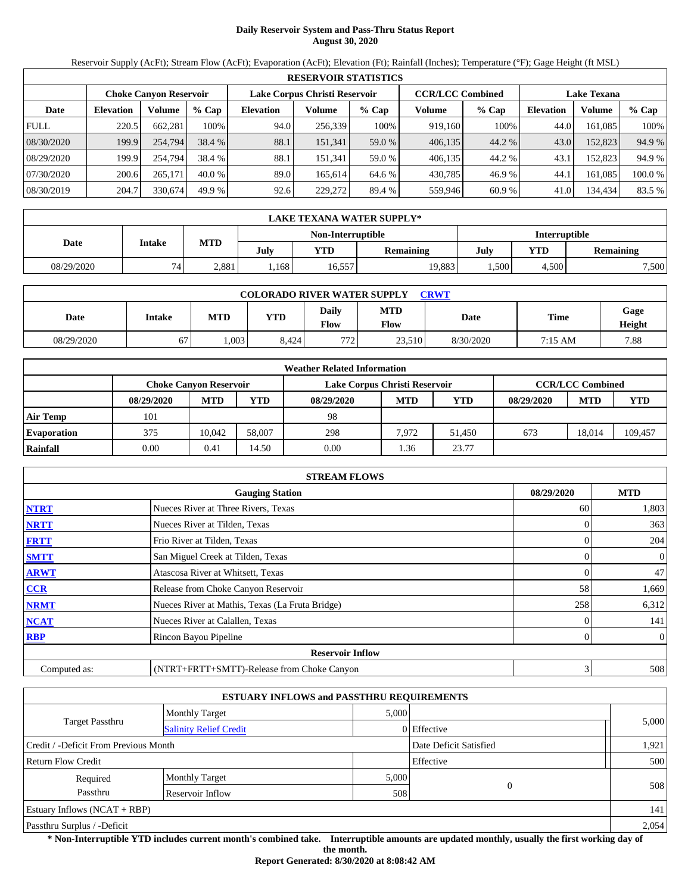# Daily Reservoir System and Pass-Thru Status Report
**August 30, 2020**

Reservoir Supply (AcFt); Stream Flow (AcFt); Evaporation (AcFt); Elevation (Ft); Rainfall (Inches); Temperature (°F); Gage Height (ft MSL)

| RESERVOIR STATISTICS | | | | | | | | | | | |
|---|---|---|---|---|---|---|---|---|---|---|---|
| | Choke Canyon Reservoir | | | Lake Corpus Christi Reservoir | | | CCR/LCC Combined | | Lake Texana | | |
| Date | Elevation | Volume | % Cap | Elevation | Volume | % Cap | Volume | % Cap | Elevation | Volume | % Cap |
| FULL | 220.5 | 662,281 | 100% | 94.0 | 256,339 | 100% | 919,160 | 100% | 44.0 | 161,085 | 100% |
| 08/30/2020 | 199.9 | 254,794 | 38.4 % | 88.1 | 151,341 | 59.0 % | 406,135 | 44.2 % | 43.0 | 152,823 | 94.9 % |
| 08/29/2020 | 199.9 | 254,794 | 38.4 % | 88.1 | 151,341 | 59.0 % | 406,135 | 44.2 % | 43.1 | 152,823 | 94.9 % |
| 07/30/2020 | 200.6 | 265,171 | 40.0 % | 89.0 | 165,614 | 64.6 % | 430,785 | 46.9 % | 44.1 | 161,085 | 100.0 % |
| 08/30/2019 | 204.7 | 330,674 | 49.9 % | 92.6 | 229,272 | 89.4 % | 559,946 | 60.9 % | 41.0 | 134,434 | 83.5 % |

| LAKE TEXANA WATER SUPPLY* | | | | | | | | |
|---|---|---|---|---|---|---|---|---|
| Date | Intake | MTD | Non-Interruptible | | | Interruptible | | |
| | | | July | YTD | Remaining | July | YTD | Remaining |
| 08/29/2020 | 74 | 2,881 | 1,168 | 16,557 | 19,883 | 1,500 | 4,500 | 7,500 |

| COLORADO RIVER WATER SUPPLY CRWT | | | | | | | | |
|---|---|---|---|---|---|---|---|---|
| Date | Intake | MTD | YTD | Daily Flow | MTD Flow | Date | Time | Gage Height |
| 08/29/2020 | 67 | 1,003 | 8,424 | 772 | 23,510 | 8/30/2020 | 7:15 AM | 7.88 |

| Weather Related Information | | | | | | | | | |
|---|---|---|---|---|---|---|---|---|---|
| | Choke Canyon Reservoir | | | Lake Corpus Christi Reservoir | | | CCR/LCC Combined | | |
| | 08/29/2020 | MTD | YTD | 08/29/2020 | MTD | YTD | 08/29/2020 | MTD | YTD |
| Air Temp | 101 | | | 98 | | | | | |
| Evaporation | 375 | 10,042 | 58,007 | 298 | 7,972 | 51,450 | 673 | 18,014 | 109,457 |
| Rainfall | 0.00 | 0.41 | 14.50 | 0.00 | 1.36 | 23.77 | | | |

| STREAM FLOWS | | | |
|---|---|---|---|
| | Gauging Station | 08/29/2020 | MTD |
| NTRT | Nueces River at Three Rivers, Texas | 60 | 1,803 |
| NRTT | Nueces River at Tilden, Texas | 0 | 363 |
| FRTT | Frio River at Tilden, Texas | 0 | 204 |
| SMTT | San Miguel Creek at Tilden, Texas | 0 | 0 |
| ARWT | Atascosa River at Whitsett, Texas | 0 | 47 |
| CCR | Release from Choke Canyon Reservoir | 58 | 1,669 |
| NRMT | Nueces River at Mathis, Texas (La Fruta Bridge) | 258 | 6,312 |
| NCAT | Nueces River at Calallen, Texas | 0 | 141 |
| RBP | Rincon Bayou Pipeline | 0 | 0 |
| Reservoir Inflow | | | |
| Computed as: | (NTRT+FRTT+SMTT)-Release from Choke Canyon | 3 | 508 |

| ESTUARY INFLOWS and PASSTHRU REQUIREMENTS | | | | |
|---|---|---|---|---|
| Target Passthru | Monthly Target | 5,000 | | 5,000 |
| | Salinity Relief Credit | 0 | Effective | |
| Credit / -Deficit From Previous Month | | | Date Deficit Satisfied | 1,921 |
| Return Flow Credit | | | Effective | 500 |
| Required Passthru | Monthly Target | 5,000 | 0 | 508 |
| | Reservoir Inflow | 508 | | |
| Estuary Inflows (NCAT + RBP) | | | | 141 |
| Passthru Surplus / -Deficit | | | | 2,054 |

**\* Non-Interruptible YTD includes current month's combined take. Interruptible amounts are updated monthly, usually the first working day of the month.**

**Report Generated: 8/30/2020 at 8:08:42 AM**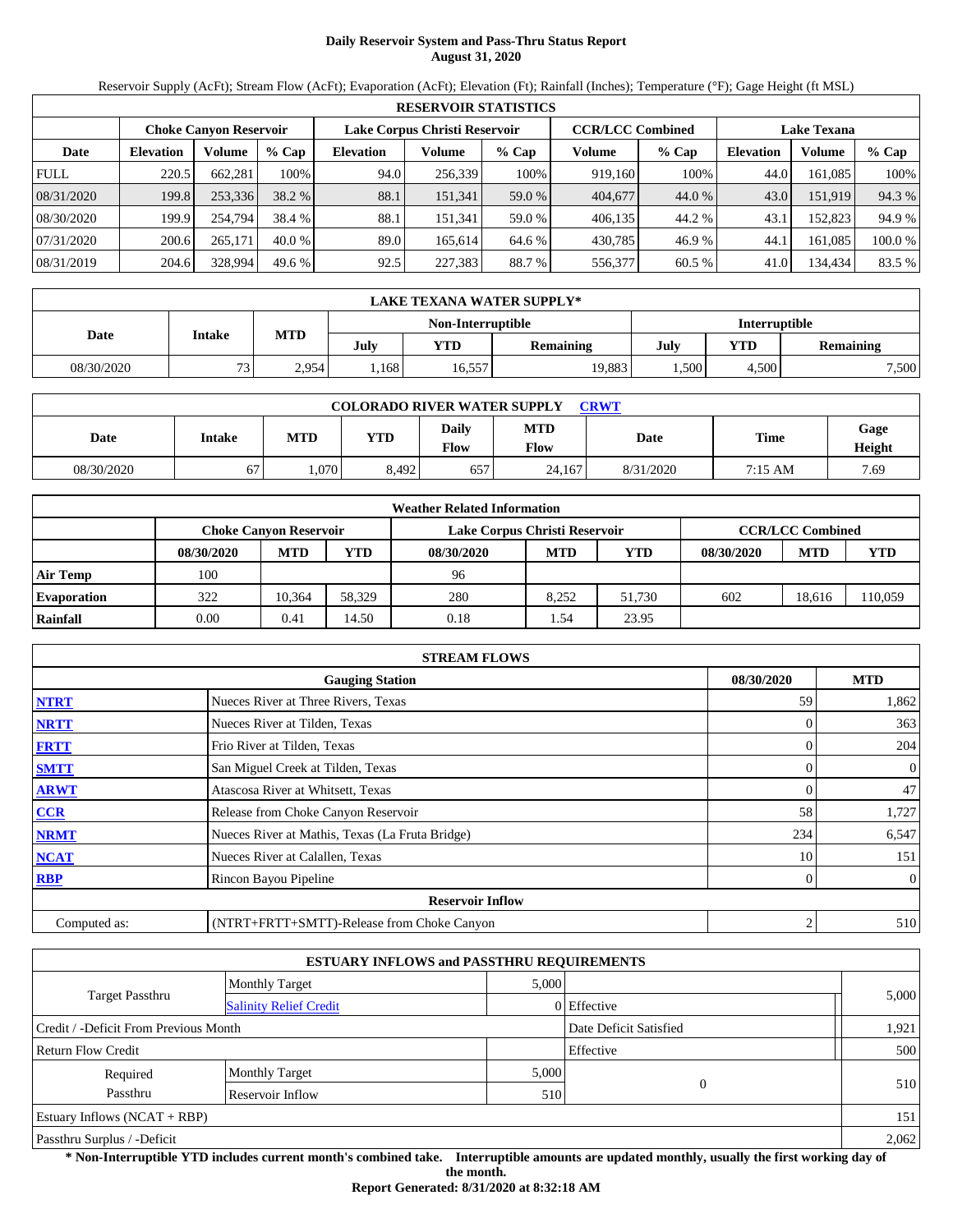# Daily Reservoir System and Pass-Thru Status Report
**August 31, 2020**

Reservoir Supply (AcFt); Stream Flow (AcFt); Evaporation (AcFt); Elevation (Ft); Rainfall (Inches); Temperature (°F); Gage Height (ft MSL)

| RESERVOIR STATISTICS | | | | | | | | | | | |
|---|---|---|---|---|---|---|---|---|---|---|---|
| | Choke Canyon Reservoir | | | Lake Corpus Christi Reservoir | | | CCR/LCC Combined | | Lake Texana | | |
| Date | Elevation | Volume | % Cap | Elevation | Volume | % Cap | Volume | % Cap | Elevation | Volume | % Cap |
| FULL | 220.5 | 662,281 | 100% | 94.0 | 256,339 | 100% | 919,160 | 100% | 44.0 | 161,085 | 100% |
| 08/31/2020 | 199.8 | 253,336 | 38.2 % | 88.1 | 151,341 | 59.0 % | 404,677 | 44.0 % | 43.0 | 151,919 | 94.3 % |
| 08/30/2020 | 199.9 | 254,794 | 38.4 % | 88.1 | 151,341 | 59.0 % | 406,135 | 44.2 % | 43.1 | 152,823 | 94.9 % |
| 07/31/2020 | 200.6 | 265,171 | 40.0 % | 89.0 | 165,614 | 64.6 % | 430,785 | 46.9 % | 44.1 | 161,085 | 100.0 % |
| 08/31/2019 | 204.6 | 328,994 | 49.6 % | 92.5 | 227,383 | 88.7 % | 556,377 | 60.5 % | 41.0 | 134,434 | 83.5 % |

| LAKE TEXANA WATER SUPPLY* | | | | | | | | |
|---|---|---|---|---|---|---|---|---|
| Date | Intake | MTD | Non-Interruptible | | | Interruptible | | |
| | | | July | YTD | Remaining | July | YTD | Remaining |
| 08/30/2020 | 73 | 2,954 | 1,168 | 16,557 | 19,883 | 1,500 | 4,500 | 7,500 |

| COLORADO RIVER WATER SUPPLY CRWT | | | | | | | | |
|---|---|---|---|---|---|---|---|---|
| Date | Intake | MTD | YTD | Daily Flow | MTD Flow | Date | Time | Gage Height |
| 08/30/2020 | 67 | 1,070 | 8,492 | 657 | 24,167 | 8/31/2020 | 7:15 AM | 7.69 |

| Weather Related Information | | | | | | | | | |
|---|---|---|---|---|---|---|---|---|---|
| | Choke Canyon Reservoir | | | Lake Corpus Christi Reservoir | | | CCR/LCC Combined | | |
| | 08/30/2020 | MTD | YTD | 08/30/2020 | MTD | YTD | 08/30/2020 | MTD | YTD |
| Air Temp | 100 | | | 96 | | | | | |
| Evaporation | 322 | 10,364 | 58,329 | 280 | 8,252 | 51,730 | 602 | 18,616 | 110,059 |
| Rainfall | 0.00 | 0.41 | 14.50 | 0.18 | 1.54 | 23.95 | | | |

| STREAM FLOWS | | | |
|---|---|---|---|
| | Gauging Station | 08/30/2020 | MTD |
| NTRT | Nueces River at Three Rivers, Texas | 59 | 1,862 |
| NRTT | Nueces River at Tilden, Texas | 0 | 363 |
| FRTT | Frio River at Tilden, Texas | 0 | 204 |
| SMTT | San Miguel Creek at Tilden, Texas | 0 | 0 |
| ARWT | Atascosa River at Whitsett, Texas | 0 | 47 |
| CCR | Release from Choke Canyon Reservoir | 58 | 1,727 |
| NRMT | Nueces River at Mathis, Texas (La Fruta Bridge) | 234 | 6,547 |
| NCAT | Nueces River at Calallen, Texas | 10 | 151 |
| RBP | Rincon Bayou Pipeline | 0 | 0 |
| **Reservoir Inflow** | | | |
| Computed as: | (NTRT+FRTT+SMTT)-Release from Choke Canyon | 2 | 510 |

| ESTUARY INFLOWS and PASSTHRU REQUIREMENTS | | | | |
|---|---|---|---|---|
| Target Passthru | Monthly Target | 5,000 | | 5,000 |
| | Salinity Relief Credit | 0 | Effective | |
| Credit / -Deficit From Previous Month | | | Date Deficit Satisfied | 1,921 |
| Return Flow Credit | | | Effective | 500 |
| Required Passthru | Monthly Target | 5,000 | 0 | 510 |
| | Reservoir Inflow | 510 | | |
| Estuary Inflows (NCAT + RBP) | | | | 151 |
| Passthru Surplus / -Deficit | | | | 2,062 |

**\* Non-Interruptible YTD includes current month's combined take. Interruptible amounts are updated monthly, usually the first working day of the month.**

**Report Generated: 8/31/2020 at 8:32:18 AM**